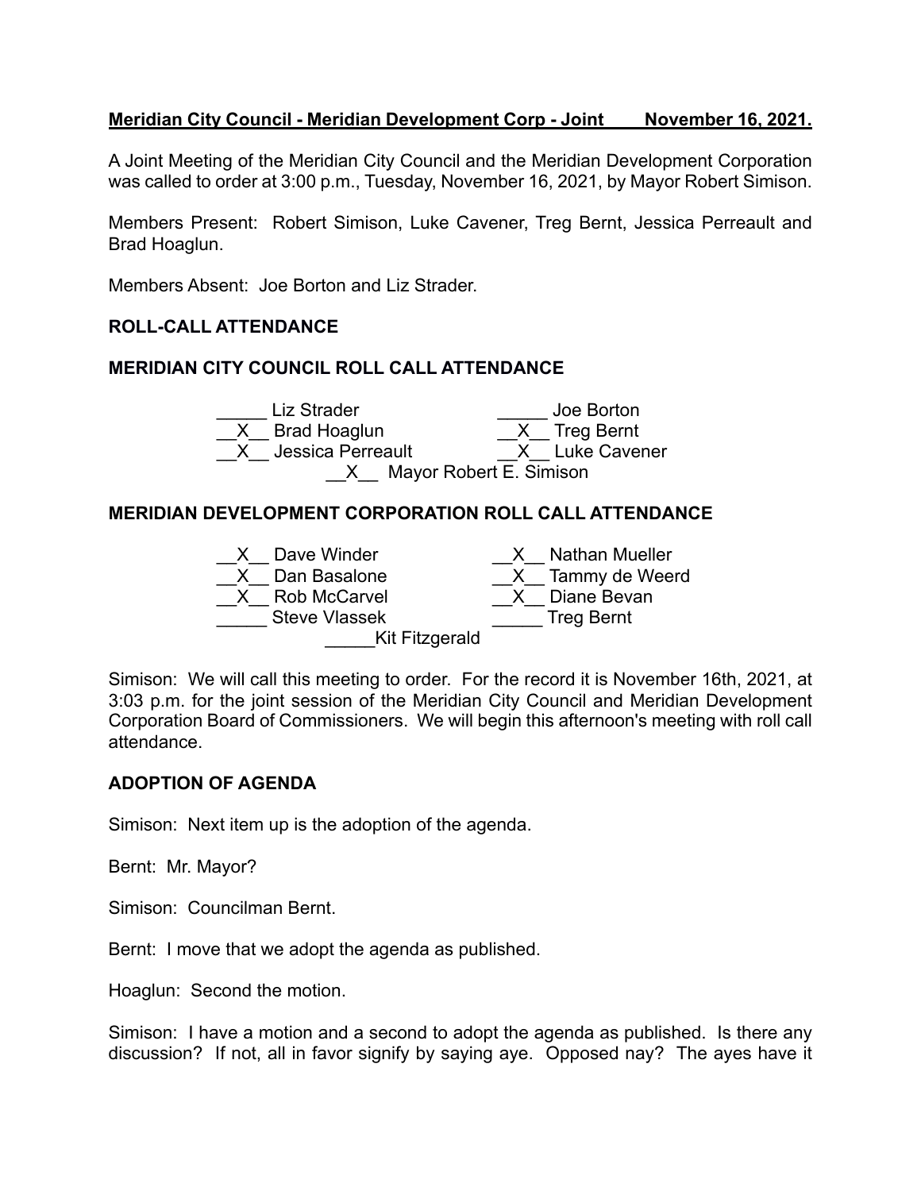**Meridian City Council - Meridian Development Corp - Joint        November 16, 2021.**

A Joint Meeting of the Meridian City Council and the Meridian Development Corporation was called to order at 3:00 p.m., Tuesday, November 16, 2021, by Mayor Robert Simison.

Members Present: Robert Simison, Luke Cavener, Treg Bernt, Jessica Perreault and Brad Hoaglun.

Members Absent: Joe Borton and Liz Strader.

**ROLL-CALL ATTENDANCE**

**MERIDIAN CITY COUNCIL ROLL CALL ATTENDANCE**

_____ Liz Strader                    _____ Joe Borton
\_\_X\_\_ Brad Hoaglun                 \_\_X\_\_ Treg Bernt
\_\_X\_\_ Jessica Perreault             \_\_X\_\_ Luke Cavener
\_\_X\_\_ Mayor Robert E. Simison

**MERIDIAN DEVELOPMENT CORPORATION ROLL CALL ATTENDANCE**

\_\_X\_\_ Dave Winder                  \_\_X\_\_ Nathan Mueller
\_\_X\_\_ Dan Basalone                 \_\_X\_\_ Tammy de Weerd
\_\_X\_\_ Rob McCarvel                 \_\_X\_\_ Diane Bevan
_____ Steve Vlassek                  _____ Treg Bernt
_____Kit Fitzgerald

Simison: We will call this meeting to order. For the record it is November 16th, 2021, at 3:03 p.m. for the joint session of the Meridian City Council and Meridian Development Corporation Board of Commissioners. We will begin this afternoon's meeting with roll call attendance.

**ADOPTION OF AGENDA**

Simison: Next item up is the adoption of the agenda.

Bernt: Mr. Mayor?

Simison: Councilman Bernt.

Bernt: I move that we adopt the agenda as published.

Hoaglun: Second the motion.

Simison: I have a motion and a second to adopt the agenda as published. Is there any discussion? If not, all in favor signify by saying aye. Opposed nay? The ayes have it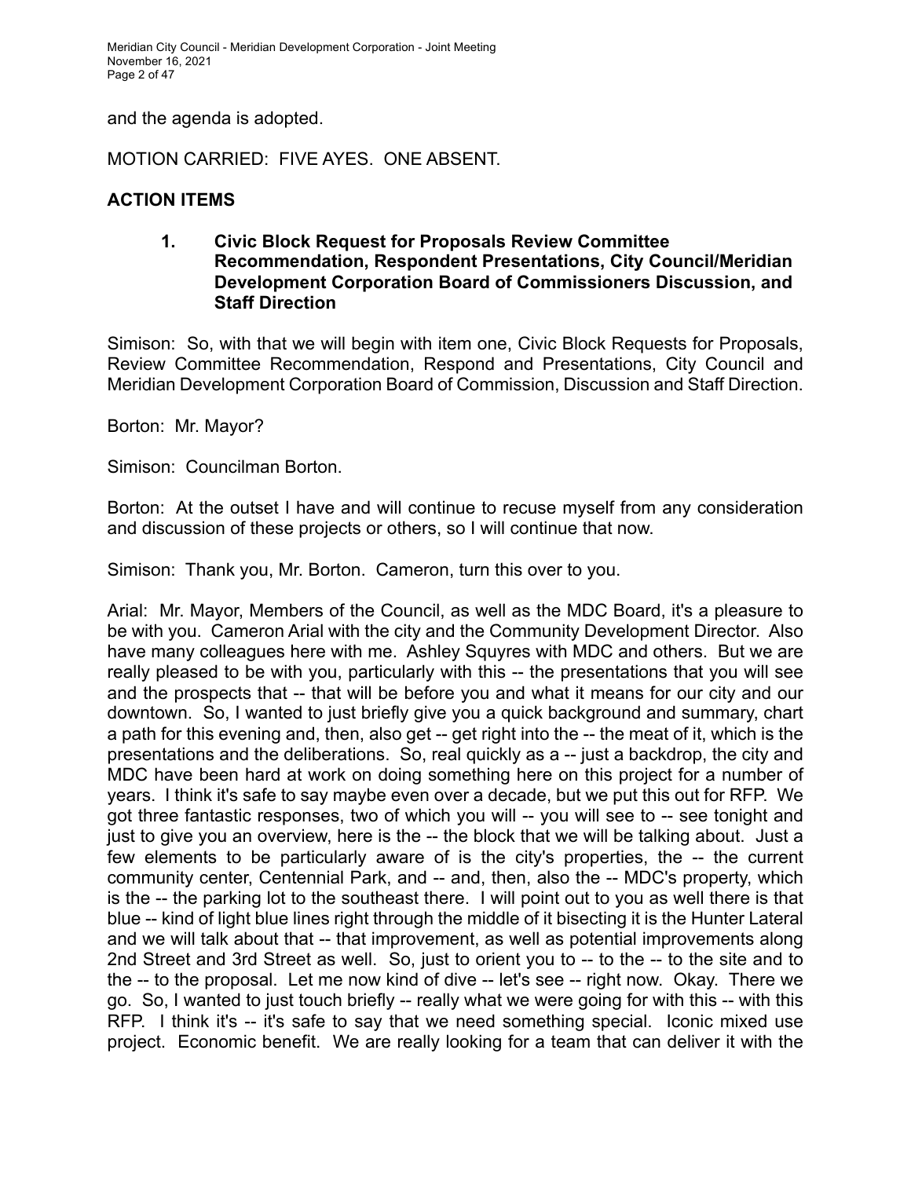and the agenda is adopted.

MOTION CARRIED: FIVE AYES. ONE ABSENT.

## ACTION ITEMS

### 1. Civic Block Request for Proposals Review Committee Recommendation, Respondent Presentations, City Council/Meridian Development Corporation Board of Commissioners Discussion, and Staff Direction

Simison: So, with that we will begin with item one, Civic Block Requests for Proposals, Review Committee Recommendation, Respond and Presentations, City Council and Meridian Development Corporation Board of Commission, Discussion and Staff Direction.

Borton: Mr. Mayor?

Simison: Councilman Borton.

Borton: At the outset I have and will continue to recuse myself from any consideration and discussion of these projects or others, so I will continue that now.

Simison: Thank you, Mr. Borton. Cameron, turn this over to you.

Arial: Mr. Mayor, Members of the Council, as well as the MDC Board, it's a pleasure to be with you. Cameron Arial with the city and the Community Development Director. Also have many colleagues here with me. Ashley Squyres with MDC and others. But we are really pleased to be with you, particularly with this -- the presentations that you will see and the prospects that -- that will be before you and what it means for our city and our downtown. So, I wanted to just briefly give you a quick background and summary, chart a path for this evening and, then, also get -- get right into the -- the meat of it, which is the presentations and the deliberations. So, real quickly as a -- just a backdrop, the city and MDC have been hard at work on doing something here on this project for a number of years. I think it's safe to say maybe even over a decade, but we put this out for RFP. We got three fantastic responses, two of which you will -- you will see to -- see tonight and just to give you an overview, here is the -- the block that we will be talking about. Just a few elements to be particularly aware of is the city's properties, the -- the current community center, Centennial Park, and -- and, then, also the -- MDC's property, which is the -- the parking lot to the southeast there. I will point out to you as well there is that blue -- kind of light blue lines right through the middle of it bisecting it is the Hunter Lateral and we will talk about that -- that improvement, as well as potential improvements along 2nd Street and 3rd Street as well. So, just to orient you to -- to the -- to the site and to the -- to the proposal. Let me now kind of dive -- let's see -- right now. Okay. There we go. So, I wanted to just touch briefly -- really what we were going for with this -- with this RFP. I think it's -- it's safe to say that we need something special. Iconic mixed use project. Economic benefit. We are really looking for a team that can deliver it with the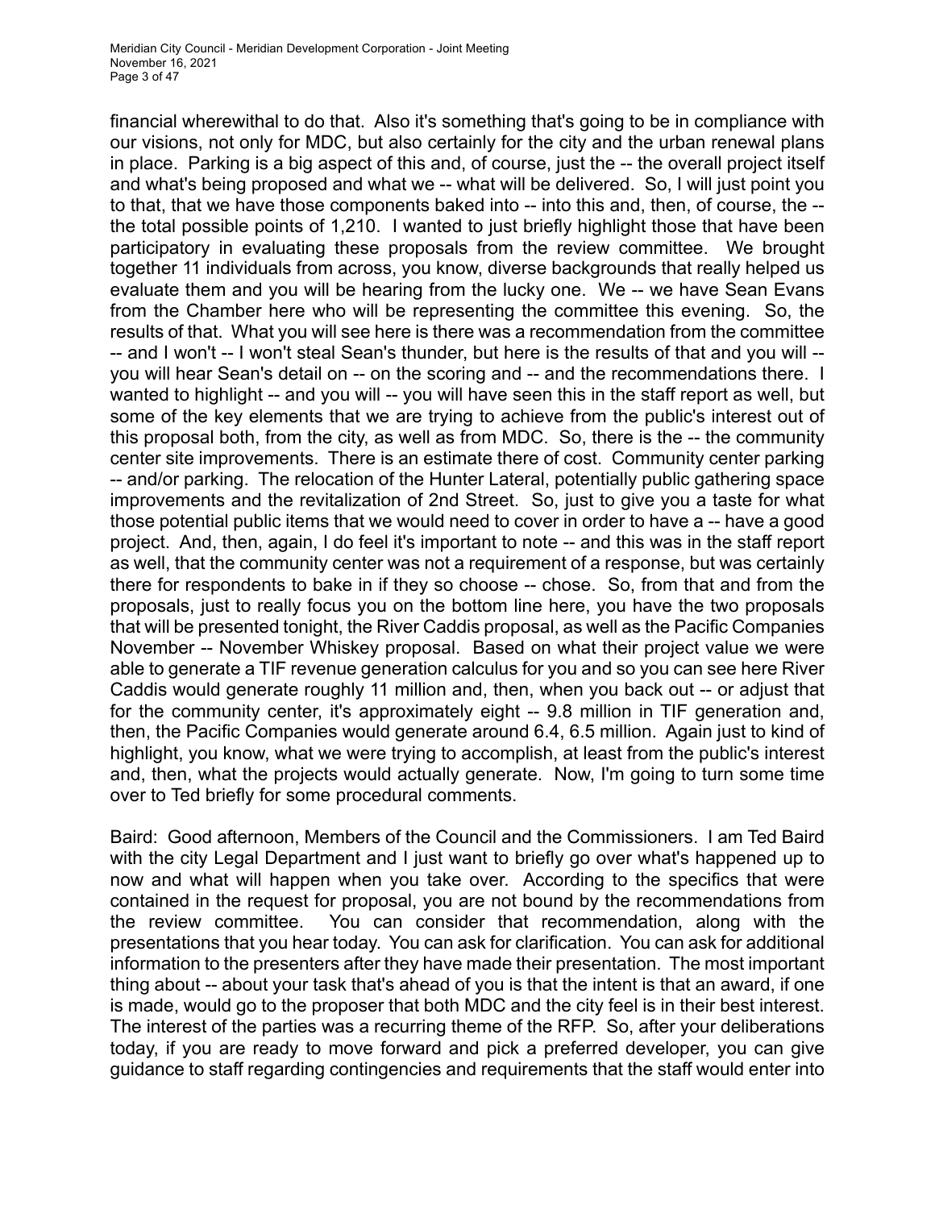financial wherewithal to do that. Also it's something that's going to be in compliance with our visions, not only for MDC, but also certainly for the city and the urban renewal plans in place. Parking is a big aspect of this and, of course, just the -- the overall project itself and what's being proposed and what we -- what will be delivered. So, I will just point you to that, that we have those components baked into -- into this and, then, of course, the -- the total possible points of 1,210. I wanted to just briefly highlight those that have been participatory in evaluating these proposals from the review committee. We brought together 11 individuals from across, you know, diverse backgrounds that really helped us evaluate them and you will be hearing from the lucky one. We -- we have Sean Evans from the Chamber here who will be representing the committee this evening. So, the results of that. What you will see here is there was a recommendation from the committee -- and I won't -- I won't steal Sean's thunder, but here is the results of that and you will -- you will hear Sean's detail on -- on the scoring and -- and the recommendations there. I wanted to highlight -- and you will -- you will have seen this in the staff report as well, but some of the key elements that we are trying to achieve from the public's interest out of this proposal both, from the city, as well as from MDC. So, there is the -- the community center site improvements. There is an estimate there of cost. Community center parking -- and/or parking. The relocation of the Hunter Lateral, potentially public gathering space improvements and the revitalization of 2nd Street. So, just to give you a taste for what those potential public items that we would need to cover in order to have a -- have a good project. And, then, again, I do feel it's important to note -- and this was in the staff report as well, that the community center was not a requirement of a response, but was certainly there for respondents to bake in if they so choose -- chose. So, from that and from the proposals, just to really focus you on the bottom line here, you have the two proposals that will be presented tonight, the River Caddis proposal, as well as the Pacific Companies November -- November Whiskey proposal. Based on what their project value we were able to generate a TIF revenue generation calculus for you and so you can see here River Caddis would generate roughly 11 million and, then, when you back out -- or adjust that for the community center, it's approximately eight -- 9.8 million in TIF generation and, then, the Pacific Companies would generate around 6.4, 6.5 million. Again just to kind of highlight, you know, what we were trying to accomplish, at least from the public's interest and, then, what the projects would actually generate. Now, I'm going to turn some time over to Ted briefly for some procedural comments.

Baird: Good afternoon, Members of the Council and the Commissioners. I am Ted Baird with the city Legal Department and I just want to briefly go over what's happened up to now and what will happen when you take over. According to the specifics that were contained in the request for proposal, you are not bound by the recommendations from the review committee. You can consider that recommendation, along with the presentations that you hear today. You can ask for clarification. You can ask for additional information to the presenters after they have made their presentation. The most important thing about -- about your task that's ahead of you is that the intent is that an award, if one is made, would go to the proposer that both MDC and the city feel is in their best interest. The interest of the parties was a recurring theme of the RFP. So, after your deliberations today, if you are ready to move forward and pick a preferred developer, you can give guidance to staff regarding contingencies and requirements that the staff would enter into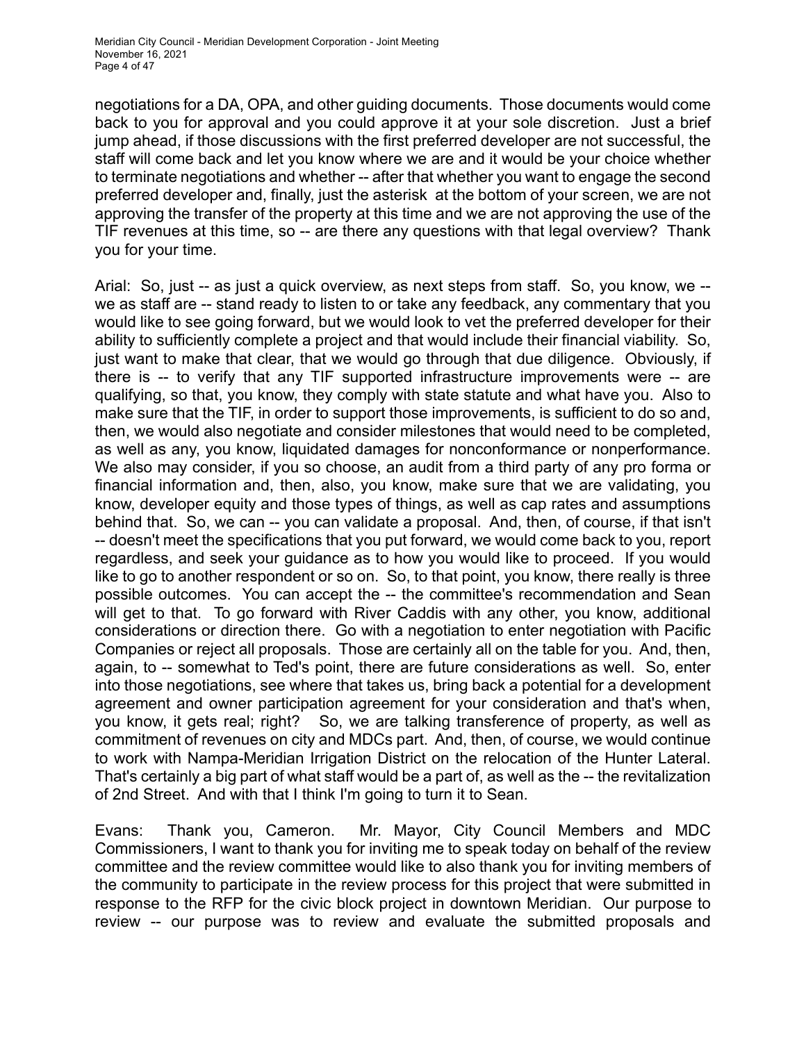negotiations for a DA, OPA, and other guiding documents. Those documents would come back to you for approval and you could approve it at your sole discretion. Just a brief jump ahead, if those discussions with the first preferred developer are not successful, the staff will come back and let you know where we are and it would be your choice whether to terminate negotiations and whether -- after that whether you want to engage the second preferred developer and, finally, just the asterisk at the bottom of your screen, we are not approving the transfer of the property at this time and we are not approving the use of the TIF revenues at this time, so -- are there any questions with that legal overview? Thank you for your time.

Arial: So, just -- as just a quick overview, as next steps from staff. So, you know, we -- we as staff are -- stand ready to listen to or take any feedback, any commentary that you would like to see going forward, but we would look to vet the preferred developer for their ability to sufficiently complete a project and that would include their financial viability. So, just want to make that clear, that we would go through that due diligence. Obviously, if there is -- to verify that any TIF supported infrastructure improvements were -- are qualifying, so that, you know, they comply with state statute and what have you. Also to make sure that the TIF, in order to support those improvements, is sufficient to do so and, then, we would also negotiate and consider milestones that would need to be completed, as well as any, you know, liquidated damages for nonconformance or nonperformance. We also may consider, if you so choose, an audit from a third party of any pro forma or financial information and, then, also, you know, make sure that we are validating, you know, developer equity and those types of things, as well as cap rates and assumptions behind that. So, we can -- you can validate a proposal. And, then, of course, if that isn't -- doesn't meet the specifications that you put forward, we would come back to you, report regardless, and seek your guidance as to how you would like to proceed. If you would like to go to another respondent or so on. So, to that point, you know, there really is three possible outcomes. You can accept the -- the committee's recommendation and Sean will get to that. To go forward with River Caddis with any other, you know, additional considerations or direction there. Go with a negotiation to enter negotiation with Pacific Companies or reject all proposals. Those are certainly all on the table for you. And, then, again, to -- somewhat to Ted's point, there are future considerations as well. So, enter into those negotiations, see where that takes us, bring back a potential for a development agreement and owner participation agreement for your consideration and that's when, you know, it gets real; right? So, we are talking transference of property, as well as commitment of revenues on city and MDCs part. And, then, of course, we would continue to work with Nampa-Meridian Irrigation District on the relocation of the Hunter Lateral. That's certainly a big part of what staff would be a part of, as well as the -- the revitalization of 2nd Street. And with that I think I'm going to turn it to Sean.

Evans: Thank you, Cameron. Mr. Mayor, City Council Members and MDC Commissioners, I want to thank you for inviting me to speak today on behalf of the review committee and the review committee would like to also thank you for inviting members of the community to participate in the review process for this project that were submitted in response to the RFP for the civic block project in downtown Meridian. Our purpose to review -- our purpose was to review and evaluate the submitted proposals and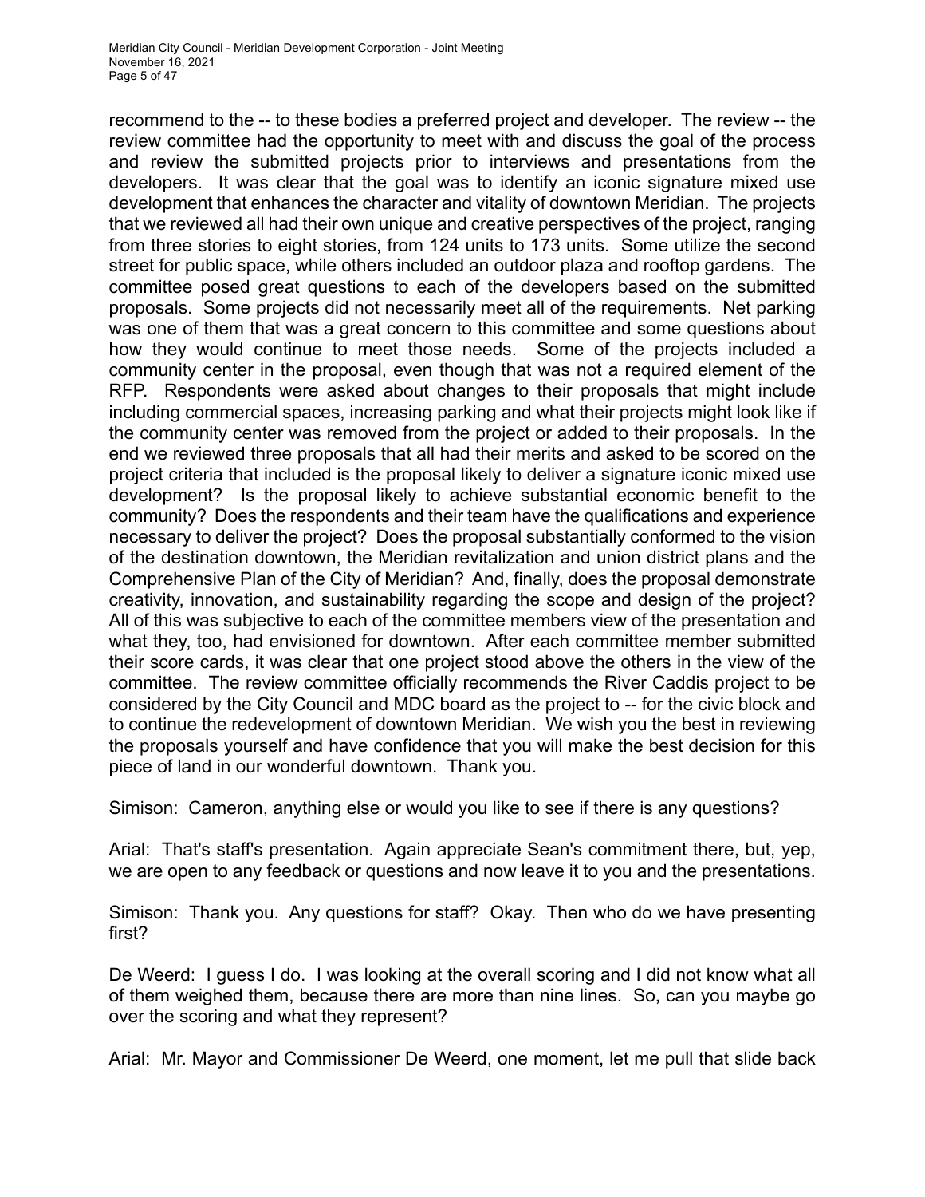recommend to the -- to these bodies a preferred project and developer. The review -- the review committee had the opportunity to meet with and discuss the goal of the process and review the submitted projects prior to interviews and presentations from the developers. It was clear that the goal was to identify an iconic signature mixed use development that enhances the character and vitality of downtown Meridian. The projects that we reviewed all had their own unique and creative perspectives of the project, ranging from three stories to eight stories, from 124 units to 173 units. Some utilize the second street for public space, while others included an outdoor plaza and rooftop gardens. The committee posed great questions to each of the developers based on the submitted proposals. Some projects did not necessarily meet all of the requirements. Net parking was one of them that was a great concern to this committee and some questions about how they would continue to meet those needs. Some of the projects included a community center in the proposal, even though that was not a required element of the RFP. Respondents were asked about changes to their proposals that might include including commercial spaces, increasing parking and what their projects might look like if the community center was removed from the project or added to their proposals. In the end we reviewed three proposals that all had their merits and asked to be scored on the project criteria that included is the proposal likely to deliver a signature iconic mixed use development? Is the proposal likely to achieve substantial economic benefit to the community? Does the respondents and their team have the qualifications and experience necessary to deliver the project? Does the proposal substantially conformed to the vision of the destination downtown, the Meridian revitalization and union district plans and the Comprehensive Plan of the City of Meridian? And, finally, does the proposal demonstrate creativity, innovation, and sustainability regarding the scope and design of the project? All of this was subjective to each of the committee members view of the presentation and what they, too, had envisioned for downtown. After each committee member submitted their score cards, it was clear that one project stood above the others in the view of the committee. The review committee officially recommends the River Caddis project to be considered by the City Council and MDC board as the project to -- for the civic block and to continue the redevelopment of downtown Meridian. We wish you the best in reviewing the proposals yourself and have confidence that you will make the best decision for this piece of land in our wonderful downtown. Thank you.

Simison: Cameron, anything else or would you like to see if there is any questions?

Arial: That's staff's presentation. Again appreciate Sean's commitment there, but, yep, we are open to any feedback or questions and now leave it to you and the presentations.

Simison: Thank you. Any questions for staff? Okay. Then who do we have presenting first?

De Weerd: I guess I do. I was looking at the overall scoring and I did not know what all of them weighed them, because there are more than nine lines. So, can you maybe go over the scoring and what they represent?

Arial: Mr. Mayor and Commissioner De Weerd, one moment, let me pull that slide back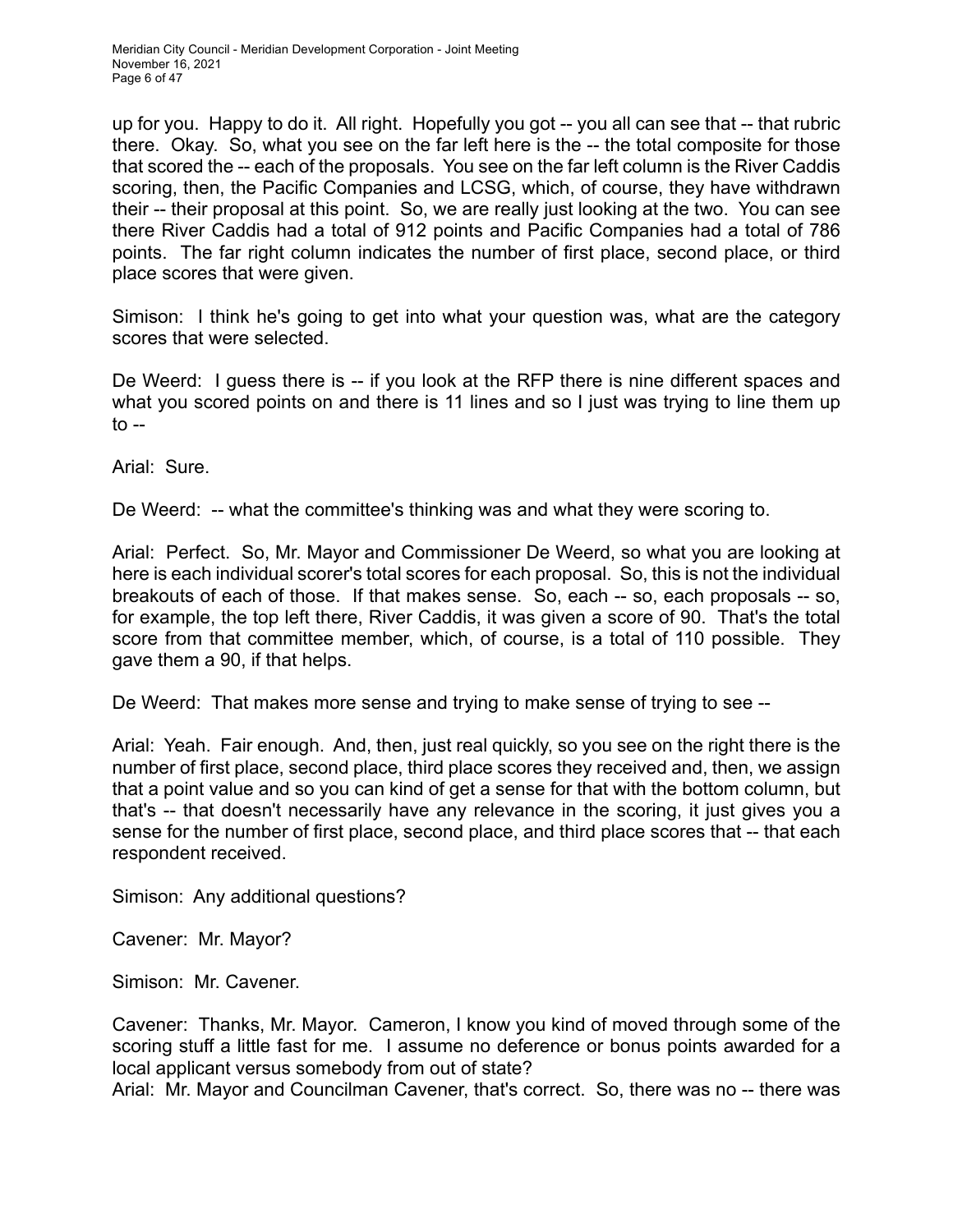up for you. Happy to do it. All right. Hopefully you got -- you all can see that -- that rubric there. Okay. So, what you see on the far left here is the -- the total composite for those that scored the -- each of the proposals. You see on the far left column is the River Caddis scoring, then, the Pacific Companies and LCSG, which, of course, they have withdrawn their -- their proposal at this point. So, we are really just looking at the two. You can see there River Caddis had a total of 912 points and Pacific Companies had a total of 786 points. The far right column indicates the number of first place, second place, or third place scores that were given.

Simison: I think he's going to get into what your question was, what are the category scores that were selected.

De Weerd: I guess there is -- if you look at the RFP there is nine different spaces and what you scored points on and there is 11 lines and so I just was trying to line them up to --

Arial: Sure.

De Weerd: -- what the committee's thinking was and what they were scoring to.

Arial: Perfect. So, Mr. Mayor and Commissioner De Weerd, so what you are looking at here is each individual scorer's total scores for each proposal. So, this is not the individual breakouts of each of those. If that makes sense. So, each -- so, each proposals -- so, for example, the top left there, River Caddis, it was given a score of 90. That's the total score from that committee member, which, of course, is a total of 110 possible. They gave them a 90, if that helps.

De Weerd: That makes more sense and trying to make sense of trying to see --

Arial: Yeah. Fair enough. And, then, just real quickly, so you see on the right there is the number of first place, second place, third place scores they received and, then, we assign that a point value and so you can kind of get a sense for that with the bottom column, but that's -- that doesn't necessarily have any relevance in the scoring, it just gives you a sense for the number of first place, second place, and third place scores that -- that each respondent received.

Simison: Any additional questions?

Cavener: Mr. Mayor?

Simison: Mr. Cavener.

Cavener: Thanks, Mr. Mayor. Cameron, I know you kind of moved through some of the scoring stuff a little fast for me. I assume no deference or bonus points awarded for a local applicant versus somebody from out of state?

Arial: Mr. Mayor and Councilman Cavener, that's correct. So, there was no -- there was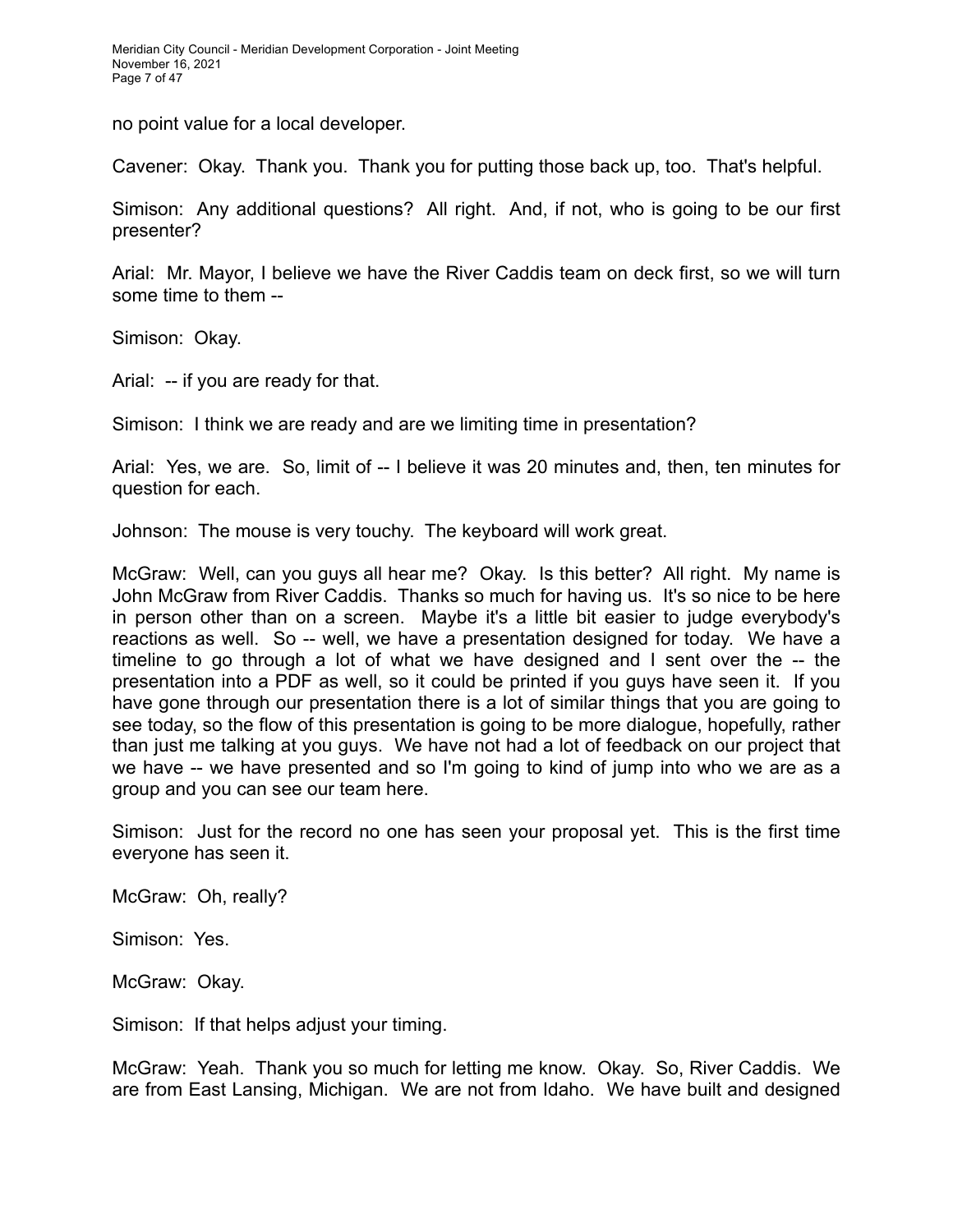no point value for a local developer.

Cavener: Okay. Thank you. Thank you for putting those back up, too. That's helpful.

Simison: Any additional questions? All right. And, if not, who is going to be our first presenter?

Arial: Mr. Mayor, I believe we have the River Caddis team on deck first, so we will turn some time to them --

Simison: Okay.

Arial: -- if you are ready for that.

Simison: I think we are ready and are we limiting time in presentation?

Arial: Yes, we are. So, limit of -- I believe it was 20 minutes and, then, ten minutes for question for each.

Johnson: The mouse is very touchy. The keyboard will work great.

McGraw: Well, can you guys all hear me? Okay. Is this better? All right. My name is John McGraw from River Caddis. Thanks so much for having us. It's so nice to be here in person other than on a screen. Maybe it's a little bit easier to judge everybody's reactions as well. So -- well, we have a presentation designed for today. We have a timeline to go through a lot of what we have designed and I sent over the -- the presentation into a PDF as well, so it could be printed if you guys have seen it. If you have gone through our presentation there is a lot of similar things that you are going to see today, so the flow of this presentation is going to be more dialogue, hopefully, rather than just me talking at you guys. We have not had a lot of feedback on our project that we have -- we have presented and so I'm going to kind of jump into who we are as a group and you can see our team here.

Simison: Just for the record no one has seen your proposal yet. This is the first time everyone has seen it.

McGraw: Oh, really?

Simison: Yes.

McGraw: Okay.

Simison: If that helps adjust your timing.

McGraw: Yeah. Thank you so much for letting me know. Okay. So, River Caddis. We are from East Lansing, Michigan. We are not from Idaho. We have built and designed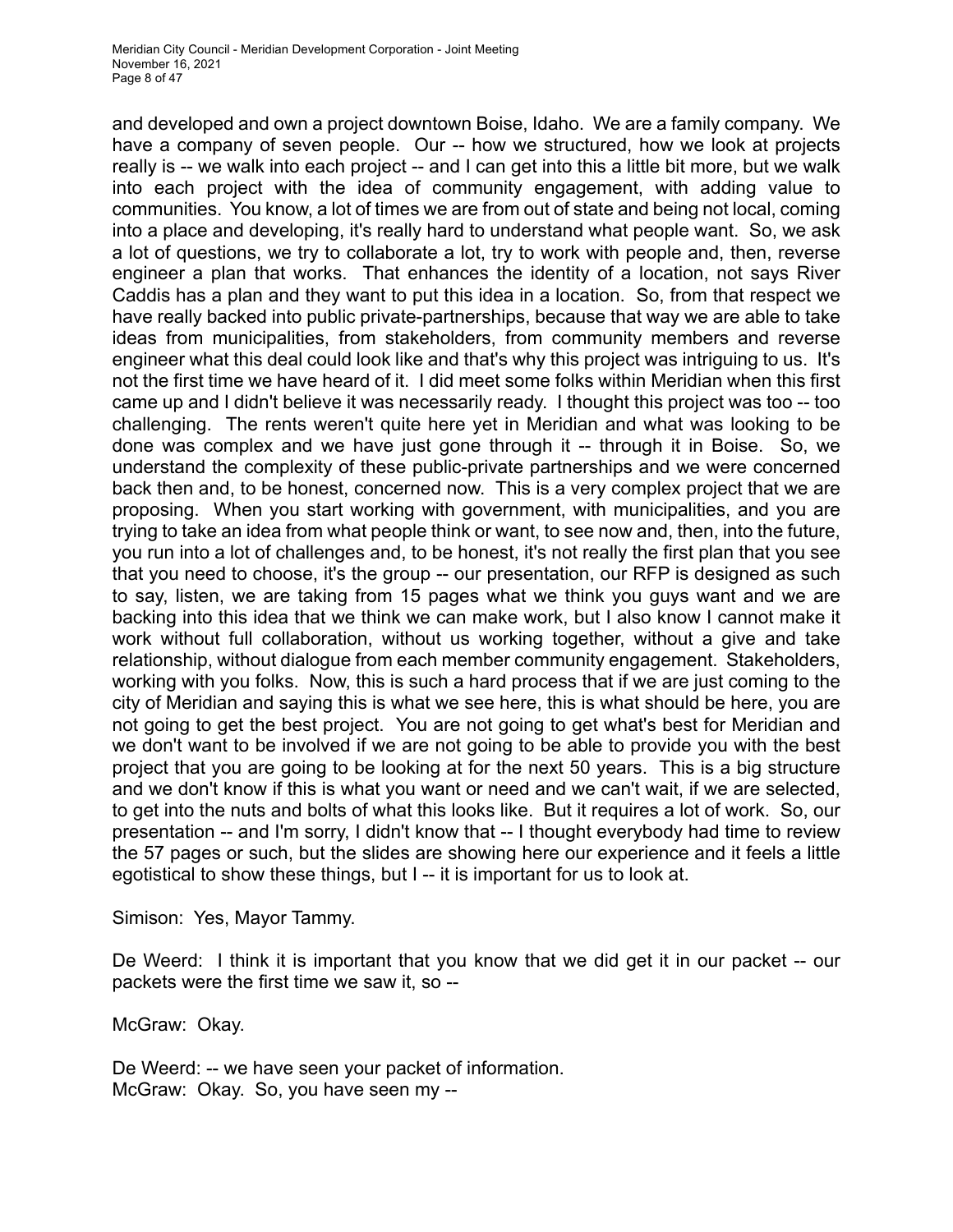and developed and own a project downtown Boise, Idaho. We are a family company. We have a company of seven people. Our -- how we structured, how we look at projects really is -- we walk into each project -- and I can get into this a little bit more, but we walk into each project with the idea of community engagement, with adding value to communities. You know, a lot of times we are from out of state and being not local, coming into a place and developing, it's really hard to understand what people want. So, we ask a lot of questions, we try to collaborate a lot, try to work with people and, then, reverse engineer a plan that works. That enhances the identity of a location, not says River Caddis has a plan and they want to put this idea in a location. So, from that respect we have really backed into public private-partnerships, because that way we are able to take ideas from municipalities, from stakeholders, from community members and reverse engineer what this deal could look like and that's why this project was intriguing to us. It's not the first time we have heard of it. I did meet some folks within Meridian when this first came up and I didn't believe it was necessarily ready. I thought this project was too -- too challenging. The rents weren't quite here yet in Meridian and what was looking to be done was complex and we have just gone through it -- through it in Boise. So, we understand the complexity of these public-private partnerships and we were concerned back then and, to be honest, concerned now. This is a very complex project that we are proposing. When you start working with government, with municipalities, and you are trying to take an idea from what people think or want, to see now and, then, into the future, you run into a lot of challenges and, to be honest, it's not really the first plan that you see that you need to choose, it's the group -- our presentation, our RFP is designed as such to say, listen, we are taking from 15 pages what we think you guys want and we are backing into this idea that we think we can make work, but I also know I cannot make it work without full collaboration, without us working together, without a give and take relationship, without dialogue from each member community engagement. Stakeholders, working with you folks. Now, this is such a hard process that if we are just coming to the city of Meridian and saying this is what we see here, this is what should be here, you are not going to get the best project. You are not going to get what's best for Meridian and we don't want to be involved if we are not going to be able to provide you with the best project that you are going to be looking at for the next 50 years. This is a big structure and we don't know if this is what you want or need and we can't wait, if we are selected, to get into the nuts and bolts of what this looks like. But it requires a lot of work. So, our presentation -- and I'm sorry, I didn't know that -- I thought everybody had time to review the 57 pages or such, but the slides are showing here our experience and it feels a little egotistical to show these things, but I -- it is important for us to look at.

Simison: Yes, Mayor Tammy.

De Weerd: I think it is important that you know that we did get it in our packet -- our packets were the first time we saw it, so --

McGraw: Okay.

De Weerd: -- we have seen your packet of information.

McGraw: Okay. So, you have seen my --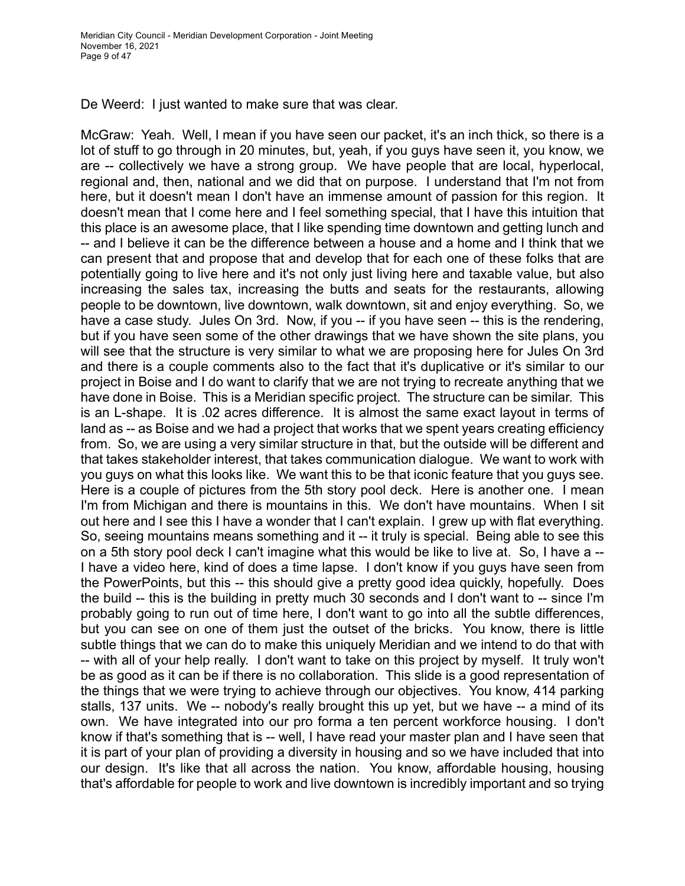De Weerd: I just wanted to make sure that was clear.

McGraw: Yeah. Well, I mean if you have seen our packet, it's an inch thick, so there is a lot of stuff to go through in 20 minutes, but, yeah, if you guys have seen it, you know, we are -- collectively we have a strong group. We have people that are local, hyperlocal, regional and, then, national and we did that on purpose. I understand that I'm not from here, but it doesn't mean I don't have an immense amount of passion for this region. It doesn't mean that I come here and I feel something special, that I have this intuition that this place is an awesome place, that I like spending time downtown and getting lunch and -- and I believe it can be the difference between a house and a home and I think that we can present that and propose that and develop that for each one of these folks that are potentially going to live here and it's not only just living here and taxable value, but also increasing the sales tax, increasing the butts and seats for the restaurants, allowing people to be downtown, live downtown, walk downtown, sit and enjoy everything. So, we have a case study. Jules On 3rd. Now, if you -- if you have seen -- this is the rendering, but if you have seen some of the other drawings that we have shown the site plans, you will see that the structure is very similar to what we are proposing here for Jules On 3rd and there is a couple comments also to the fact that it's duplicative or it's similar to our project in Boise and I do want to clarify that we are not trying to recreate anything that we have done in Boise. This is a Meridian specific project. The structure can be similar. This is an L-shape. It is .02 acres difference. It is almost the same exact layout in terms of land as -- as Boise and we had a project that works that we spent years creating efficiency from. So, we are using a very similar structure in that, but the outside will be different and that takes stakeholder interest, that takes communication dialogue. We want to work with you guys on what this looks like. We want this to be that iconic feature that you guys see. Here is a couple of pictures from the 5th story pool deck. Here is another one. I mean I'm from Michigan and there is mountains in this. We don't have mountains. When I sit out here and I see this I have a wonder that I can't explain. I grew up with flat everything. So, seeing mountains means something and it -- it truly is special. Being able to see this on a 5th story pool deck I can't imagine what this would be like to live at. So, I have a -- I have a video here, kind of does a time lapse. I don't know if you guys have seen from the PowerPoints, but this -- this should give a pretty good idea quickly, hopefully. Does the build -- this is the building in pretty much 30 seconds and I don't want to -- since I'm probably going to run out of time here, I don't want to go into all the subtle differences, but you can see on one of them just the outset of the bricks. You know, there is little subtle things that we can do to make this uniquely Meridian and we intend to do that with -- with all of your help really. I don't want to take on this project by myself. It truly won't be as good as it can be if there is no collaboration. This slide is a good representation of the things that we were trying to achieve through our objectives. You know, 414 parking stalls, 137 units. We -- nobody's really brought this up yet, but we have -- a mind of its own. We have integrated into our pro forma a ten percent workforce housing. I don't know if that's something that is -- well, I have read your master plan and I have seen that it is part of your plan of providing a diversity in housing and so we have included that into our design. It's like that all across the nation. You know, affordable housing, housing that's affordable for people to work and live downtown is incredibly important and so trying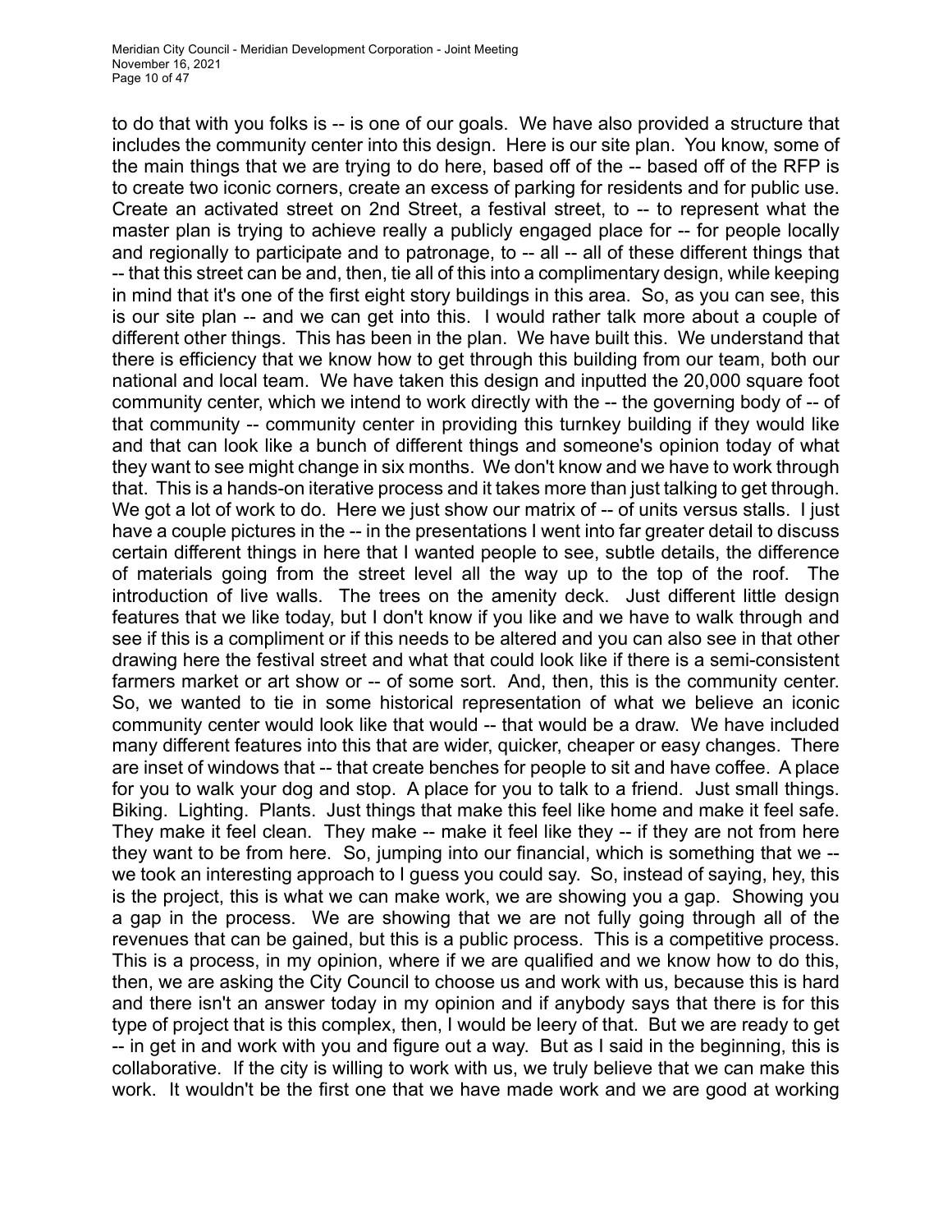to do that with you folks is -- is one of our goals. We have also provided a structure that includes the community center into this design. Here is our site plan. You know, some of the main things that we are trying to do here, based off of the -- based off of the RFP is to create two iconic corners, create an excess of parking for residents and for public use. Create an activated street on 2nd Street, a festival street, to -- to represent what the master plan is trying to achieve really a publicly engaged place for -- for people locally and regionally to participate and to patronage, to -- all -- all of these different things that -- that this street can be and, then, tie all of this into a complimentary design, while keeping in mind that it's one of the first eight story buildings in this area. So, as you can see, this is our site plan -- and we can get into this. I would rather talk more about a couple of different other things. This has been in the plan. We have built this. We understand that there is efficiency that we know how to get through this building from our team, both our national and local team. We have taken this design and inputted the 20,000 square foot community center, which we intend to work directly with the -- the governing body of -- of that community -- community center in providing this turnkey building if they would like and that can look like a bunch of different things and someone's opinion today of what they want to see might change in six months. We don't know and we have to work through that. This is a hands-on iterative process and it takes more than just talking to get through. We got a lot of work to do. Here we just show our matrix of -- of units versus stalls. I just have a couple pictures in the -- in the presentations I went into far greater detail to discuss certain different things in here that I wanted people to see, subtle details, the difference of materials going from the street level all the way up to the top of the roof. The introduction of live walls. The trees on the amenity deck. Just different little design features that we like today, but I don't know if you like and we have to walk through and see if this is a compliment or if this needs to be altered and you can also see in that other drawing here the festival street and what that could look like if there is a semi-consistent farmers market or art show or -- of some sort. And, then, this is the community center. So, we wanted to tie in some historical representation of what we believe an iconic community center would look like that would -- that would be a draw. We have included many different features into this that are wider, quicker, cheaper or easy changes. There are inset of windows that -- that create benches for people to sit and have coffee. A place for you to walk your dog and stop. A place for you to talk to a friend. Just small things. Biking. Lighting. Plants. Just things that make this feel like home and make it feel safe. They make it feel clean. They make -- make it feel like they -- if they are not from here they want to be from here. So, jumping into our financial, which is something that we -- we took an interesting approach to I guess you could say. So, instead of saying, hey, this is the project, this is what we can make work, we are showing you a gap. Showing you a gap in the process. We are showing that we are not fully going through all of the revenues that can be gained, but this is a public process. This is a competitive process. This is a process, in my opinion, where if we are qualified and we know how to do this, then, we are asking the City Council to choose us and work with us, because this is hard and there isn't an answer today in my opinion and if anybody says that there is for this type of project that is this complex, then, I would be leery of that. But we are ready to get -- in get in and work with you and figure out a way. But as I said in the beginning, this is collaborative. If the city is willing to work with us, we truly believe that we can make this work. It wouldn't be the first one that we have made work and we are good at working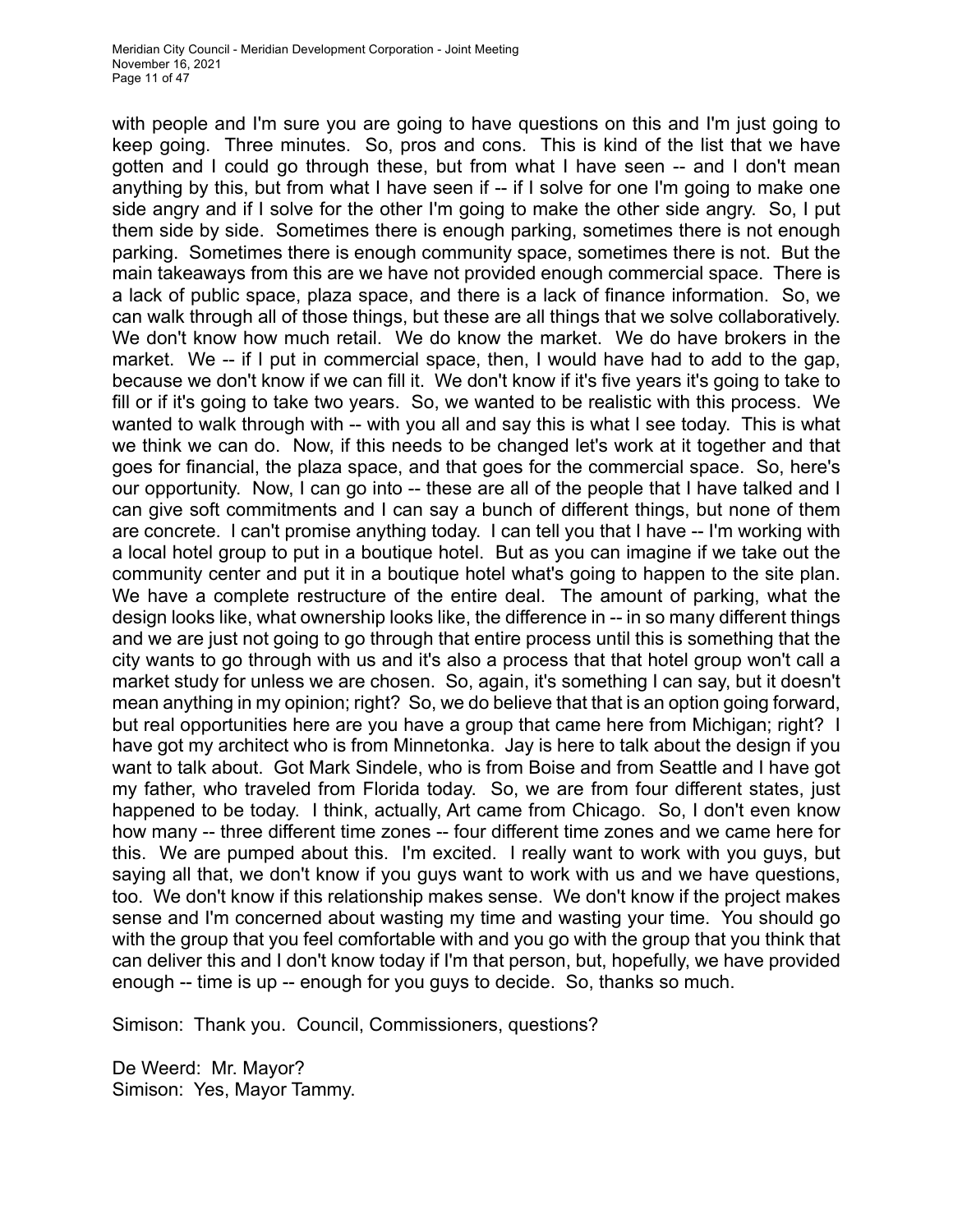with people and I'm sure you are going to have questions on this and I'm just going to keep going. Three minutes. So, pros and cons. This is kind of the list that we have gotten and I could go through these, but from what I have seen -- and I don't mean anything by this, but from what I have seen if -- if I solve for one I'm going to make one side angry and if I solve for the other I'm going to make the other side angry. So, I put them side by side. Sometimes there is enough parking, sometimes there is not enough parking. Sometimes there is enough community space, sometimes there is not. But the main takeaways from this are we have not provided enough commercial space. There is a lack of public space, plaza space, and there is a lack of finance information. So, we can walk through all of those things, but these are all things that we solve collaboratively. We don't know how much retail. We do know the market. We do have brokers in the market. We -- if I put in commercial space, then, I would have had to add to the gap, because we don't know if we can fill it. We don't know if it's five years it's going to take to fill or if it's going to take two years. So, we wanted to be realistic with this process. We wanted to walk through with -- with you all and say this is what I see today. This is what we think we can do. Now, if this needs to be changed let's work at it together and that goes for financial, the plaza space, and that goes for the commercial space. So, here's our opportunity. Now, I can go into -- these are all of the people that I have talked and I can give soft commitments and I can say a bunch of different things, but none of them are concrete. I can't promise anything today. I can tell you that I have -- I'm working with a local hotel group to put in a boutique hotel. But as you can imagine if we take out the community center and put it in a boutique hotel what's going to happen to the site plan. We have a complete restructure of the entire deal. The amount of parking, what the design looks like, what ownership looks like, the difference in -- in so many different things and we are just not going to go through that entire process until this is something that the city wants to go through with us and it's also a process that that hotel group won't call a market study for unless we are chosen. So, again, it's something I can say, but it doesn't mean anything in my opinion; right? So, we do believe that that is an option going forward, but real opportunities here are you have a group that came here from Michigan; right? I have got my architect who is from Minnetonka. Jay is here to talk about the design if you want to talk about. Got Mark Sindele, who is from Boise and from Seattle and I have got my father, who traveled from Florida today. So, we are from four different states, just happened to be today. I think, actually, Art came from Chicago. So, I don't even know how many -- three different time zones -- four different time zones and we came here for this. We are pumped about this. I'm excited. I really want to work with you guys, but saying all that, we don't know if you guys want to work with us and we have questions, too. We don't know if this relationship makes sense. We don't know if the project makes sense and I'm concerned about wasting my time and wasting your time. You should go with the group that you feel comfortable with and you go with the group that you think that can deliver this and I don't know today if I'm that person, but, hopefully, we have provided enough -- time is up -- enough for you guys to decide. So, thanks so much.

Simison: Thank you. Council, Commissioners, questions?

De Weerd: Mr. Mayor?
Simison: Yes, Mayor Tammy.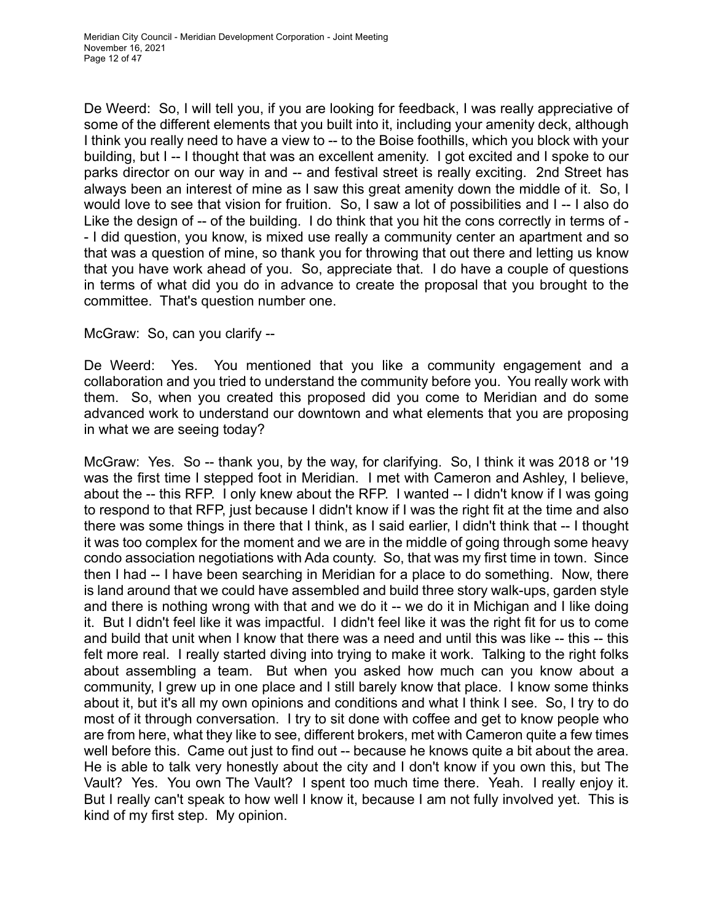De Weerd: So, I will tell you, if you are looking for feedback, I was really appreciative of some of the different elements that you built into it, including your amenity deck, although I think you really need to have a view to -- to the Boise foothills, which you block with your building, but I -- I thought that was an excellent amenity. I got excited and I spoke to our parks director on our way in and -- and festival street is really exciting. 2nd Street has always been an interest of mine as I saw this great amenity down the middle of it. So, I would love to see that vision for fruition. So, I saw a lot of possibilities and I -- I also do Like the design of -- of the building. I do think that you hit the cons correctly in terms of -- I did question, you know, is mixed use really a community center an apartment and so that was a question of mine, so thank you for throwing that out there and letting us know that you have work ahead of you. So, appreciate that. I do have a couple of questions in terms of what did you do in advance to create the proposal that you brought to the committee. That's question number one.

McGraw: So, can you clarify --

De Weerd: Yes. You mentioned that you like a community engagement and a collaboration and you tried to understand the community before you. You really work with them. So, when you created this proposed did you come to Meridian and do some advanced work to understand our downtown and what elements that you are proposing in what we are seeing today?

McGraw: Yes. So -- thank you, by the way, for clarifying. So, I think it was 2018 or '19 was the first time I stepped foot in Meridian. I met with Cameron and Ashley, I believe, about the -- this RFP. I only knew about the RFP. I wanted -- I didn't know if I was going to respond to that RFP, just because I didn't know if I was the right fit at the time and also there was some things in there that I think, as I said earlier, I didn't think that -- I thought it was too complex for the moment and we are in the middle of going through some heavy condo association negotiations with Ada county. So, that was my first time in town. Since then I had -- I have been searching in Meridian for a place to do something. Now, there is land around that we could have assembled and build three story walk-ups, garden style and there is nothing wrong with that and we do it -- we do it in Michigan and I like doing it. But I didn't feel like it was impactful. I didn't feel like it was the right fit for us to come and build that unit when I know that there was a need and until this was like -- this -- this felt more real. I really started diving into trying to make it work. Talking to the right folks about assembling a team. But when you asked how much can you know about a community, I grew up in one place and I still barely know that place. I know some thinks about it, but it's all my own opinions and conditions and what I think I see. So, I try to do most of it through conversation. I try to sit done with coffee and get to know people who are from here, what they like to see, different brokers, met with Cameron quite a few times well before this. Came out just to find out -- because he knows quite a bit about the area. He is able to talk very honestly about the city and I don't know if you own this, but The Vault? Yes. You own The Vault? I spent too much time there. Yeah. I really enjoy it. But I really can't speak to how well I know it, because I am not fully involved yet. This is kind of my first step. My opinion.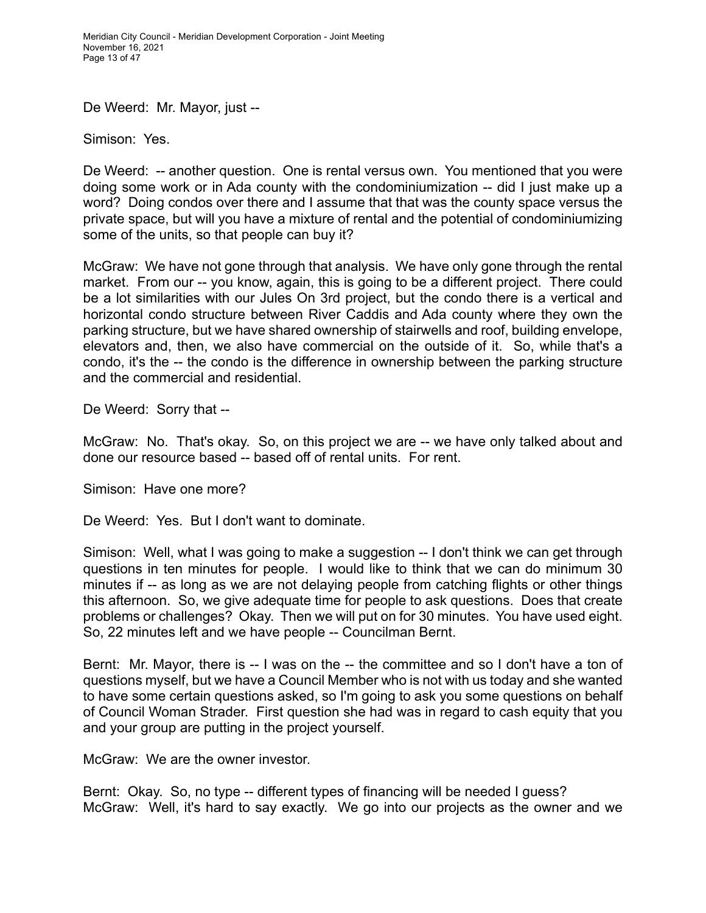De Weerd: Mr. Mayor, just --

Simison: Yes.

De Weerd: -- another question. One is rental versus own. You mentioned that you were doing some work or in Ada county with the condominiumization -- did I just make up a word? Doing condos over there and I assume that that was the county space versus the private space, but will you have a mixture of rental and the potential of condominiumizing some of the units, so that people can buy it?

McGraw: We have not gone through that analysis. We have only gone through the rental market. From our -- you know, again, this is going to be a different project. There could be a lot similarities with our Jules On 3rd project, but the condo there is a vertical and horizontal condo structure between River Caddis and Ada county where they own the parking structure, but we have shared ownership of stairwells and roof, building envelope, elevators and, then, we also have commercial on the outside of it. So, while that's a condo, it's the -- the condo is the difference in ownership between the parking structure and the commercial and residential.

De Weerd: Sorry that --

McGraw: No. That's okay. So, on this project we are -- we have only talked about and done our resource based -- based off of rental units. For rent.

Simison: Have one more?

De Weerd: Yes. But I don't want to dominate.

Simison: Well, what I was going to make a suggestion -- I don't think we can get through questions in ten minutes for people. I would like to think that we can do minimum 30 minutes if -- as long as we are not delaying people from catching flights or other things this afternoon. So, we give adequate time for people to ask questions. Does that create problems or challenges? Okay. Then we will put on for 30 minutes. You have used eight. So, 22 minutes left and we have people -- Councilman Bernt.

Bernt: Mr. Mayor, there is -- I was on the -- the committee and so I don't have a ton of questions myself, but we have a Council Member who is not with us today and she wanted to have some certain questions asked, so I'm going to ask you some questions on behalf of Council Woman Strader. First question she had was in regard to cash equity that you and your group are putting in the project yourself.

McGraw: We are the owner investor.

Bernt: Okay. So, no type -- different types of financing will be needed I guess?

McGraw: Well, it's hard to say exactly. We go into our projects as the owner and we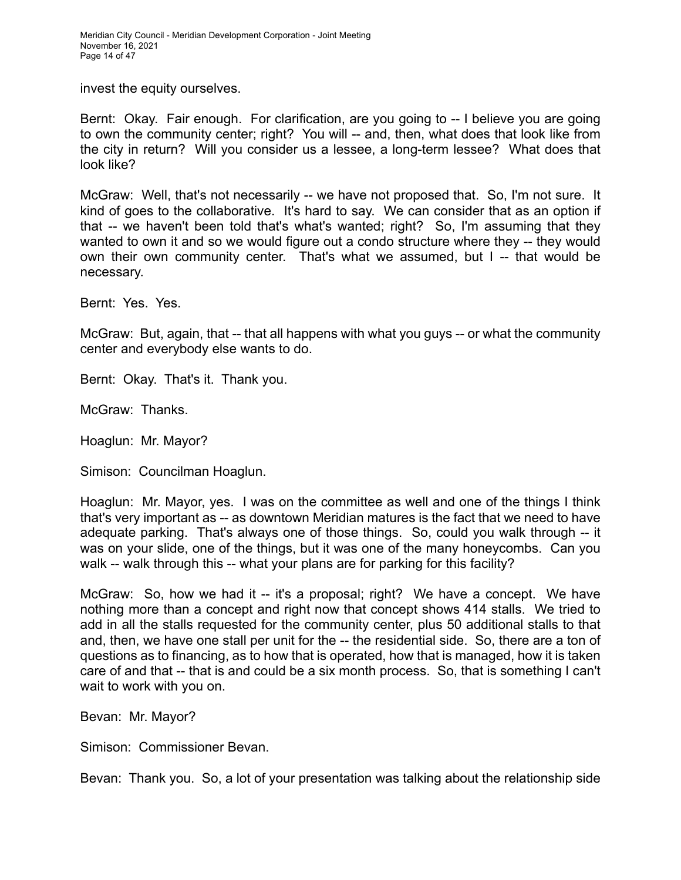invest the equity ourselves.

Bernt: Okay. Fair enough. For clarification, are you going to -- I believe you are going to own the community center; right? You will -- and, then, what does that look like from the city in return? Will you consider us a lessee, a long-term lessee? What does that look like?

McGraw: Well, that's not necessarily -- we have not proposed that. So, I'm not sure. It kind of goes to the collaborative. It's hard to say. We can consider that as an option if that -- we haven't been told that's what's wanted; right? So, I'm assuming that they wanted to own it and so we would figure out a condo structure where they -- they would own their own community center. That's what we assumed, but I -- that would be necessary.

Bernt: Yes. Yes.

McGraw: But, again, that -- that all happens with what you guys -- or what the community center and everybody else wants to do.

Bernt: Okay. That's it. Thank you.

McGraw: Thanks.

Hoaglun: Mr. Mayor?

Simison: Councilman Hoaglun.

Hoaglun: Mr. Mayor, yes. I was on the committee as well and one of the things I think that's very important as -- as downtown Meridian matures is the fact that we need to have adequate parking. That's always one of those things. So, could you walk through -- it was on your slide, one of the things, but it was one of the many honeycombs. Can you walk -- walk through this -- what your plans are for parking for this facility?

McGraw: So, how we had it -- it's a proposal; right? We have a concept. We have nothing more than a concept and right now that concept shows 414 stalls. We tried to add in all the stalls requested for the community center, plus 50 additional stalls to that and, then, we have one stall per unit for the -- the residential side. So, there are a ton of questions as to financing, as to how that is operated, how that is managed, how it is taken care of and that -- that is and could be a six month process. So, that is something I can't wait to work with you on.

Bevan: Mr. Mayor?

Simison: Commissioner Bevan.

Bevan: Thank you. So, a lot of your presentation was talking about the relationship side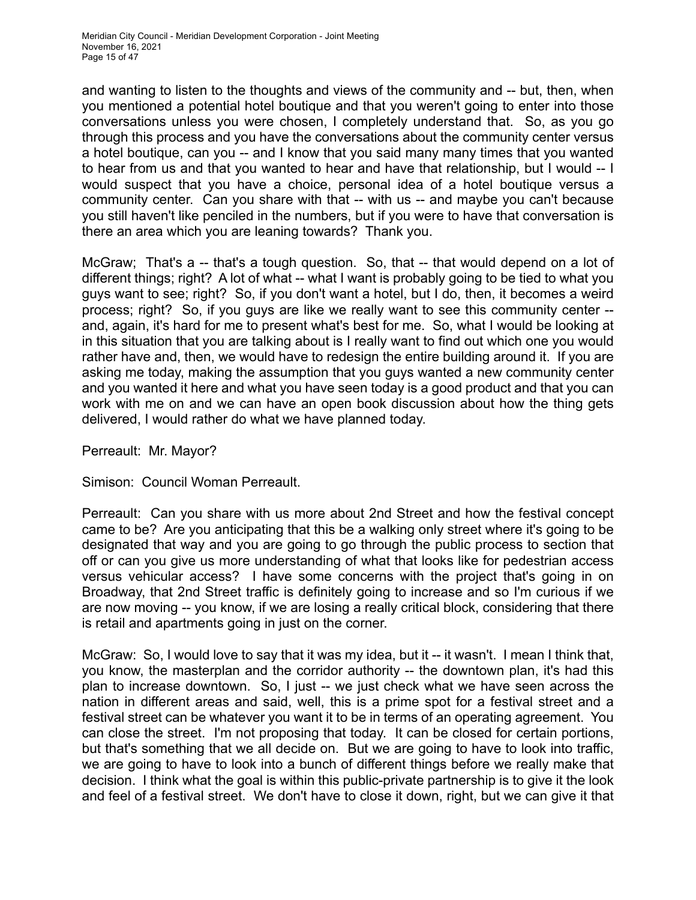and wanting to listen to the thoughts and views of the community and -- but, then, when you mentioned a potential hotel boutique and that you weren't going to enter into those conversations unless you were chosen, I completely understand that. So, as you go through this process and you have the conversations about the community center versus a hotel boutique, can you -- and I know that you said many many times that you wanted to hear from us and that you wanted to hear and have that relationship, but I would -- I would suspect that you have a choice, personal idea of a hotel boutique versus a community center. Can you share with that -- with us -- and maybe you can't because you still haven't like penciled in the numbers, but if you were to have that conversation is there an area which you are leaning towards? Thank you.

McGraw; That's a -- that's a tough question. So, that -- that would depend on a lot of different things; right? A lot of what -- what I want is probably going to be tied to what you guys want to see; right? So, if you don't want a hotel, but I do, then, it becomes a weird process; right? So, if you guys are like we really want to see this community center -- and, again, it's hard for me to present what's best for me. So, what I would be looking at in this situation that you are talking about is I really want to find out which one you would rather have and, then, we would have to redesign the entire building around it. If you are asking me today, making the assumption that you guys wanted a new community center and you wanted it here and what you have seen today is a good product and that you can work with me on and we can have an open book discussion about how the thing gets delivered, I would rather do what we have planned today.

Perreault: Mr. Mayor?

Simison: Council Woman Perreault.

Perreault: Can you share with us more about 2nd Street and how the festival concept came to be? Are you anticipating that this be a walking only street where it's going to be designated that way and you are going to go through the public process to section that off or can you give us more understanding of what that looks like for pedestrian access versus vehicular access? I have some concerns with the project that's going in on Broadway, that 2nd Street traffic is definitely going to increase and so I'm curious if we are now moving -- you know, if we are losing a really critical block, considering that there is retail and apartments going in just on the corner.

McGraw: So, I would love to say that it was my idea, but it -- it wasn't. I mean I think that, you know, the masterplan and the corridor authority -- the downtown plan, it's had this plan to increase downtown. So, I just -- we just check what we have seen across the nation in different areas and said, well, this is a prime spot for a festival street and a festival street can be whatever you want it to be in terms of an operating agreement. You can close the street. I'm not proposing that today. It can be closed for certain portions, but that's something that we all decide on. But we are going to have to look into traffic, we are going to have to look into a bunch of different things before we really make that decision. I think what the goal is within this public-private partnership is to give it the look and feel of a festival street. We don't have to close it down, right, but we can give it that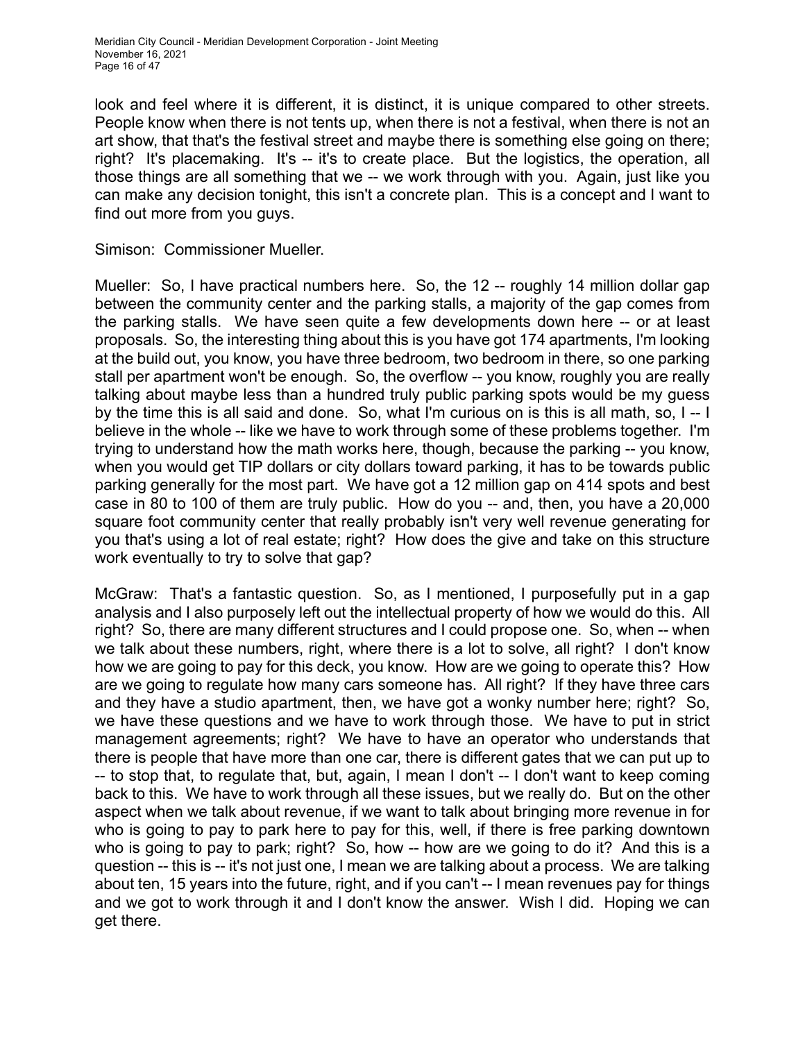look and feel where it is different, it is distinct, it is unique compared to other streets. People know when there is not tents up, when there is not a festival, when there is not an art show, that that's the festival street and maybe there is something else going on there; right? It's placemaking. It's -- it's to create place. But the logistics, the operation, all those things are all something that we -- we work through with you. Again, just like you can make any decision tonight, this isn't a concrete plan. This is a concept and I want to find out more from you guys.

Simison: Commissioner Mueller.

Mueller: So, I have practical numbers here. So, the 12 -- roughly 14 million dollar gap between the community center and the parking stalls, a majority of the gap comes from the parking stalls. We have seen quite a few developments down here -- or at least proposals. So, the interesting thing about this is you have got 174 apartments, I'm looking at the build out, you know, you have three bedroom, two bedroom in there, so one parking stall per apartment won't be enough. So, the overflow -- you know, roughly you are really talking about maybe less than a hundred truly public parking spots would be my guess by the time this is all said and done. So, what I'm curious on is this is all math, so, I -- I believe in the whole -- like we have to work through some of these problems together. I'm trying to understand how the math works here, though, because the parking -- you know, when you would get TIP dollars or city dollars toward parking, it has to be towards public parking generally for the most part. We have got a 12 million gap on 414 spots and best case in 80 to 100 of them are truly public. How do you -- and, then, you have a 20,000 square foot community center that really probably isn't very well revenue generating for you that's using a lot of real estate; right? How does the give and take on this structure work eventually to try to solve that gap?

McGraw: That's a fantastic question. So, as I mentioned, I purposefully put in a gap analysis and I also purposely left out the intellectual property of how we would do this. All right? So, there are many different structures and I could propose one. So, when -- when we talk about these numbers, right, where there is a lot to solve, all right? I don't know how we are going to pay for this deck, you know. How are we going to operate this? How are we going to regulate how many cars someone has. All right? If they have three cars and they have a studio apartment, then, we have got a wonky number here; right? So, we have these questions and we have to work through those. We have to put in strict management agreements; right? We have to have an operator who understands that there is people that have more than one car, there is different gates that we can put up to -- to stop that, to regulate that, but, again, I mean I don't -- I don't want to keep coming back to this. We have to work through all these issues, but we really do. But on the other aspect when we talk about revenue, if we want to talk about bringing more revenue in for who is going to pay to park here to pay for this, well, if there is free parking downtown who is going to pay to park; right? So, how -- how are we going to do it? And this is a question -- this is -- it's not just one, I mean we are talking about a process. We are talking about ten, 15 years into the future, right, and if you can't -- I mean revenues pay for things and we got to work through it and I don't know the answer. Wish I did. Hoping we can get there.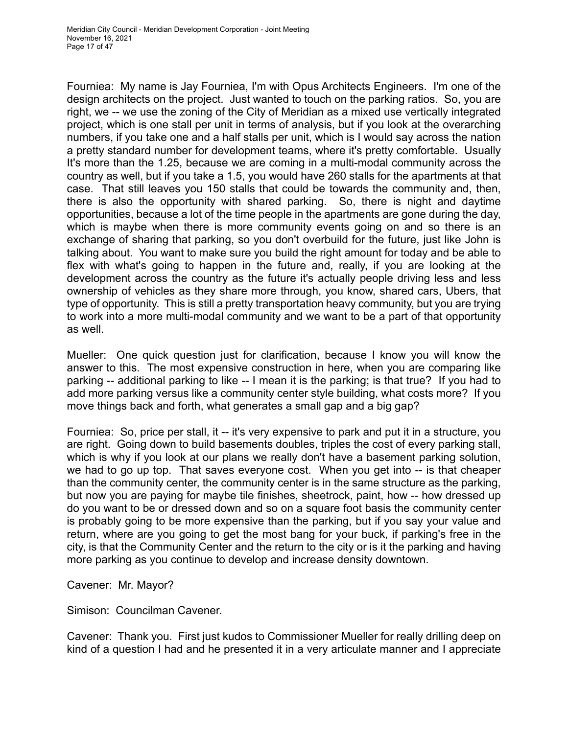Fourniea: My name is Jay Fourniea, I'm with Opus Architects Engineers. I'm one of the design architects on the project. Just wanted to touch on the parking ratios. So, you are right, we -- we use the zoning of the City of Meridian as a mixed use vertically integrated project, which is one stall per unit in terms of analysis, but if you look at the overarching numbers, if you take one and a half stalls per unit, which is I would say across the nation a pretty standard number for development teams, where it's pretty comfortable. Usually It's more than the 1.25, because we are coming in a multi-modal community across the country as well, but if you take a 1.5, you would have 260 stalls for the apartments at that case. That still leaves you 150 stalls that could be towards the community and, then, there is also the opportunity with shared parking. So, there is night and daytime opportunities, because a lot of the time people in the apartments are gone during the day, which is maybe when there is more community events going on and so there is an exchange of sharing that parking, so you don't overbuild for the future, just like John is talking about. You want to make sure you build the right amount for today and be able to flex with what's going to happen in the future and, really, if you are looking at the development across the country as the future it's actually people driving less and less ownership of vehicles as they share more through, you know, shared cars, Ubers, that type of opportunity. This is still a pretty transportation heavy community, but you are trying to work into a more multi-modal community and we want to be a part of that opportunity as well.

Mueller: One quick question just for clarification, because I know you will know the answer to this. The most expensive construction in here, when you are comparing like parking -- additional parking to like -- I mean it is the parking; is that true? If you had to add more parking versus like a community center style building, what costs more? If you move things back and forth, what generates a small gap and a big gap?

Fourniea: So, price per stall, it -- it's very expensive to park and put it in a structure, you are right. Going down to build basements doubles, triples the cost of every parking stall, which is why if you look at our plans we really don't have a basement parking solution, we had to go up top. That saves everyone cost. When you get into -- is that cheaper than the community center, the community center is in the same structure as the parking, but now you are paying for maybe tile finishes, sheetrock, paint, how -- how dressed up do you want to be or dressed down and so on a square foot basis the community center is probably going to be more expensive than the parking, but if you say your value and return, where are you going to get the most bang for your buck, if parking's free in the city, is that the Community Center and the return to the city or is it the parking and having more parking as you continue to develop and increase density downtown.

Cavener: Mr. Mayor?

Simison: Councilman Cavener.

Cavener: Thank you. First just kudos to Commissioner Mueller for really drilling deep on kind of a question I had and he presented it in a very articulate manner and I appreciate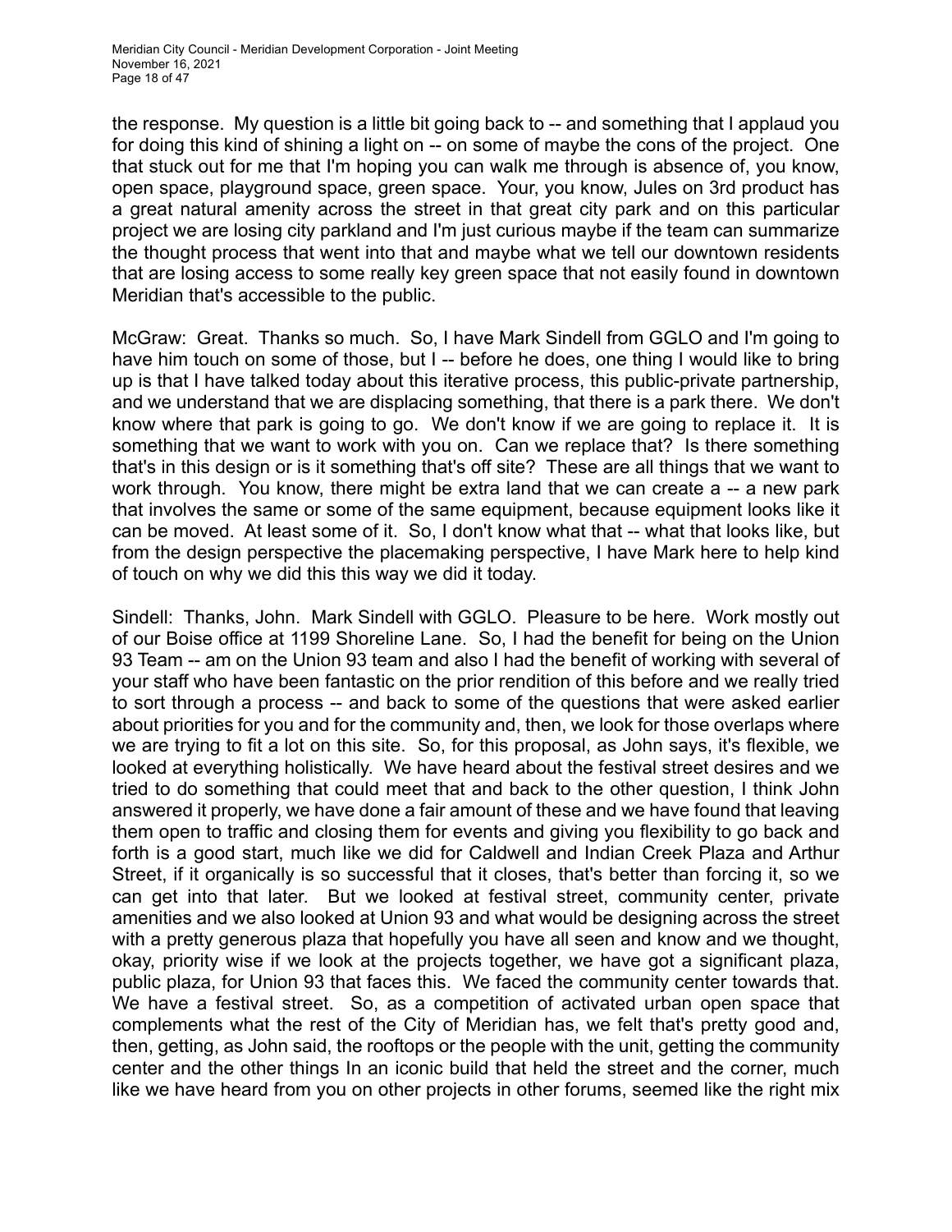the response. My question is a little bit going back to -- and something that I applaud you for doing this kind of shining a light on -- on some of maybe the cons of the project. One that stuck out for me that I'm hoping you can walk me through is absence of, you know, open space, playground space, green space. Your, you know, Jules on 3rd product has a great natural amenity across the street in that great city park and on this particular project we are losing city parkland and I'm just curious maybe if the team can summarize the thought process that went into that and maybe what we tell our downtown residents that are losing access to some really key green space that not easily found in downtown Meridian that's accessible to the public.

McGraw: Great. Thanks so much. So, I have Mark Sindell from GGLO and I'm going to have him touch on some of those, but I -- before he does, one thing I would like to bring up is that I have talked today about this iterative process, this public-private partnership, and we understand that we are displacing something, that there is a park there. We don't know where that park is going to go. We don't know if we are going to replace it. It is something that we want to work with you on. Can we replace that? Is there something that's in this design or is it something that's off site? These are all things that we want to work through. You know, there might be extra land that we can create a -- a new park that involves the same or some of the same equipment, because equipment looks like it can be moved. At least some of it. So, I don't know what that -- what that looks like, but from the design perspective the placemaking perspective, I have Mark here to help kind of touch on why we did this this way we did it today.

Sindell: Thanks, John. Mark Sindell with GGLO. Pleasure to be here. Work mostly out of our Boise office at 1199 Shoreline Lane. So, I had the benefit for being on the Union 93 Team -- am on the Union 93 team and also I had the benefit of working with several of your staff who have been fantastic on the prior rendition of this before and we really tried to sort through a process -- and back to some of the questions that were asked earlier about priorities for you and for the community and, then, we look for those overlaps where we are trying to fit a lot on this site. So, for this proposal, as John says, it's flexible, we looked at everything holistically. We have heard about the festival street desires and we tried to do something that could meet that and back to the other question, I think John answered it properly, we have done a fair amount of these and we have found that leaving them open to traffic and closing them for events and giving you flexibility to go back and forth is a good start, much like we did for Caldwell and Indian Creek Plaza and Arthur Street, if it organically is so successful that it closes, that's better than forcing it, so we can get into that later. But we looked at festival street, community center, private amenities and we also looked at Union 93 and what would be designing across the street with a pretty generous plaza that hopefully you have all seen and know and we thought, okay, priority wise if we look at the projects together, we have got a significant plaza, public plaza, for Union 93 that faces this. We faced the community center towards that. We have a festival street. So, as a competition of activated urban open space that complements what the rest of the City of Meridian has, we felt that's pretty good and, then, getting, as John said, the rooftops or the people with the unit, getting the community center and the other things In an iconic build that held the street and the corner, much like we have heard from you on other projects in other forums, seemed like the right mix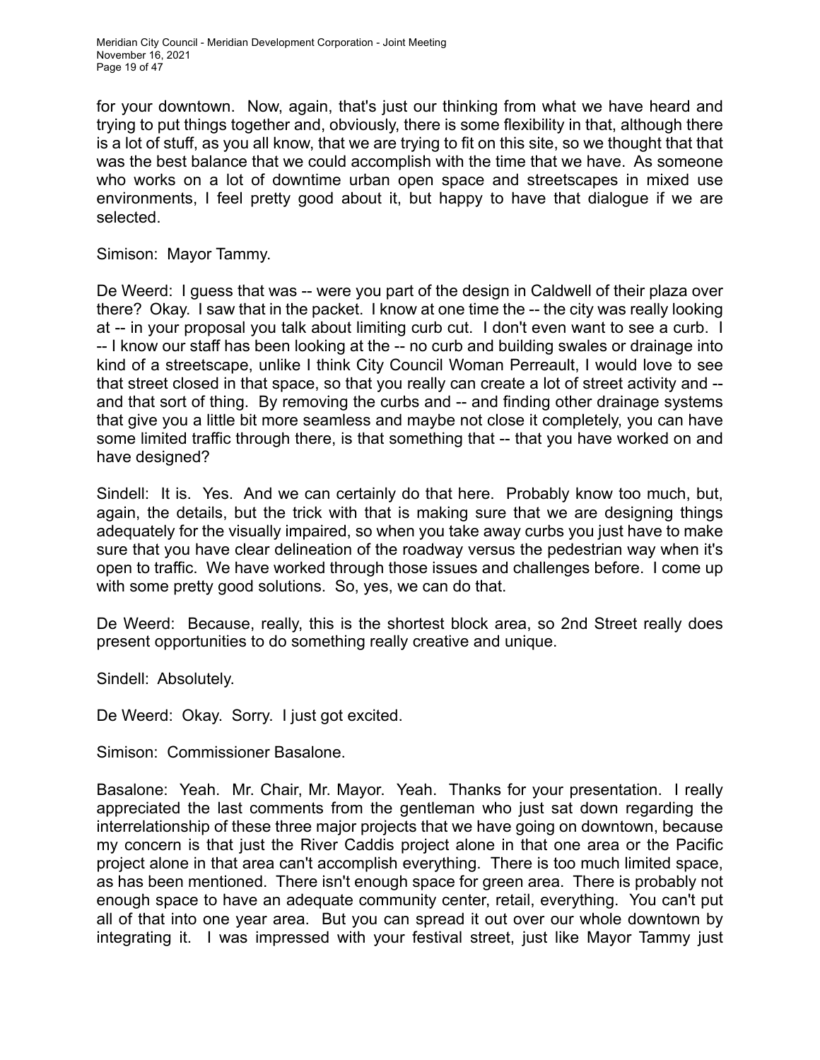for your downtown. Now, again, that's just our thinking from what we have heard and trying to put things together and, obviously, there is some flexibility in that, although there is a lot of stuff, as you all know, that we are trying to fit on this site, so we thought that that was the best balance that we could accomplish with the time that we have. As someone who works on a lot of downtime urban open space and streetscapes in mixed use environments, I feel pretty good about it, but happy to have that dialogue if we are selected.

Simison: Mayor Tammy.

De Weerd: I guess that was -- were you part of the design in Caldwell of their plaza over there? Okay. I saw that in the packet. I know at one time the -- the city was really looking at -- in your proposal you talk about limiting curb cut. I don't even want to see a curb. I -- I know our staff has been looking at the -- no curb and building swales or drainage into kind of a streetscape, unlike I think City Council Woman Perreault, I would love to see that street closed in that space, so that you really can create a lot of street activity and -- and that sort of thing. By removing the curbs and -- and finding other drainage systems that give you a little bit more seamless and maybe not close it completely, you can have some limited traffic through there, is that something that -- that you have worked on and have designed?

Sindell: It is. Yes. And we can certainly do that here. Probably know too much, but, again, the details, but the trick with that is making sure that we are designing things adequately for the visually impaired, so when you take away curbs you just have to make sure that you have clear delineation of the roadway versus the pedestrian way when it's open to traffic. We have worked through those issues and challenges before. I come up with some pretty good solutions. So, yes, we can do that.

De Weerd: Because, really, this is the shortest block area, so 2nd Street really does present opportunities to do something really creative and unique.

Sindell: Absolutely.

De Weerd: Okay. Sorry. I just got excited.

Simison: Commissioner Basalone.

Basalone: Yeah. Mr. Chair, Mr. Mayor. Yeah. Thanks for your presentation. I really appreciated the last comments from the gentleman who just sat down regarding the interrelationship of these three major projects that we have going on downtown, because my concern is that just the River Caddis project alone in that one area or the Pacific project alone in that area can't accomplish everything. There is too much limited space, as has been mentioned. There isn't enough space for green area. There is probably not enough space to have an adequate community center, retail, everything. You can't put all of that into one year area. But you can spread it out over our whole downtown by integrating it. I was impressed with your festival street, just like Mayor Tammy just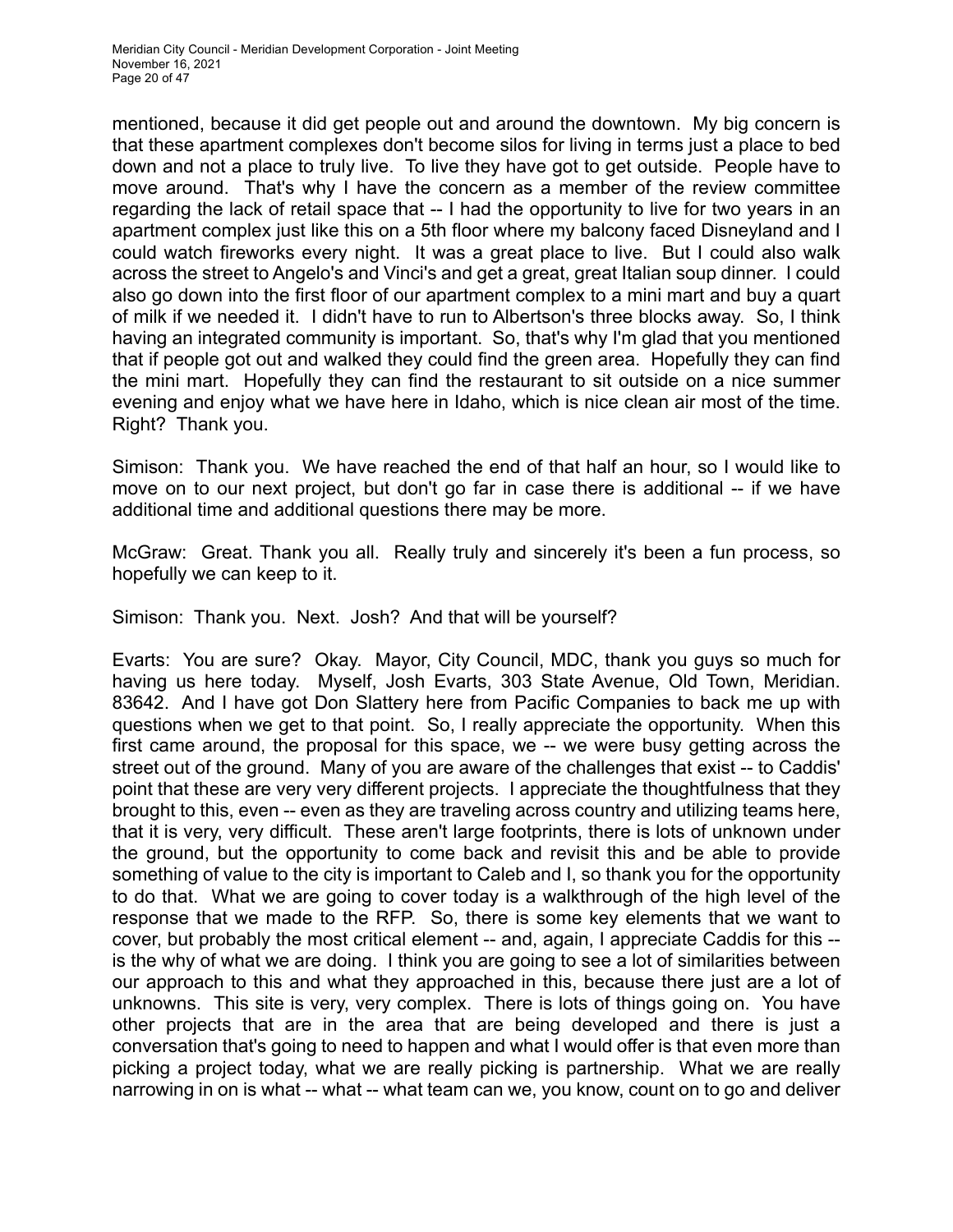mentioned, because it did get people out and around the downtown. My big concern is that these apartment complexes don't become silos for living in terms just a place to bed down and not a place to truly live. To live they have got to get outside. People have to move around. That's why I have the concern as a member of the review committee regarding the lack of retail space that -- I had the opportunity to live for two years in an apartment complex just like this on a 5th floor where my balcony faced Disneyland and I could watch fireworks every night. It was a great place to live. But I could also walk across the street to Angelo's and Vinci's and get a great, great Italian soup dinner. I could also go down into the first floor of our apartment complex to a mini mart and buy a quart of milk if we needed it. I didn't have to run to Albertson's three blocks away. So, I think having an integrated community is important. So, that's why I'm glad that you mentioned that if people got out and walked they could find the green area. Hopefully they can find the mini mart. Hopefully they can find the restaurant to sit outside on a nice summer evening and enjoy what we have here in Idaho, which is nice clean air most of the time. Right? Thank you.

Simison: Thank you. We have reached the end of that half an hour, so I would like to move on to our next project, but don't go far in case there is additional -- if we have additional time and additional questions there may be more.

McGraw: Great. Thank you all. Really truly and sincerely it's been a fun process, so hopefully we can keep to it.

Simison: Thank you. Next. Josh? And that will be yourself?

Evarts: You are sure? Okay. Mayor, City Council, MDC, thank you guys so much for having us here today. Myself, Josh Evarts, 303 State Avenue, Old Town, Meridian. 83642. And I have got Don Slattery here from Pacific Companies to back me up with questions when we get to that point. So, I really appreciate the opportunity. When this first came around, the proposal for this space, we -- we were busy getting across the street out of the ground. Many of you are aware of the challenges that exist -- to Caddis' point that these are very very different projects. I appreciate the thoughtfulness that they brought to this, even -- even as they are traveling across country and utilizing teams here, that it is very, very difficult. These aren't large footprints, there is lots of unknown under the ground, but the opportunity to come back and revisit this and be able to provide something of value to the city is important to Caleb and I, so thank you for the opportunity to do that. What we are going to cover today is a walkthrough of the high level of the response that we made to the RFP. So, there is some key elements that we want to cover, but probably the most critical element -- and, again, I appreciate Caddis for this -- is the why of what we are doing. I think you are going to see a lot of similarities between our approach to this and what they approached in this, because there just are a lot of unknowns. This site is very, very complex. There is lots of things going on. You have other projects that are in the area that are being developed and there is just a conversation that's going to need to happen and what I would offer is that even more than picking a project today, what we are really picking is partnership. What we are really narrowing in on is what -- what -- what team can we, you know, count on to go and deliver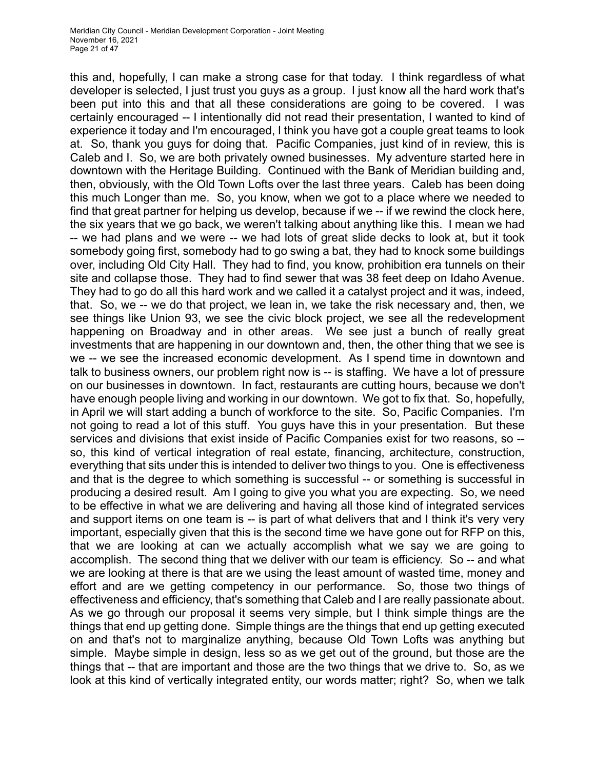this and, hopefully, I can make a strong case for that today. I think regardless of what developer is selected, I just trust you guys as a group. I just know all the hard work that's been put into this and that all these considerations are going to be covered. I was certainly encouraged -- I intentionally did not read their presentation, I wanted to kind of experience it today and I'm encouraged, I think you have got a couple great teams to look at. So, thank you guys for doing that. Pacific Companies, just kind of in review, this is Caleb and I. So, we are both privately owned businesses. My adventure started here in downtown with the Heritage Building. Continued with the Bank of Meridian building and, then, obviously, with the Old Town Lofts over the last three years. Caleb has been doing this much Longer than me. So, you know, when we got to a place where we needed to find that great partner for helping us develop, because if we -- if we rewind the clock here, the six years that we go back, we weren't talking about anything like this. I mean we had -- we had plans and we were -- we had lots of great slide decks to look at, but it took somebody going first, somebody had to go swing a bat, they had to knock some buildings over, including Old City Hall. They had to find, you know, prohibition era tunnels on their site and collapse those. They had to find sewer that was 38 feet deep on Idaho Avenue. They had to go do all this hard work and we called it a catalyst project and it was, indeed, that. So, we -- we do that project, we lean in, we take the risk necessary and, then, we see things like Union 93, we see the civic block project, we see all the redevelopment happening on Broadway and in other areas. We see just a bunch of really great investments that are happening in our downtown and, then, the other thing that we see is we -- we see the increased economic development. As I spend time in downtown and talk to business owners, our problem right now is -- is staffing. We have a lot of pressure on our businesses in downtown. In fact, restaurants are cutting hours, because we don't have enough people living and working in our downtown. We got to fix that. So, hopefully, in April we will start adding a bunch of workforce to the site. So, Pacific Companies. I'm not going to read a lot of this stuff. You guys have this in your presentation. But these services and divisions that exist inside of Pacific Companies exist for two reasons, so -- so, this kind of vertical integration of real estate, financing, architecture, construction, everything that sits under this is intended to deliver two things to you. One is effectiveness and that is the degree to which something is successful -- or something is successful in producing a desired result. Am I going to give you what you are expecting. So, we need to be effective in what we are delivering and having all those kind of integrated services and support items on one team is -- is part of what delivers that and I think it's very very important, especially given that this is the second time we have gone out for RFP on this, that we are looking at can we actually accomplish what we say we are going to accomplish. The second thing that we deliver with our team is efficiency. So -- and what we are looking at there is that are we using the least amount of wasted time, money and effort and are we getting competency in our performance. So, those two things of effectiveness and efficiency, that's something that Caleb and I are really passionate about. As we go through our proposal it seems very simple, but I think simple things are the things that end up getting done. Simple things are the things that end up getting executed on and that's not to marginalize anything, because Old Town Lofts was anything but simple. Maybe simple in design, less so as we get out of the ground, but those are the things that -- that are important and those are the two things that we drive to. So, as we look at this kind of vertically integrated entity, our words matter; right? So, when we talk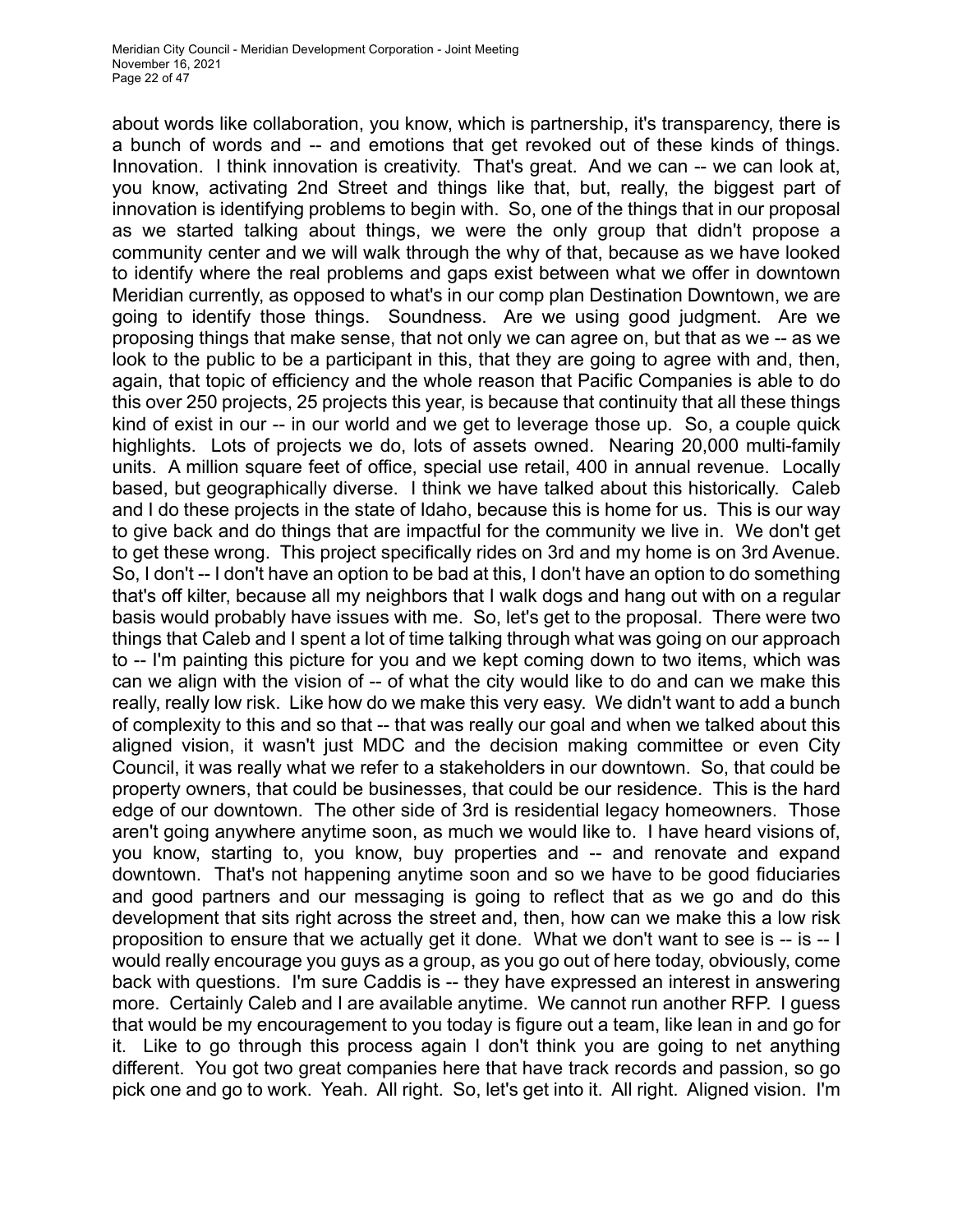about words like collaboration, you know, which is partnership, it's transparency, there is a bunch of words and -- and emotions that get revoked out of these kinds of things. Innovation. I think innovation is creativity. That's great. And we can -- we can look at, you know, activating 2nd Street and things like that, but, really, the biggest part of innovation is identifying problems to begin with. So, one of the things that in our proposal as we started talking about things, we were the only group that didn't propose a community center and we will walk through the why of that, because as we have looked to identify where the real problems and gaps exist between what we offer in downtown Meridian currently, as opposed to what's in our comp plan Destination Downtown, we are going to identify those things. Soundness. Are we using good judgment. Are we proposing things that make sense, that not only we can agree on, but that as we -- as we look to the public to be a participant in this, that they are going to agree with and, then, again, that topic of efficiency and the whole reason that Pacific Companies is able to do this over 250 projects, 25 projects this year, is because that continuity that all these things kind of exist in our -- in our world and we get to leverage those up. So, a couple quick highlights. Lots of projects we do, lots of assets owned. Nearing 20,000 multi-family units. A million square feet of office, special use retail, 400 in annual revenue. Locally based, but geographically diverse. I think we have talked about this historically. Caleb and I do these projects in the state of Idaho, because this is home for us. This is our way to give back and do things that are impactful for the community we live in. We don't get to get these wrong. This project specifically rides on 3rd and my home is on 3rd Avenue. So, I don't -- I don't have an option to be bad at this, I don't have an option to do something that's off kilter, because all my neighbors that I walk dogs and hang out with on a regular basis would probably have issues with me. So, let's get to the proposal. There were two things that Caleb and I spent a lot of time talking through what was going on our approach to -- I'm painting this picture for you and we kept coming down to two items, which was can we align with the vision of -- of what the city would like to do and can we make this really, really low risk. Like how do we make this very easy. We didn't want to add a bunch of complexity to this and so that -- that was really our goal and when we talked about this aligned vision, it wasn't just MDC and the decision making committee or even City Council, it was really what we refer to a stakeholders in our downtown. So, that could be property owners, that could be businesses, that could be our residence. This is the hard edge of our downtown. The other side of 3rd is residential legacy homeowners. Those aren't going anywhere anytime soon, as much we would like to. I have heard visions of, you know, starting to, you know, buy properties and -- and renovate and expand downtown. That's not happening anytime soon and so we have to be good fiduciaries and good partners and our messaging is going to reflect that as we go and do this development that sits right across the street and, then, how can we make this a low risk proposition to ensure that we actually get it done. What we don't want to see is -- is -- I would really encourage you guys as a group, as you go out of here today, obviously, come back with questions. I'm sure Caddis is -- they have expressed an interest in answering more. Certainly Caleb and I are available anytime. We cannot run another RFP. I guess that would be my encouragement to you today is figure out a team, like lean in and go for it. Like to go through this process again I don't think you are going to net anything different. You got two great companies here that have track records and passion, so go pick one and go to work. Yeah. All right. So, let's get into it. All right. Aligned vision. I'm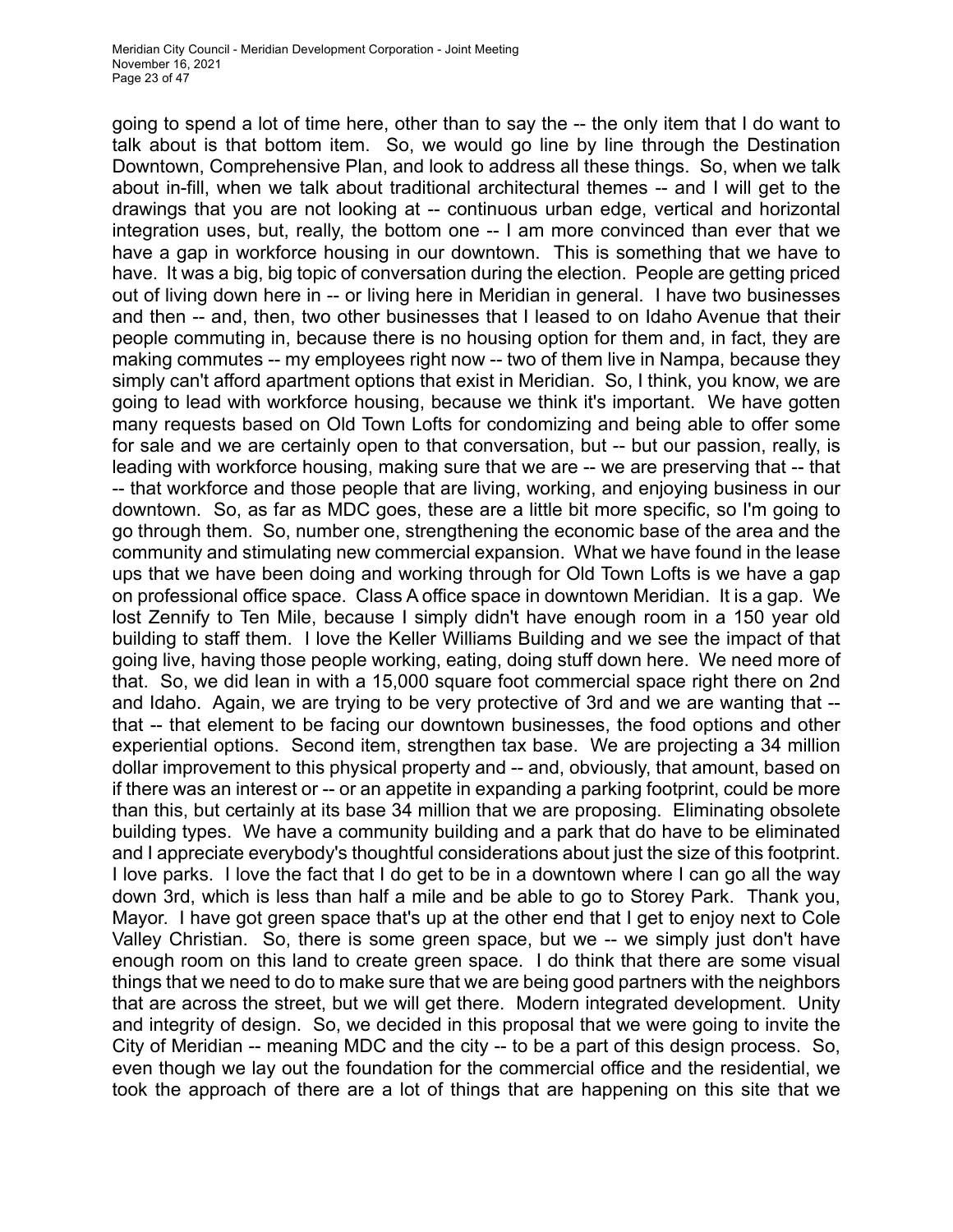going to spend a lot of time here, other than to say the -- the only item that I do want to talk about is that bottom item. So, we would go line by line through the Destination Downtown, Comprehensive Plan, and look to address all these things. So, when we talk about in-fill, when we talk about traditional architectural themes -- and I will get to the drawings that you are not looking at -- continuous urban edge, vertical and horizontal integration uses, but, really, the bottom one -- I am more convinced than ever that we have a gap in workforce housing in our downtown. This is something that we have to have. It was a big, big topic of conversation during the election. People are getting priced out of living down here in -- or living here in Meridian in general. I have two businesses and then -- and, then, two other businesses that I leased to on Idaho Avenue that their people commuting in, because there is no housing option for them and, in fact, they are making commutes -- my employees right now -- two of them live in Nampa, because they simply can't afford apartment options that exist in Meridian. So, I think, you know, we are going to lead with workforce housing, because we think it's important. We have gotten many requests based on Old Town Lofts for condomizing and being able to offer some for sale and we are certainly open to that conversation, but -- but our passion, really, is leading with workforce housing, making sure that we are -- we are preserving that -- that -- that workforce and those people that are living, working, and enjoying business in our downtown. So, as far as MDC goes, these are a little bit more specific, so I'm going to go through them. So, number one, strengthening the economic base of the area and the community and stimulating new commercial expansion. What we have found in the lease ups that we have been doing and working through for Old Town Lofts is we have a gap on professional office space. Class A office space in downtown Meridian. It is a gap. We lost Zennify to Ten Mile, because I simply didn't have enough room in a 150 year old building to staff them. I love the Keller Williams Building and we see the impact of that going live, having those people working, eating, doing stuff down here. We need more of that. So, we did lean in with a 15,000 square foot commercial space right there on 2nd and Idaho. Again, we are trying to be very protective of 3rd and we are wanting that -- that -- that element to be facing our downtown businesses, the food options and other experiential options. Second item, strengthen tax base. We are projecting a 34 million dollar improvement to this physical property and -- and, obviously, that amount, based on if there was an interest or -- or an appetite in expanding a parking footprint, could be more than this, but certainly at its base 34 million that we are proposing. Eliminating obsolete building types. We have a community building and a park that do have to be eliminated and I appreciate everybody's thoughtful considerations about just the size of this footprint. I love parks. I love the fact that I do get to be in a downtown where I can go all the way down 3rd, which is less than half a mile and be able to go to Storey Park. Thank you, Mayor. I have got green space that's up at the other end that I get to enjoy next to Cole Valley Christian. So, there is some green space, but we -- we simply just don't have enough room on this land to create green space. I do think that there are some visual things that we need to do to make sure that we are being good partners with the neighbors that are across the street, but we will get there. Modern integrated development. Unity and integrity of design. So, we decided in this proposal that we were going to invite the City of Meridian -- meaning MDC and the city -- to be a part of this design process. So, even though we lay out the foundation for the commercial office and the residential, we took the approach of there are a lot of things that are happening on this site that we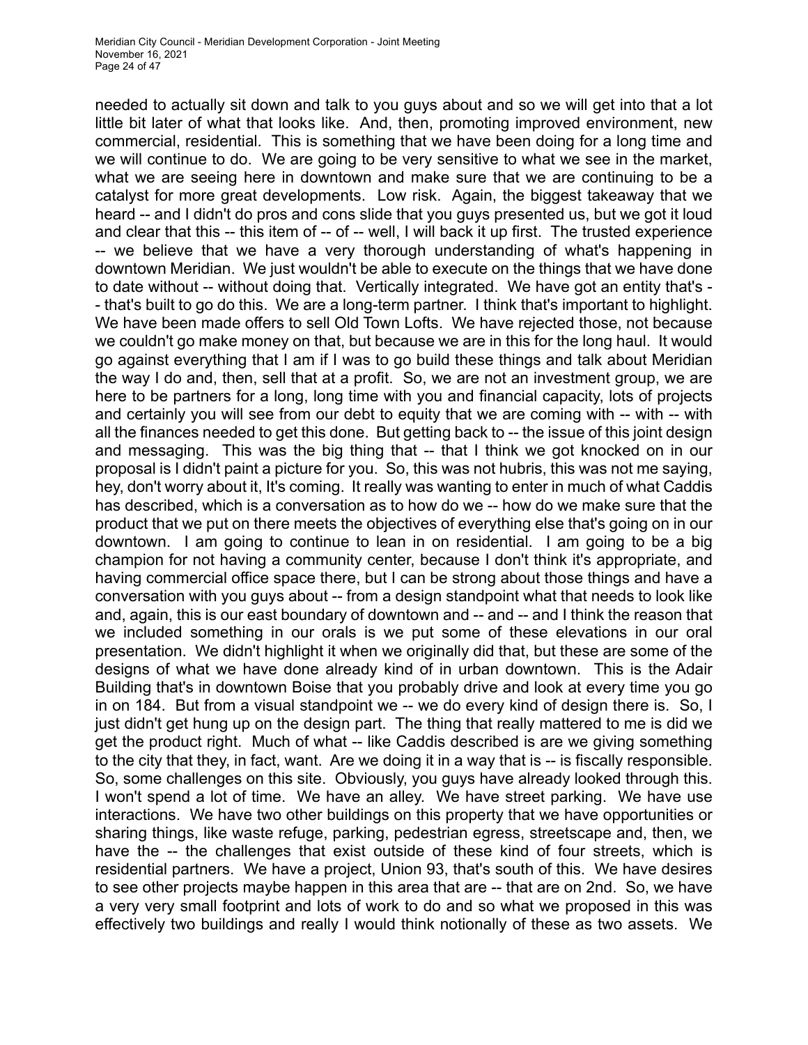needed to actually sit down and talk to you guys about and so we will get into that a lot little bit later of what that looks like. And, then, promoting improved environment, new commercial, residential. This is something that we have been doing for a long time and we will continue to do. We are going to be very sensitive to what we see in the market, what we are seeing here in downtown and make sure that we are continuing to be a catalyst for more great developments. Low risk. Again, the biggest takeaway that we heard -- and I didn't do pros and cons slide that you guys presented us, but we got it loud and clear that this -- this item of -- of -- well, I will back it up first. The trusted experience -- we believe that we have a very thorough understanding of what's happening in downtown Meridian. We just wouldn't be able to execute on the things that we have done to date without -- without doing that. Vertically integrated. We have got an entity that's -- that's built to go do this. We are a long-term partner. I think that's important to highlight. We have been made offers to sell Old Town Lofts. We have rejected those, not because we couldn't go make money on that, but because we are in this for the long haul. It would go against everything that I am if I was to go build these things and talk about Meridian the way I do and, then, sell that at a profit. So, we are not an investment group, we are here to be partners for a long, long time with you and financial capacity, lots of projects and certainly you will see from our debt to equity that we are coming with -- with -- with all the finances needed to get this done. But getting back to -- the issue of this joint design and messaging. This was the big thing that -- that I think we got knocked on in our proposal is I didn't paint a picture for you. So, this was not hubris, this was not me saying, hey, don't worry about it, It's coming. It really was wanting to enter in much of what Caddis has described, which is a conversation as to how do we -- how do we make sure that the product that we put on there meets the objectives of everything else that's going on in our downtown. I am going to continue to lean in on residential. I am going to be a big champion for not having a community center, because I don't think it's appropriate, and having commercial office space there, but I can be strong about those things and have a conversation with you guys about -- from a design standpoint what that needs to look like and, again, this is our east boundary of downtown and -- and -- and I think the reason that we included something in our orals is we put some of these elevations in our oral presentation. We didn't highlight it when we originally did that, but these are some of the designs of what we have done already kind of in urban downtown. This is the Adair Building that's in downtown Boise that you probably drive and look at every time you go in on 184. But from a visual standpoint we -- we do every kind of design there is. So, I just didn't get hung up on the design part. The thing that really mattered to me is did we get the product right. Much of what -- like Caddis described is are we giving something to the city that they, in fact, want. Are we doing it in a way that is -- is fiscally responsible. So, some challenges on this site. Obviously, you guys have already looked through this. I won't spend a lot of time. We have an alley. We have street parking. We have use interactions. We have two other buildings on this property that we have opportunities or sharing things, like waste refuge, parking, pedestrian egress, streetscape and, then, we have the -- the challenges that exist outside of these kind of four streets, which is residential partners. We have a project, Union 93, that's south of this. We have desires to see other projects maybe happen in this area that are -- that are on 2nd. So, we have a very very small footprint and lots of work to do and so what we proposed in this was effectively two buildings and really I would think notionally of these as two assets. We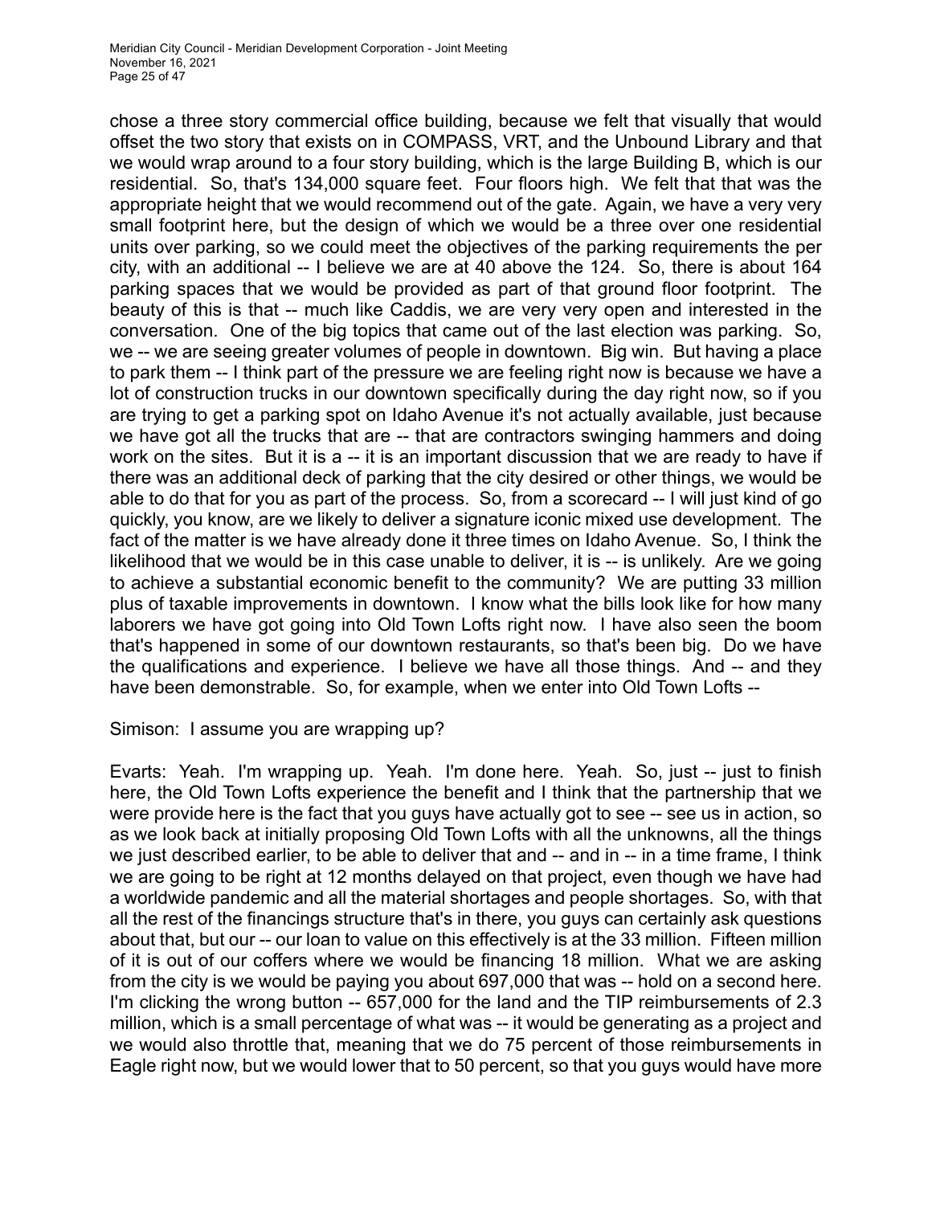chose a three story commercial office building, because we felt that visually that would offset the two story that exists on in COMPASS, VRT, and the Unbound Library and that we would wrap around to a four story building, which is the large Building B, which is our residential. So, that's 134,000 square feet. Four floors high. We felt that that was the appropriate height that we would recommend out of the gate. Again, we have a very very small footprint here, but the design of which we would be a three over one residential units over parking, so we could meet the objectives of the parking requirements the per city, with an additional -- I believe we are at 40 above the 124. So, there is about 164 parking spaces that we would be provided as part of that ground floor footprint. The beauty of this is that -- much like Caddis, we are very very open and interested in the conversation. One of the big topics that came out of the last election was parking. So, we -- we are seeing greater volumes of people in downtown. Big win. But having a place to park them -- I think part of the pressure we are feeling right now is because we have a lot of construction trucks in our downtown specifically during the day right now, so if you are trying to get a parking spot on Idaho Avenue it's not actually available, just because we have got all the trucks that are -- that are contractors swinging hammers and doing work on the sites. But it is a -- it is an important discussion that we are ready to have if there was an additional deck of parking that the city desired or other things, we would be able to do that for you as part of the process. So, from a scorecard -- I will just kind of go quickly, you know, are we likely to deliver a signature iconic mixed use development. The fact of the matter is we have already done it three times on Idaho Avenue. So, I think the likelihood that we would be in this case unable to deliver, it is -- is unlikely. Are we going to achieve a substantial economic benefit to the community? We are putting 33 million plus of taxable improvements in downtown. I know what the bills look like for how many laborers we have got going into Old Town Lofts right now. I have also seen the boom that's happened in some of our downtown restaurants, so that's been big. Do we have the qualifications and experience. I believe we have all those things. And -- and they have been demonstrable. So, for example, when we enter into Old Town Lofts --

Simison: I assume you are wrapping up?

Evarts: Yeah. I'm wrapping up. Yeah. I'm done here. Yeah. So, just -- just to finish here, the Old Town Lofts experience the benefit and I think that the partnership that we were provide here is the fact that you guys have actually got to see -- see us in action, so as we look back at initially proposing Old Town Lofts with all the unknowns, all the things we just described earlier, to be able to deliver that and -- and in -- in a time frame, I think we are going to be right at 12 months delayed on that project, even though we have had a worldwide pandemic and all the material shortages and people shortages. So, with that all the rest of the financings structure that's in there, you guys can certainly ask questions about that, but our -- our loan to value on this effectively is at the 33 million. Fifteen million of it is out of our coffers where we would be financing 18 million. What we are asking from the city is we would be paying you about 697,000 that was -- hold on a second here. I'm clicking the wrong button -- 657,000 for the land and the TIP reimbursements of 2.3 million, which is a small percentage of what was -- it would be generating as a project and we would also throttle that, meaning that we do 75 percent of those reimbursements in Eagle right now, but we would lower that to 50 percent, so that you guys would have more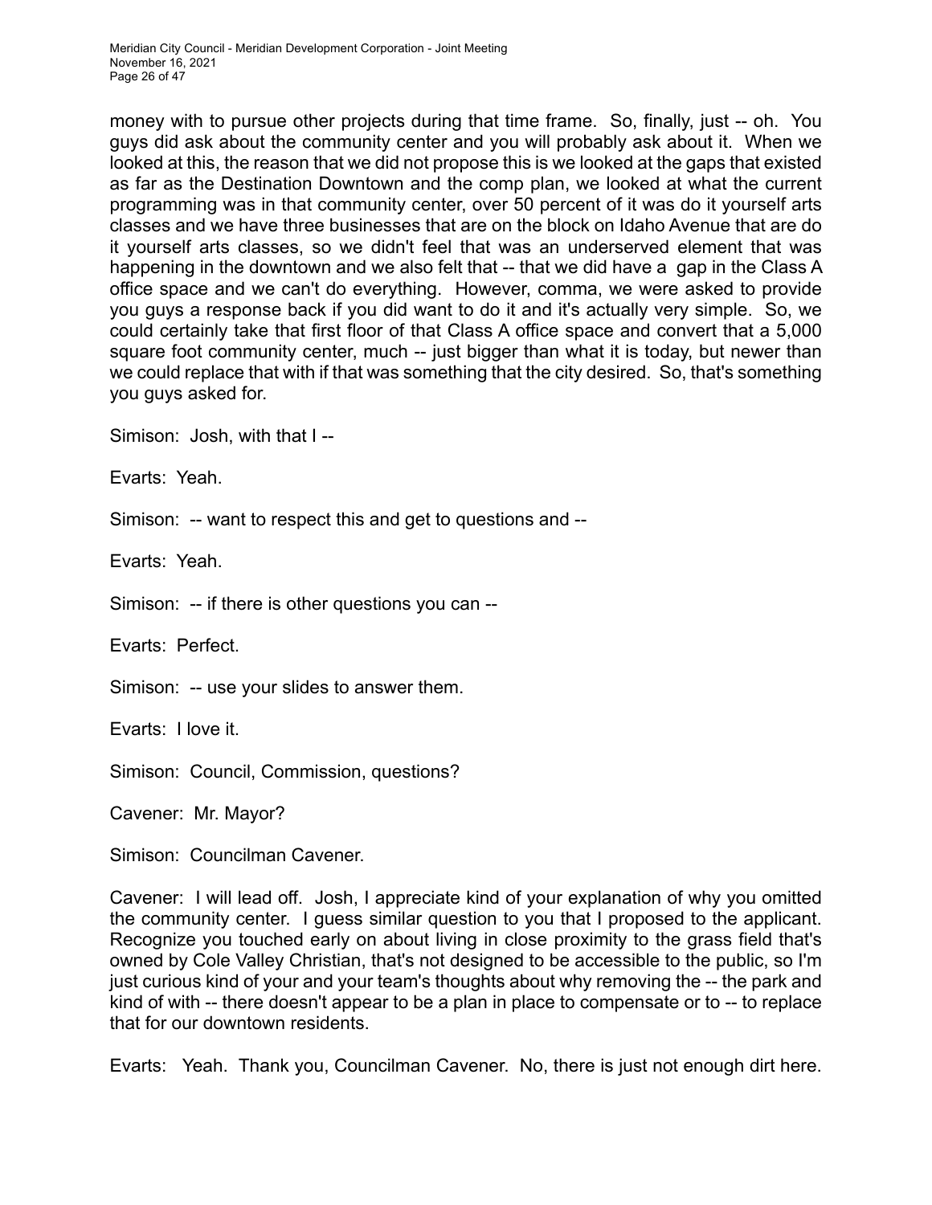money with to pursue other projects during that time frame. So, finally, just -- oh. You guys did ask about the community center and you will probably ask about it. When we looked at this, the reason that we did not propose this is we looked at the gaps that existed as far as the Destination Downtown and the comp plan, we looked at what the current programming was in that community center, over 50 percent of it was do it yourself arts classes and we have three businesses that are on the block on Idaho Avenue that are do it yourself arts classes, so we didn't feel that was an underserved element that was happening in the downtown and we also felt that -- that we did have a gap in the Class A office space and we can't do everything. However, comma, we were asked to provide you guys a response back if you did want to do it and it's actually very simple. So, we could certainly take that first floor of that Class A office space and convert that a 5,000 square foot community center, much -- just bigger than what it is today, but newer than we could replace that with if that was something that the city desired. So, that's something you guys asked for.

Simison: Josh, with that I --

Evarts: Yeah.

Simison: -- want to respect this and get to questions and --

Evarts: Yeah.

Simison: -- if there is other questions you can --

Evarts: Perfect.

Simison: -- use your slides to answer them.

Evarts: I love it.

Simison: Council, Commission, questions?

Cavener: Mr. Mayor?

Simison: Councilman Cavener.

Cavener: I will lead off. Josh, I appreciate kind of your explanation of why you omitted the community center. I guess similar question to you that I proposed to the applicant. Recognize you touched early on about living in close proximity to the grass field that's owned by Cole Valley Christian, that's not designed to be accessible to the public, so I'm just curious kind of your and your team's thoughts about why removing the -- the park and kind of with -- there doesn't appear to be a plan in place to compensate or to -- to replace that for our downtown residents.

Evarts: Yeah. Thank you, Councilman Cavener. No, there is just not enough dirt here.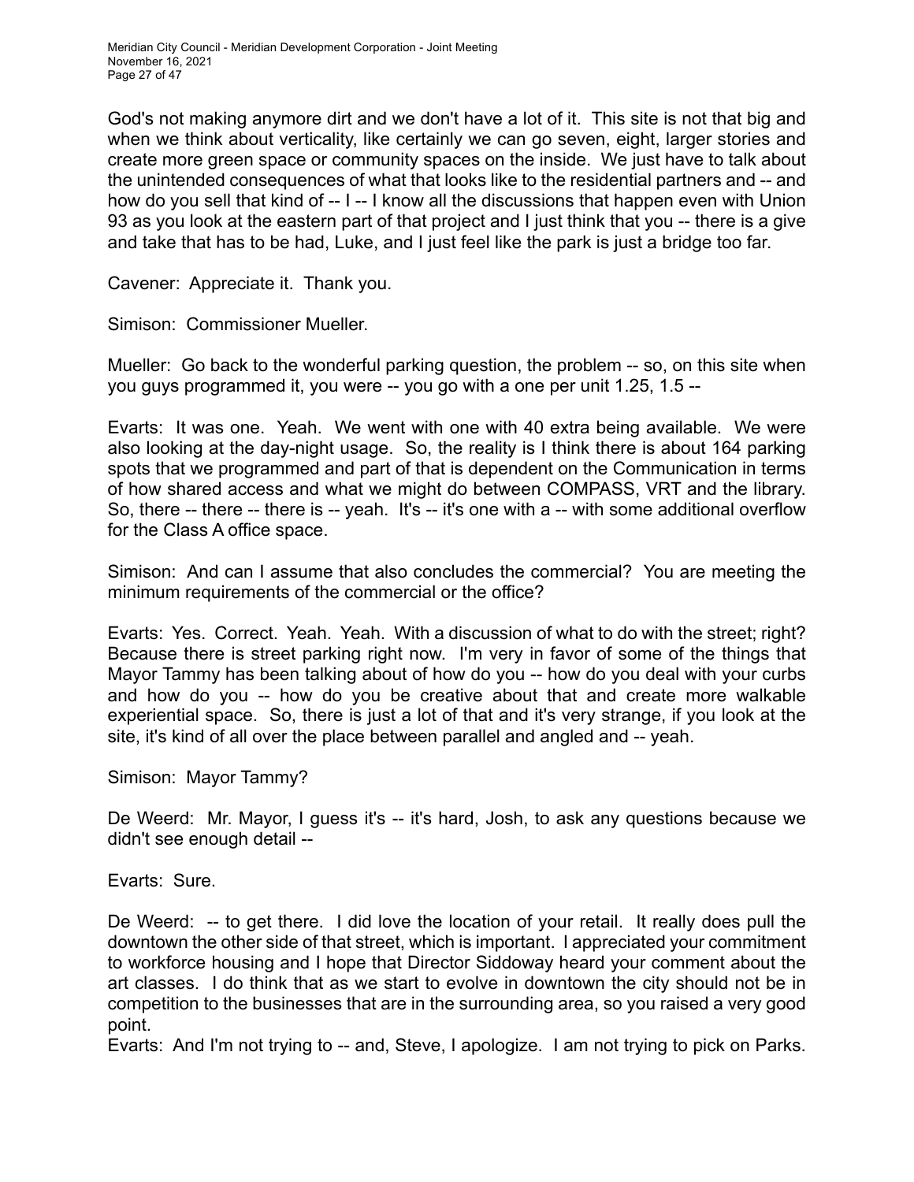God's not making anymore dirt and we don't have a lot of it. This site is not that big and when we think about verticality, like certainly we can go seven, eight, larger stories and create more green space or community spaces on the inside. We just have to talk about the unintended consequences of what that looks like to the residential partners and -- and how do you sell that kind of -- I -- I know all the discussions that happen even with Union 93 as you look at the eastern part of that project and I just think that you -- there is a give and take that has to be had, Luke, and I just feel like the park is just a bridge too far.

Cavener: Appreciate it. Thank you.

Simison: Commissioner Mueller.

Mueller: Go back to the wonderful parking question, the problem -- so, on this site when you guys programmed it, you were -- you go with a one per unit 1.25, 1.5 --

Evarts: It was one. Yeah. We went with one with 40 extra being available. We were also looking at the day-night usage. So, the reality is I think there is about 164 parking spots that we programmed and part of that is dependent on the Communication in terms of how shared access and what we might do between COMPASS, VRT and the library. So, there -- there -- there is -- yeah. It's -- it's one with a -- with some additional overflow for the Class A office space.

Simison: And can I assume that also concludes the commercial? You are meeting the minimum requirements of the commercial or the office?

Evarts: Yes. Correct. Yeah. Yeah. With a discussion of what to do with the street; right? Because there is street parking right now. I'm very in favor of some of the things that Mayor Tammy has been talking about of how do you -- how do you deal with your curbs and how do you -- how do you be creative about that and create more walkable experiential space. So, there is just a lot of that and it's very strange, if you look at the site, it's kind of all over the place between parallel and angled and -- yeah.

Simison: Mayor Tammy?

De Weerd: Mr. Mayor, I guess it's -- it's hard, Josh, to ask any questions because we didn't see enough detail --

Evarts: Sure.

De Weerd: -- to get there. I did love the location of your retail. It really does pull the downtown the other side of that street, which is important. I appreciated your commitment to workforce housing and I hope that Director Siddoway heard your comment about the art classes. I do think that as we start to evolve in downtown the city should not be in competition to the businesses that are in the surrounding area, so you raised a very good point.

Evarts: And I'm not trying to -- and, Steve, I apologize. I am not trying to pick on Parks.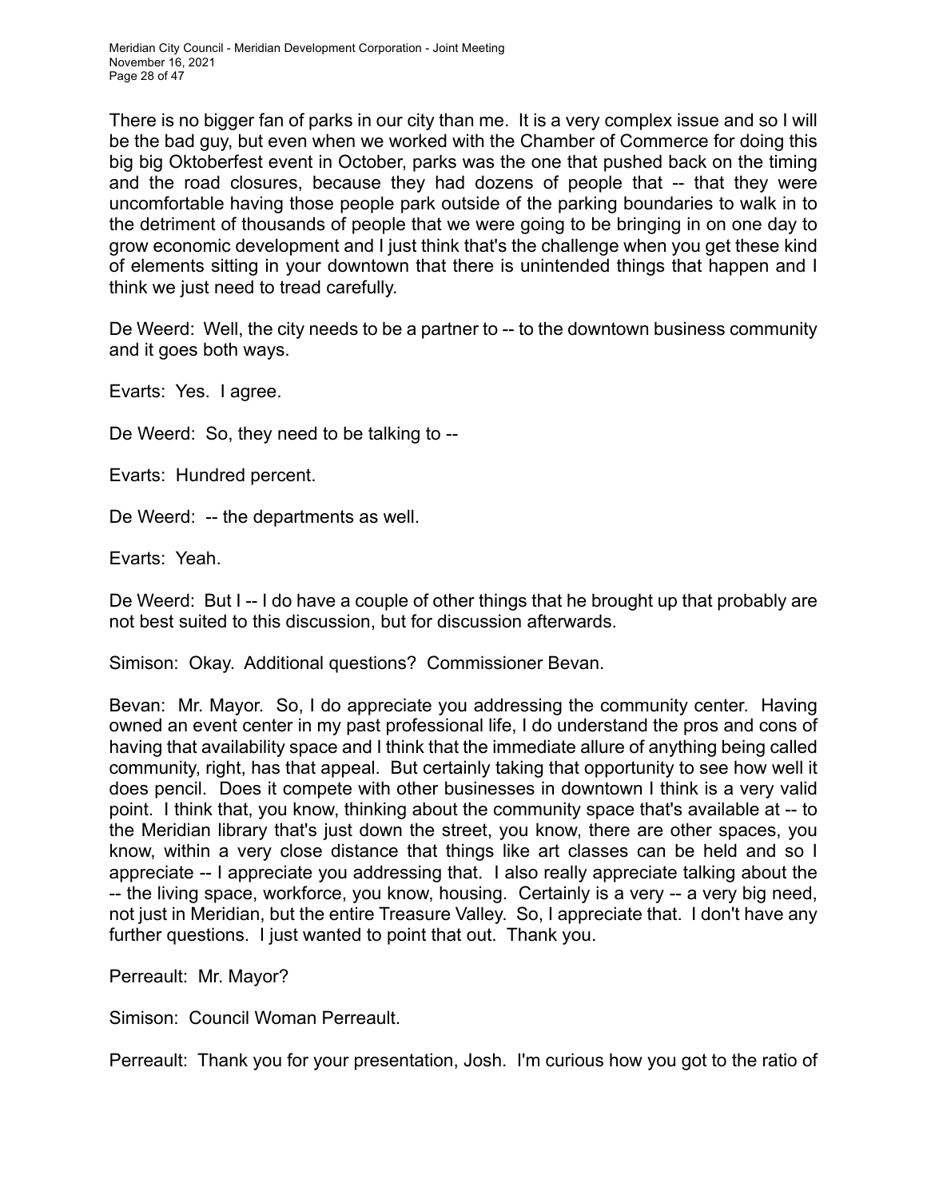There is no bigger fan of parks in our city than me. It is a very complex issue and so I will be the bad guy, but even when we worked with the Chamber of Commerce for doing this big big Oktoberfest event in October, parks was the one that pushed back on the timing and the road closures, because they had dozens of people that -- that they were uncomfortable having those people park outside of the parking boundaries to walk in to the detriment of thousands of people that we were going to be bringing in on one day to grow economic development and I just think that's the challenge when you get these kind of elements sitting in your downtown that there is unintended things that happen and I think we just need to tread carefully.

De Weerd: Well, the city needs to be a partner to -- to the downtown business community and it goes both ways.

Evarts: Yes. I agree.

De Weerd: So, they need to be talking to --

Evarts: Hundred percent.

De Weerd: -- the departments as well.

Evarts: Yeah.

De Weerd: But I -- I do have a couple of other things that he brought up that probably are not best suited to this discussion, but for discussion afterwards.

Simison: Okay. Additional questions? Commissioner Bevan.

Bevan: Mr. Mayor. So, I do appreciate you addressing the community center. Having owned an event center in my past professional life, I do understand the pros and cons of having that availability space and I think that the immediate allure of anything being called community, right, has that appeal. But certainly taking that opportunity to see how well it does pencil. Does it compete with other businesses in downtown I think is a very valid point. I think that, you know, thinking about the community space that's available at -- to the Meridian library that's just down the street, you know, there are other spaces, you know, within a very close distance that things like art classes can be held and so I appreciate -- I appreciate you addressing that. I also really appreciate talking about the -- the living space, workforce, you know, housing. Certainly is a very -- a very big need, not just in Meridian, but the entire Treasure Valley. So, I appreciate that. I don't have any further questions. I just wanted to point that out. Thank you.

Perreault: Mr. Mayor?

Simison: Council Woman Perreault.

Perreault: Thank you for your presentation, Josh. I'm curious how you got to the ratio of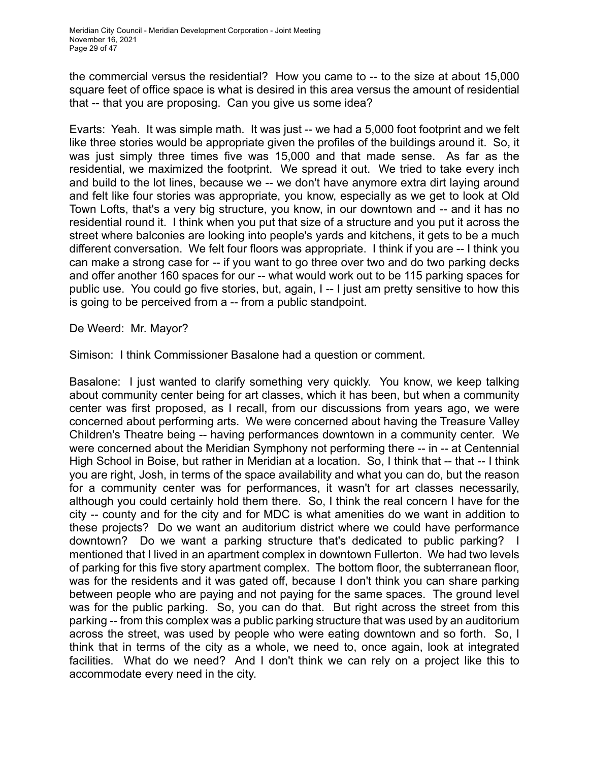the commercial versus the residential? How you came to -- to the size at about 15,000 square feet of office space is what is desired in this area versus the amount of residential that -- that you are proposing. Can you give us some idea?

Evarts: Yeah. It was simple math. It was just -- we had a 5,000 foot footprint and we felt like three stories would be appropriate given the profiles of the buildings around it. So, it was just simply three times five was 15,000 and that made sense. As far as the residential, we maximized the footprint. We spread it out. We tried to take every inch and build to the lot lines, because we -- we don't have anymore extra dirt laying around and felt like four stories was appropriate, you know, especially as we get to look at Old Town Lofts, that's a very big structure, you know, in our downtown and -- and it has no residential round it. I think when you put that size of a structure and you put it across the street where balconies are looking into people's yards and kitchens, it gets to be a much different conversation. We felt four floors was appropriate. I think if you are -- I think you can make a strong case for -- if you want to go three over two and do two parking decks and offer another 160 spaces for our -- what would work out to be 115 parking spaces for public use. You could go five stories, but, again, I -- I just am pretty sensitive to how this is going to be perceived from a -- from a public standpoint.

De Weerd: Mr. Mayor?

Simison: I think Commissioner Basalone had a question or comment.

Basalone: I just wanted to clarify something very quickly. You know, we keep talking about community center being for art classes, which it has been, but when a community center was first proposed, as I recall, from our discussions from years ago, we were concerned about performing arts. We were concerned about having the Treasure Valley Children's Theatre being -- having performances downtown in a community center. We were concerned about the Meridian Symphony not performing there -- in -- at Centennial High School in Boise, but rather in Meridian at a location. So, I think that -- that -- I think you are right, Josh, in terms of the space availability and what you can do, but the reason for a community center was for performances, it wasn't for art classes necessarily, although you could certainly hold them there. So, I think the real concern I have for the city -- county and for the city and for MDC is what amenities do we want in addition to these projects? Do we want an auditorium district where we could have performance downtown? Do we want a parking structure that's dedicated to public parking? I mentioned that I lived in an apartment complex in downtown Fullerton. We had two levels of parking for this five story apartment complex. The bottom floor, the subterranean floor, was for the residents and it was gated off, because I don't think you can share parking between people who are paying and not paying for the same spaces. The ground level was for the public parking. So, you can do that. But right across the street from this parking -- from this complex was a public parking structure that was used by an auditorium across the street, was used by people who were eating downtown and so forth. So, I think that in terms of the city as a whole, we need to, once again, look at integrated facilities. What do we need? And I don't think we can rely on a project like this to accommodate every need in the city.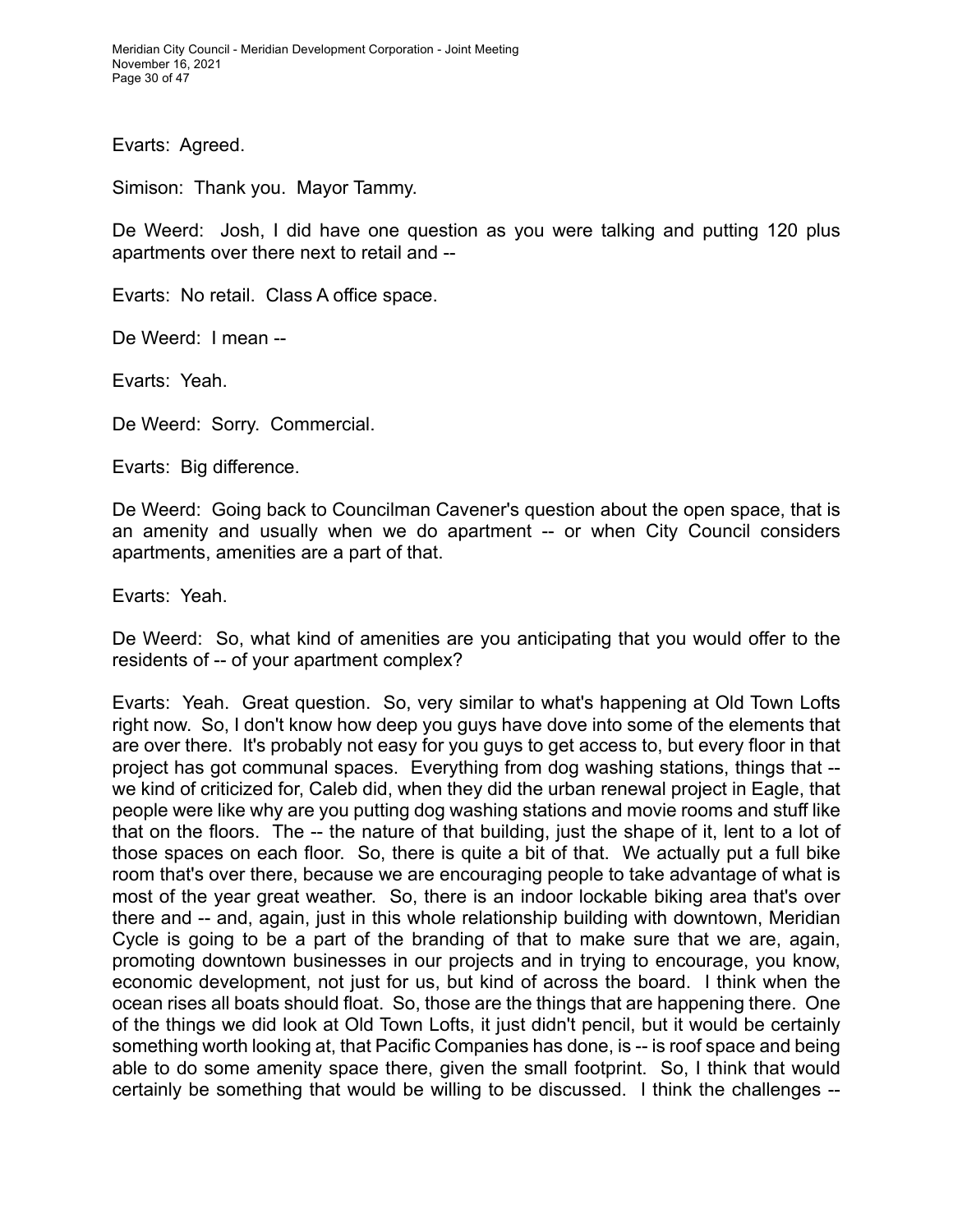Evarts: Agreed.

Simison: Thank you. Mayor Tammy.

De Weerd: Josh, I did have one question as you were talking and putting 120 plus apartments over there next to retail and --

Evarts: No retail. Class A office space.

De Weerd: I mean --

Evarts: Yeah.

De Weerd: Sorry. Commercial.

Evarts: Big difference.

De Weerd: Going back to Councilman Cavener's question about the open space, that is an amenity and usually when we do apartment -- or when City Council considers apartments, amenities are a part of that.

Evarts: Yeah.

De Weerd: So, what kind of amenities are you anticipating that you would offer to the residents of -- of your apartment complex?

Evarts: Yeah. Great question. So, very similar to what's happening at Old Town Lofts right now. So, I don't know how deep you guys have dove into some of the elements that are over there. It's probably not easy for you guys to get access to, but every floor in that project has got communal spaces. Everything from dog washing stations, things that -- we kind of criticized for, Caleb did, when they did the urban renewal project in Eagle, that people were like why are you putting dog washing stations and movie rooms and stuff like that on the floors. The -- the nature of that building, just the shape of it, lent to a lot of those spaces on each floor. So, there is quite a bit of that. We actually put a full bike room that's over there, because we are encouraging people to take advantage of what is most of the year great weather. So, there is an indoor lockable biking area that's over there and -- and, again, just in this whole relationship building with downtown, Meridian Cycle is going to be a part of the branding of that to make sure that we are, again, promoting downtown businesses in our projects and in trying to encourage, you know, economic development, not just for us, but kind of across the board. I think when the ocean rises all boats should float. So, those are the things that are happening there. One of the things we did look at Old Town Lofts, it just didn't pencil, but it would be certainly something worth looking at, that Pacific Companies has done, is -- is roof space and being able to do some amenity space there, given the small footprint. So, I think that would certainly be something that would be willing to be discussed. I think the challenges --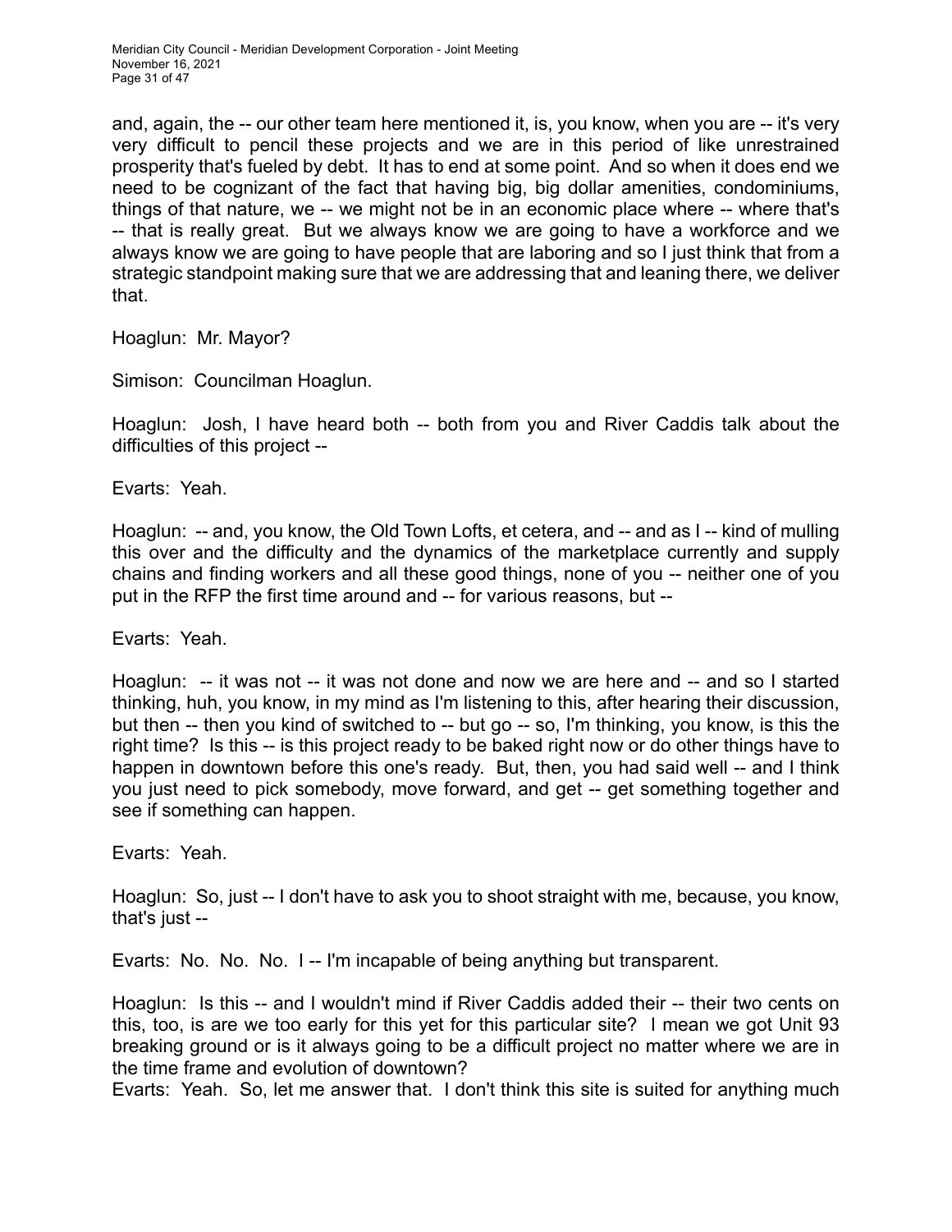and, again, the -- our other team here mentioned it, is, you know, when you are -- it's very very difficult to pencil these projects and we are in this period of like unrestrained prosperity that's fueled by debt. It has to end at some point. And so when it does end we need to be cognizant of the fact that having big, big dollar amenities, condominiums, things of that nature, we -- we might not be in an economic place where -- where that's -- that is really great. But we always know we are going to have a workforce and we always know we are going to have people that are laboring and so I just think that from a strategic standpoint making sure that we are addressing that and leaning there, we deliver that.

Hoaglun: Mr. Mayor?

Simison: Councilman Hoaglun.

Hoaglun: Josh, I have heard both -- both from you and River Caddis talk about the difficulties of this project --

Evarts: Yeah.

Hoaglun: -- and, you know, the Old Town Lofts, et cetera, and -- and as I -- kind of mulling this over and the difficulty and the dynamics of the marketplace currently and supply chains and finding workers and all these good things, none of you -- neither one of you put in the RFP the first time around and -- for various reasons, but --

Evarts: Yeah.

Hoaglun: -- it was not -- it was not done and now we are here and -- and so I started thinking, huh, you know, in my mind as I'm listening to this, after hearing their discussion, but then -- then you kind of switched to -- but go -- so, I'm thinking, you know, is this the right time? Is this -- is this project ready to be baked right now or do other things have to happen in downtown before this one's ready. But, then, you had said well -- and I think you just need to pick somebody, move forward, and get -- get something together and see if something can happen.

Evarts: Yeah.

Hoaglun: So, just -- I don't have to ask you to shoot straight with me, because, you know, that's just --

Evarts: No. No. No. I -- I'm incapable of being anything but transparent.

Hoaglun: Is this -- and I wouldn't mind if River Caddis added their -- their two cents on this, too, is are we too early for this yet for this particular site? I mean we got Unit 93 breaking ground or is it always going to be a difficult project no matter where we are in the time frame and evolution of downtown?

Evarts: Yeah. So, let me answer that. I don't think this site is suited for anything much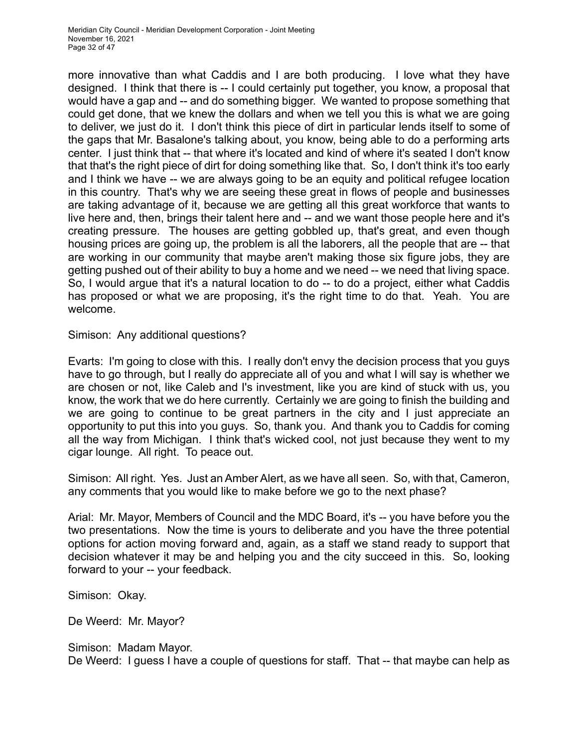more innovative than what Caddis and I are both producing. I love what they have designed. I think that there is -- I could certainly put together, you know, a proposal that would have a gap and -- and do something bigger. We wanted to propose something that could get done, that we knew the dollars and when we tell you this is what we are going to deliver, we just do it. I don't think this piece of dirt in particular lends itself to some of the gaps that Mr. Basalone's talking about, you know, being able to do a performing arts center. I just think that -- that where it's located and kind of where it's seated I don't know that that's the right piece of dirt for doing something like that. So, I don't think it's too early and I think we have -- we are always going to be an equity and political refugee location in this country. That's why we are seeing these great in flows of people and businesses are taking advantage of it, because we are getting all this great workforce that wants to live here and, then, brings their talent here and -- and we want those people here and it's creating pressure. The houses are getting gobbled up, that's great, and even though housing prices are going up, the problem is all the laborers, all the people that are -- that are working in our community that maybe aren't making those six figure jobs, they are getting pushed out of their ability to buy a home and we need -- we need that living space. So, I would argue that it's a natural location to do -- to do a project, either what Caddis has proposed or what we are proposing, it's the right time to do that. Yeah. You are welcome.

Simison: Any additional questions?

Evarts: I'm going to close with this. I really don't envy the decision process that you guys have to go through, but I really do appreciate all of you and what I will say is whether we are chosen or not, like Caleb and I's investment, like you are kind of stuck with us, you know, the work that we do here currently. Certainly we are going to finish the building and we are going to continue to be great partners in the city and I just appreciate an opportunity to put this into you guys. So, thank you. And thank you to Caddis for coming all the way from Michigan. I think that's wicked cool, not just because they went to my cigar lounge. All right. To peace out.

Simison: All right. Yes. Just an Amber Alert, as we have all seen. So, with that, Cameron, any comments that you would like to make before we go to the next phase?

Arial: Mr. Mayor, Members of Council and the MDC Board, it's -- you have before you the two presentations. Now the time is yours to deliberate and you have the three potential options for action moving forward and, again, as a staff we stand ready to support that decision whatever it may be and helping you and the city succeed in this. So, looking forward to your -- your feedback.

Simison: Okay.

De Weerd: Mr. Mayor?

Simison: Madam Mayor.

De Weerd: I guess I have a couple of questions for staff. That -- that maybe can help as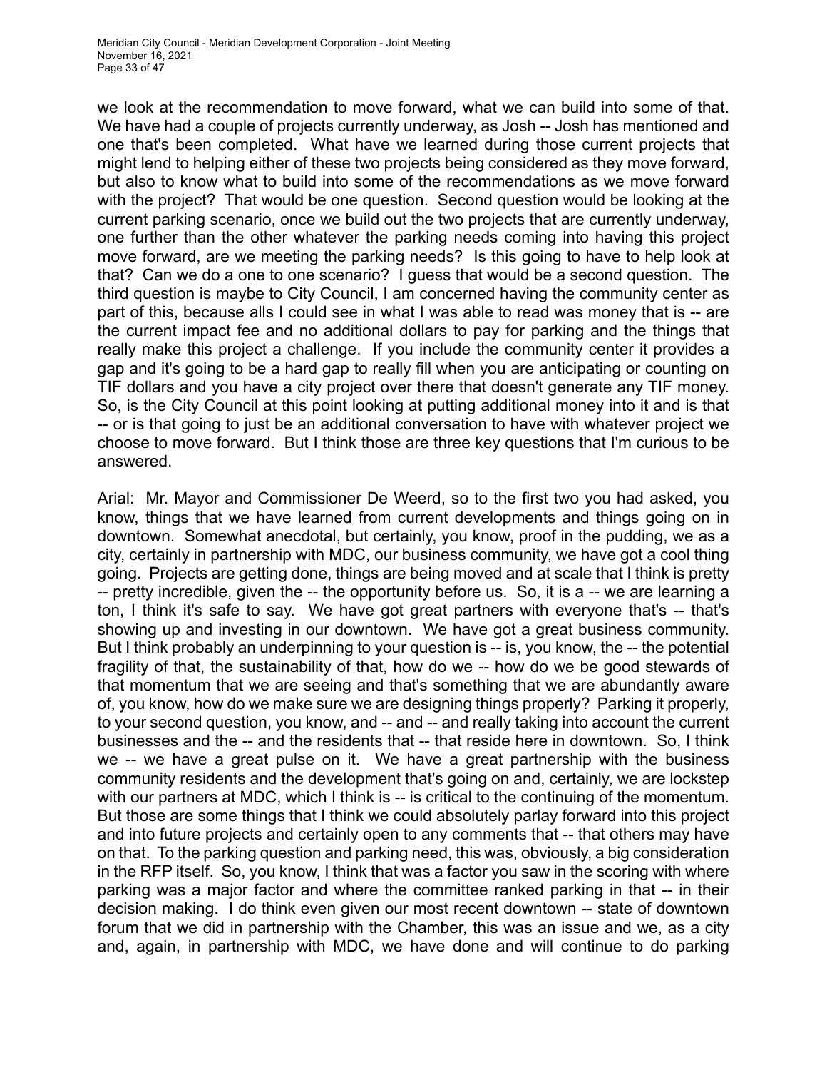we look at the recommendation to move forward, what we can build into some of that. We have had a couple of projects currently underway, as Josh -- Josh has mentioned and one that's been completed. What have we learned during those current projects that might lend to helping either of these two projects being considered as they move forward, but also to know what to build into some of the recommendations as we move forward with the project? That would be one question. Second question would be looking at the current parking scenario, once we build out the two projects that are currently underway, one further than the other whatever the parking needs coming into having this project move forward, are we meeting the parking needs? Is this going to have to help look at that? Can we do a one to one scenario? I guess that would be a second question. The third question is maybe to City Council, I am concerned having the community center as part of this, because alls I could see in what I was able to read was money that is -- are the current impact fee and no additional dollars to pay for parking and the things that really make this project a challenge. If you include the community center it provides a gap and it's going to be a hard gap to really fill when you are anticipating or counting on TIF dollars and you have a city project over there that doesn't generate any TIF money. So, is the City Council at this point looking at putting additional money into it and is that -- or is that going to just be an additional conversation to have with whatever project we choose to move forward. But I think those are three key questions that I'm curious to be answered.

Arial: Mr. Mayor and Commissioner De Weerd, so to the first two you had asked, you know, things that we have learned from current developments and things going on in downtown. Somewhat anecdotal, but certainly, you know, proof in the pudding, we as a city, certainly in partnership with MDC, our business community, we have got a cool thing going. Projects are getting done, things are being moved and at scale that I think is pretty -- pretty incredible, given the -- the opportunity before us. So, it is a -- we are learning a ton, I think it's safe to say. We have got great partners with everyone that's -- that's showing up and investing in our downtown. We have got a great business community. But I think probably an underpinning to your question is -- is, you know, the -- the potential fragility of that, the sustainability of that, how do we -- how do we be good stewards of that momentum that we are seeing and that's something that we are abundantly aware of, you know, how do we make sure we are designing things properly? Parking it properly, to your second question, you know, and -- and -- and really taking into account the current businesses and the -- and the residents that -- that reside here in downtown. So, I think we -- we have a great pulse on it. We have a great partnership with the business community residents and the development that's going on and, certainly, we are lockstep with our partners at MDC, which I think is -- is critical to the continuing of the momentum. But those are some things that I think we could absolutely parlay forward into this project and into future projects and certainly open to any comments that -- that others may have on that. To the parking question and parking need, this was, obviously, a big consideration in the RFP itself. So, you know, I think that was a factor you saw in the scoring with where parking was a major factor and where the committee ranked parking in that -- in their decision making. I do think even given our most recent downtown -- state of downtown forum that we did in partnership with the Chamber, this was an issue and we, as a city and, again, in partnership with MDC, we have done and will continue to do parking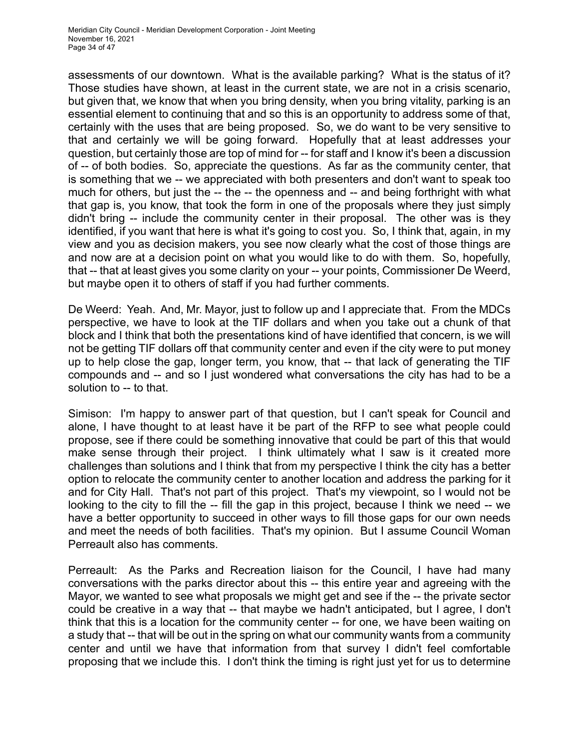assessments of our downtown. What is the available parking? What is the status of it? Those studies have shown, at least in the current state, we are not in a crisis scenario, but given that, we know that when you bring density, when you bring vitality, parking is an essential element to continuing that and so this is an opportunity to address some of that, certainly with the uses that are being proposed. So, we do want to be very sensitive to that and certainly we will be going forward. Hopefully that at least addresses your question, but certainly those are top of mind for -- for staff and I know it's been a discussion of -- of both bodies. So, appreciate the questions. As far as the community center, that is something that we -- we appreciated with both presenters and don't want to speak too much for others, but just the -- the -- the openness and -- and being forthright with what that gap is, you know, that took the form in one of the proposals where they just simply didn't bring -- include the community center in their proposal. The other was is they identified, if you want that here is what it's going to cost you. So, I think that, again, in my view and you as decision makers, you see now clearly what the cost of those things are and now are at a decision point on what you would like to do with them. So, hopefully, that -- that at least gives you some clarity on your -- your points, Commissioner De Weerd, but maybe open it to others of staff if you had further comments.

De Weerd: Yeah. And, Mr. Mayor, just to follow up and I appreciate that. From the MDCs perspective, we have to look at the TIF dollars and when you take out a chunk of that block and I think that both the presentations kind of have identified that concern, is we will not be getting TIF dollars off that community center and even if the city were to put money up to help close the gap, longer term, you know, that -- that lack of generating the TIF compounds and -- and so I just wondered what conversations the city has had to be a solution to -- to that.

Simison: I'm happy to answer part of that question, but I can't speak for Council and alone, I have thought to at least have it be part of the RFP to see what people could propose, see if there could be something innovative that could be part of this that would make sense through their project. I think ultimately what I saw is it created more challenges than solutions and I think that from my perspective I think the city has a better option to relocate the community center to another location and address the parking for it and for City Hall. That's not part of this project. That's my viewpoint, so I would not be looking to the city to fill the -- fill the gap in this project, because I think we need -- we have a better opportunity to succeed in other ways to fill those gaps for our own needs and meet the needs of both facilities. That's my opinion. But I assume Council Woman Perreault also has comments.

Perreault: As the Parks and Recreation liaison for the Council, I have had many conversations with the parks director about this -- this entire year and agreeing with the Mayor, we wanted to see what proposals we might get and see if the -- the private sector could be creative in a way that -- that maybe we hadn't anticipated, but I agree, I don't think that this is a location for the community center -- for one, we have been waiting on a study that -- that will be out in the spring on what our community wants from a community center and until we have that information from that survey I didn't feel comfortable proposing that we include this. I don't think the timing is right just yet for us to determine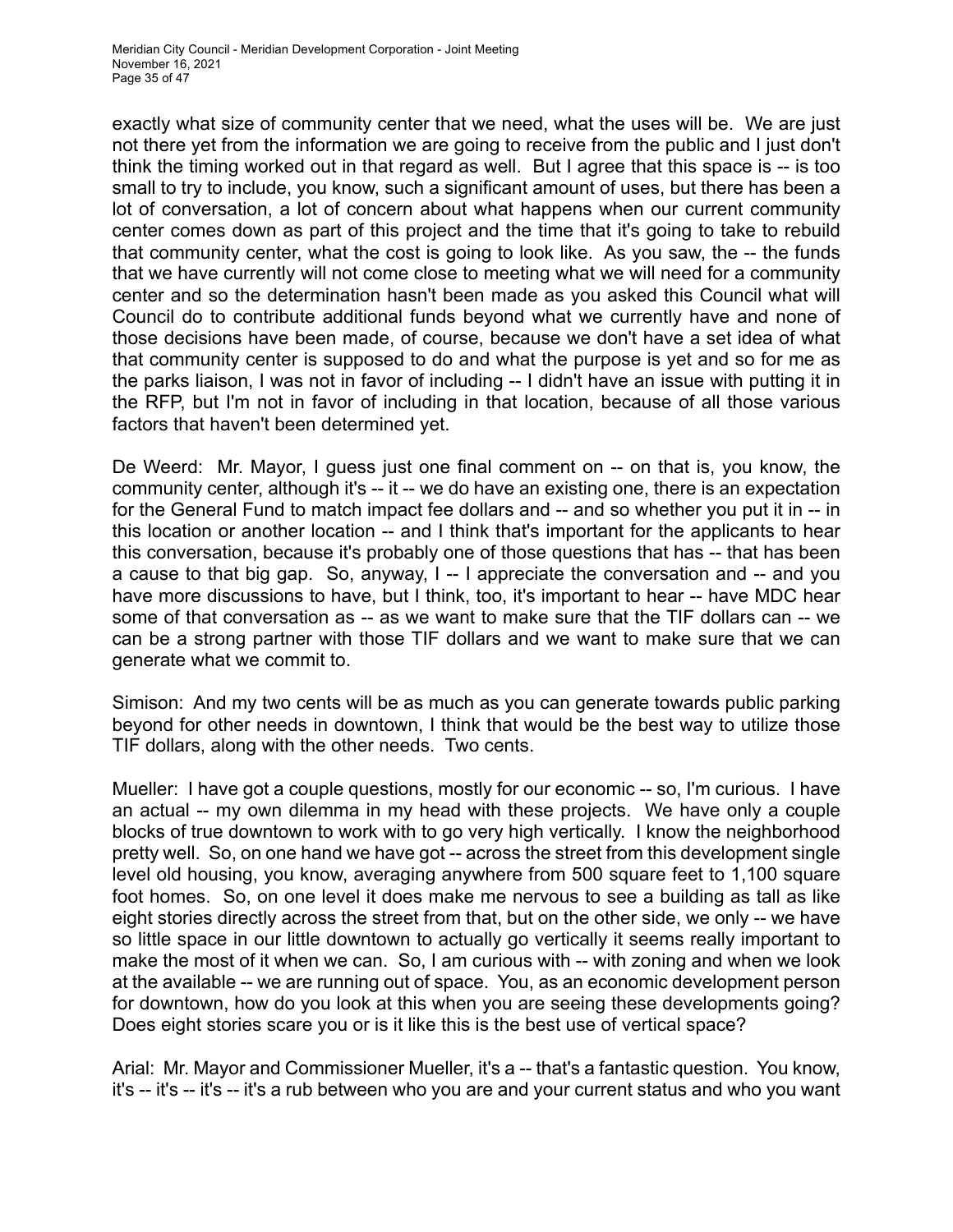exactly what size of community center that we need, what the uses will be. We are just not there yet from the information we are going to receive from the public and I just don't think the timing worked out in that regard as well. But I agree that this space is -- is too small to try to include, you know, such a significant amount of uses, but there has been a lot of conversation, a lot of concern about what happens when our current community center comes down as part of this project and the time that it's going to take to rebuild that community center, what the cost is going to look like. As you saw, the -- the funds that we have currently will not come close to meeting what we will need for a community center and so the determination hasn't been made as you asked this Council what will Council do to contribute additional funds beyond what we currently have and none of those decisions have been made, of course, because we don't have a set idea of what that community center is supposed to do and what the purpose is yet and so for me as the parks liaison, I was not in favor of including -- I didn't have an issue with putting it in the RFP, but I'm not in favor of including in that location, because of all those various factors that haven't been determined yet.

De Weerd: Mr. Mayor, I guess just one final comment on -- on that is, you know, the community center, although it's -- it -- we do have an existing one, there is an expectation for the General Fund to match impact fee dollars and -- and so whether you put it in -- in this location or another location -- and I think that's important for the applicants to hear this conversation, because it's probably one of those questions that has -- that has been a cause to that big gap. So, anyway, I -- I appreciate the conversation and -- and you have more discussions to have, but I think, too, it's important to hear -- have MDC hear some of that conversation as -- as we want to make sure that the TIF dollars can -- we can be a strong partner with those TIF dollars and we want to make sure that we can generate what we commit to.

Simison: And my two cents will be as much as you can generate towards public parking beyond for other needs in downtown, I think that would be the best way to utilize those TIF dollars, along with the other needs. Two cents.

Mueller: I have got a couple questions, mostly for our economic -- so, I'm curious. I have an actual -- my own dilemma in my head with these projects. We have only a couple blocks of true downtown to work with to go very high vertically. I know the neighborhood pretty well. So, on one hand we have got -- across the street from this development single level old housing, you know, averaging anywhere from 500 square feet to 1,100 square foot homes. So, on one level it does make me nervous to see a building as tall as like eight stories directly across the street from that, but on the other side, we only -- we have so little space in our little downtown to actually go vertically it seems really important to make the most of it when we can. So, I am curious with -- with zoning and when we look at the available -- we are running out of space. You, as an economic development person for downtown, how do you look at this when you are seeing these developments going? Does eight stories scare you or is it like this is the best use of vertical space?

Arial: Mr. Mayor and Commissioner Mueller, it's a -- that's a fantastic question. You know, it's -- it's -- it's -- it's a rub between who you are and your current status and who you want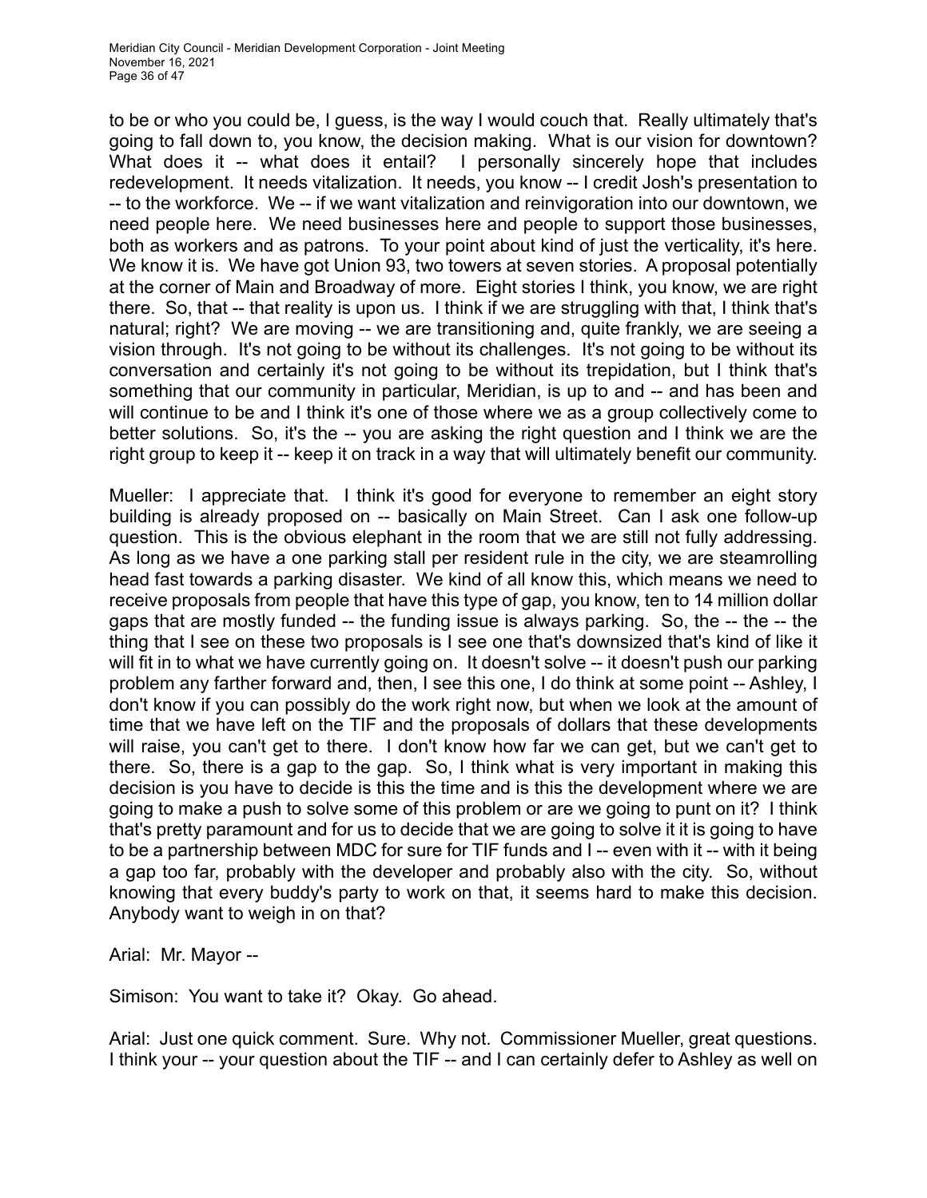to be or who you could be, I guess, is the way I would couch that. Really ultimately that's going to fall down to, you know, the decision making. What is our vision for downtown? What does it -- what does it entail? I personally sincerely hope that includes redevelopment. It needs vitalization. It needs, you know -- I credit Josh's presentation to -- to the workforce. We -- if we want vitalization and reinvigoration into our downtown, we need people here. We need businesses here and people to support those businesses, both as workers and as patrons. To your point about kind of just the verticality, it's here. We know it is. We have got Union 93, two towers at seven stories. A proposal potentially at the corner of Main and Broadway of more. Eight stories I think, you know, we are right there. So, that -- that reality is upon us. I think if we are struggling with that, I think that's natural; right? We are moving -- we are transitioning and, quite frankly, we are seeing a vision through. It's not going to be without its challenges. It's not going to be without its conversation and certainly it's not going to be without its trepidation, but I think that's something that our community in particular, Meridian, is up to and -- and has been and will continue to be and I think it's one of those where we as a group collectively come to better solutions. So, it's the -- you are asking the right question and I think we are the right group to keep it -- keep it on track in a way that will ultimately benefit our community.

Mueller: I appreciate that. I think it's good for everyone to remember an eight story building is already proposed on -- basically on Main Street. Can I ask one follow-up question. This is the obvious elephant in the room that we are still not fully addressing. As long as we have a one parking stall per resident rule in the city, we are steamrolling head fast towards a parking disaster. We kind of all know this, which means we need to receive proposals from people that have this type of gap, you know, ten to 14 million dollar gaps that are mostly funded -- the funding issue is always parking. So, the -- the -- the thing that I see on these two proposals is I see one that's downsized that's kind of like it will fit in to what we have currently going on. It doesn't solve -- it doesn't push our parking problem any farther forward and, then, I see this one, I do think at some point -- Ashley, I don't know if you can possibly do the work right now, but when we look at the amount of time that we have left on the TIF and the proposals of dollars that these developments will raise, you can't get to there. I don't know how far we can get, but we can't get to there. So, there is a gap to the gap. So, I think what is very important in making this decision is you have to decide is this the time and is this the development where we are going to make a push to solve some of this problem or are we going to punt on it? I think that's pretty paramount and for us to decide that we are going to solve it it is going to have to be a partnership between MDC for sure for TIF funds and I -- even with it -- with it being a gap too far, probably with the developer and probably also with the city. So, without knowing that every buddy's party to work on that, it seems hard to make this decision. Anybody want to weigh in on that?

Arial: Mr. Mayor --

Simison: You want to take it? Okay. Go ahead.

Arial: Just one quick comment. Sure. Why not. Commissioner Mueller, great questions. I think your -- your question about the TIF -- and I can certainly defer to Ashley as well on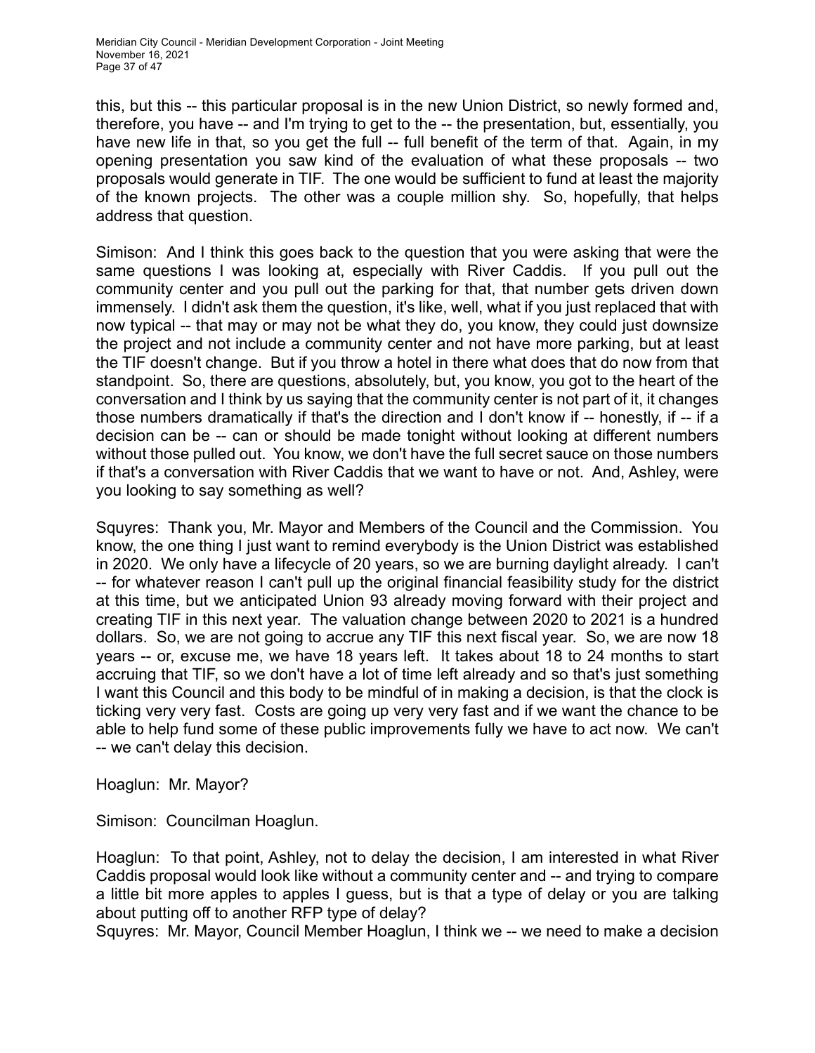this, but this -- this particular proposal is in the new Union District, so newly formed and, therefore, you have -- and I'm trying to get to the -- the presentation, but, essentially, you have new life in that, so you get the full -- full benefit of the term of that. Again, in my opening presentation you saw kind of the evaluation of what these proposals -- two proposals would generate in TIF. The one would be sufficient to fund at least the majority of the known projects. The other was a couple million shy. So, hopefully, that helps address that question.

Simison: And I think this goes back to the question that you were asking that were the same questions I was looking at, especially with River Caddis. If you pull out the community center and you pull out the parking for that, that number gets driven down immensely. I didn't ask them the question, it's like, well, what if you just replaced that with now typical -- that may or may not be what they do, you know, they could just downsize the project and not include a community center and not have more parking, but at least the TIF doesn't change. But if you throw a hotel in there what does that do now from that standpoint. So, there are questions, absolutely, but, you know, you got to the heart of the conversation and I think by us saying that the community center is not part of it, it changes those numbers dramatically if that's the direction and I don't know if -- honestly, if -- if a decision can be -- can or should be made tonight without looking at different numbers without those pulled out. You know, we don't have the full secret sauce on those numbers if that's a conversation with River Caddis that we want to have or not. And, Ashley, were you looking to say something as well?

Squyres: Thank you, Mr. Mayor and Members of the Council and the Commission. You know, the one thing I just want to remind everybody is the Union District was established in 2020. We only have a lifecycle of 20 years, so we are burning daylight already. I can't -- for whatever reason I can't pull up the original financial feasibility study for the district at this time, but we anticipated Union 93 already moving forward with their project and creating TIF in this next year. The valuation change between 2020 to 2021 is a hundred dollars. So, we are not going to accrue any TIF this next fiscal year. So, we are now 18 years -- or, excuse me, we have 18 years left. It takes about 18 to 24 months to start accruing that TIF, so we don't have a lot of time left already and so that's just something I want this Council and this body to be mindful of in making a decision, is that the clock is ticking very very fast. Costs are going up very very fast and if we want the chance to be able to help fund some of these public improvements fully we have to act now. We can't -- we can't delay this decision.

Hoaglun: Mr. Mayor?

Simison: Councilman Hoaglun.

Hoaglun: To that point, Ashley, not to delay the decision, I am interested in what River Caddis proposal would look like without a community center and -- and trying to compare a little bit more apples to apples I guess, but is that a type of delay or you are talking about putting off to another RFP type of delay?

Squyres: Mr. Mayor, Council Member Hoaglun, I think we -- we need to make a decision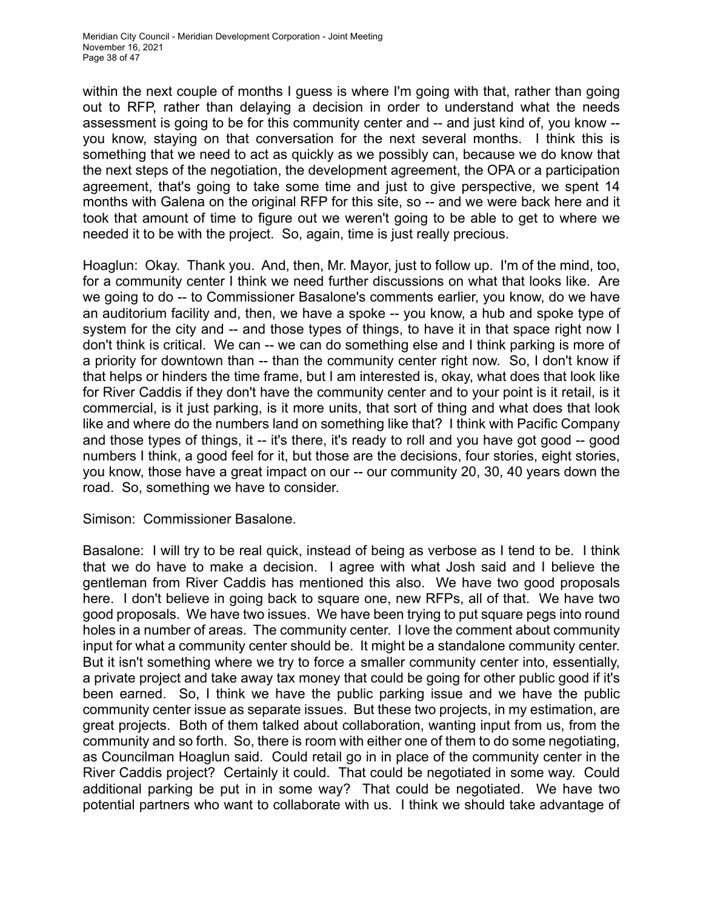within the next couple of months I guess is where I'm going with that, rather than going out to RFP, rather than delaying a decision in order to understand what the needs assessment is going to be for this community center and -- and just kind of, you know -- you know, staying on that conversation for the next several months. I think this is something that we need to act as quickly as we possibly can, because we do know that the next steps of the negotiation, the development agreement, the OPA or a participation agreement, that's going to take some time and just to give perspective, we spent 14 months with Galena on the original RFP for this site, so -- and we were back here and it took that amount of time to figure out we weren't going to be able to get to where we needed it to be with the project. So, again, time is just really precious.

Hoaglun: Okay. Thank you. And, then, Mr. Mayor, just to follow up. I'm of the mind, too, for a community center I think we need further discussions on what that looks like. Are we going to do -- to Commissioner Basalone's comments earlier, you know, do we have an auditorium facility and, then, we have a spoke -- you know, a hub and spoke type of system for the city and -- and those types of things, to have it in that space right now I don't think is critical. We can -- we can do something else and I think parking is more of a priority for downtown than -- than the community center right now. So, I don't know if that helps or hinders the time frame, but I am interested is, okay, what does that look like for River Caddis if they don't have the community center and to your point is it retail, is it commercial, is it just parking, is it more units, that sort of thing and what does that look like and where do the numbers land on something like that? I think with Pacific Company and those types of things, it -- it's there, it's ready to roll and you have got good -- good numbers I think, a good feel for it, but those are the decisions, four stories, eight stories, you know, those have a great impact on our -- our community 20, 30, 40 years down the road. So, something we have to consider.

Simison: Commissioner Basalone.

Basalone: I will try to be real quick, instead of being as verbose as I tend to be. I think that we do have to make a decision. I agree with what Josh said and I believe the gentleman from River Caddis has mentioned this also. We have two good proposals here. I don't believe in going back to square one, new RFPs, all of that. We have two good proposals. We have two issues. We have been trying to put square pegs into round holes in a number of areas. The community center. I love the comment about community input for what a community center should be. It might be a standalone community center. But it isn't something where we try to force a smaller community center into, essentially, a private project and take away tax money that could be going for other public good if it's been earned. So, I think we have the public parking issue and we have the public community center issue as separate issues. But these two projects, in my estimation, are great projects. Both of them talked about collaboration, wanting input from us, from the community and so forth. So, there is room with either one of them to do some negotiating, as Councilman Hoaglun said. Could retail go in in place of the community center in the River Caddis project? Certainly it could. That could be negotiated in some way. Could additional parking be put in in some way? That could be negotiated. We have two potential partners who want to collaborate with us. I think we should take advantage of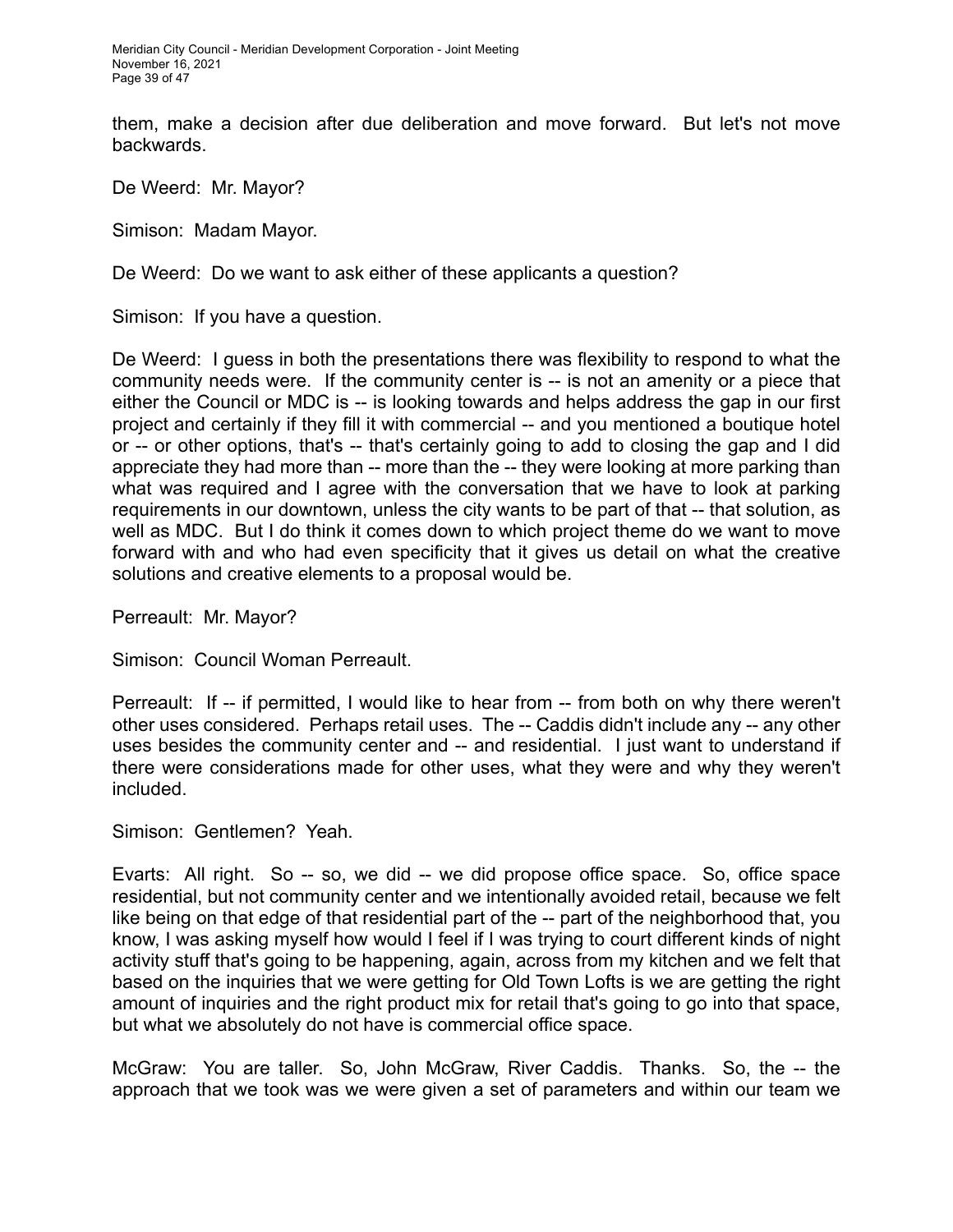them, make a decision after due deliberation and move forward. But let's not move backwards.

De Weerd: Mr. Mayor?

Simison: Madam Mayor.

De Weerd: Do we want to ask either of these applicants a question?

Simison: If you have a question.

De Weerd: I guess in both the presentations there was flexibility to respond to what the community needs were. If the community center is -- is not an amenity or a piece that either the Council or MDC is -- is looking towards and helps address the gap in our first project and certainly if they fill it with commercial -- and you mentioned a boutique hotel or -- or other options, that's -- that's certainly going to add to closing the gap and I did appreciate they had more than -- more than the -- they were looking at more parking than what was required and I agree with the conversation that we have to look at parking requirements in our downtown, unless the city wants to be part of that -- that solution, as well as MDC. But I do think it comes down to which project theme do we want to move forward with and who had even specificity that it gives us detail on what the creative solutions and creative elements to a proposal would be.

Perreault: Mr. Mayor?

Simison: Council Woman Perreault.

Perreault: If -- if permitted, I would like to hear from -- from both on why there weren't other uses considered. Perhaps retail uses. The -- Caddis didn't include any -- any other uses besides the community center and -- and residential. I just want to understand if there were considerations made for other uses, what they were and why they weren't included.

Simison: Gentlemen? Yeah.

Evarts: All right. So -- so, we did -- we did propose office space. So, office space residential, but not community center and we intentionally avoided retail, because we felt like being on that edge of that residential part of the -- part of the neighborhood that, you know, I was asking myself how would I feel if I was trying to court different kinds of night activity stuff that's going to be happening, again, across from my kitchen and we felt that based on the inquiries that we were getting for Old Town Lofts is we are getting the right amount of inquiries and the right product mix for retail that's going to go into that space, but what we absolutely do not have is commercial office space.

McGraw: You are taller. So, John McGraw, River Caddis. Thanks. So, the -- the approach that we took was we were given a set of parameters and within our team we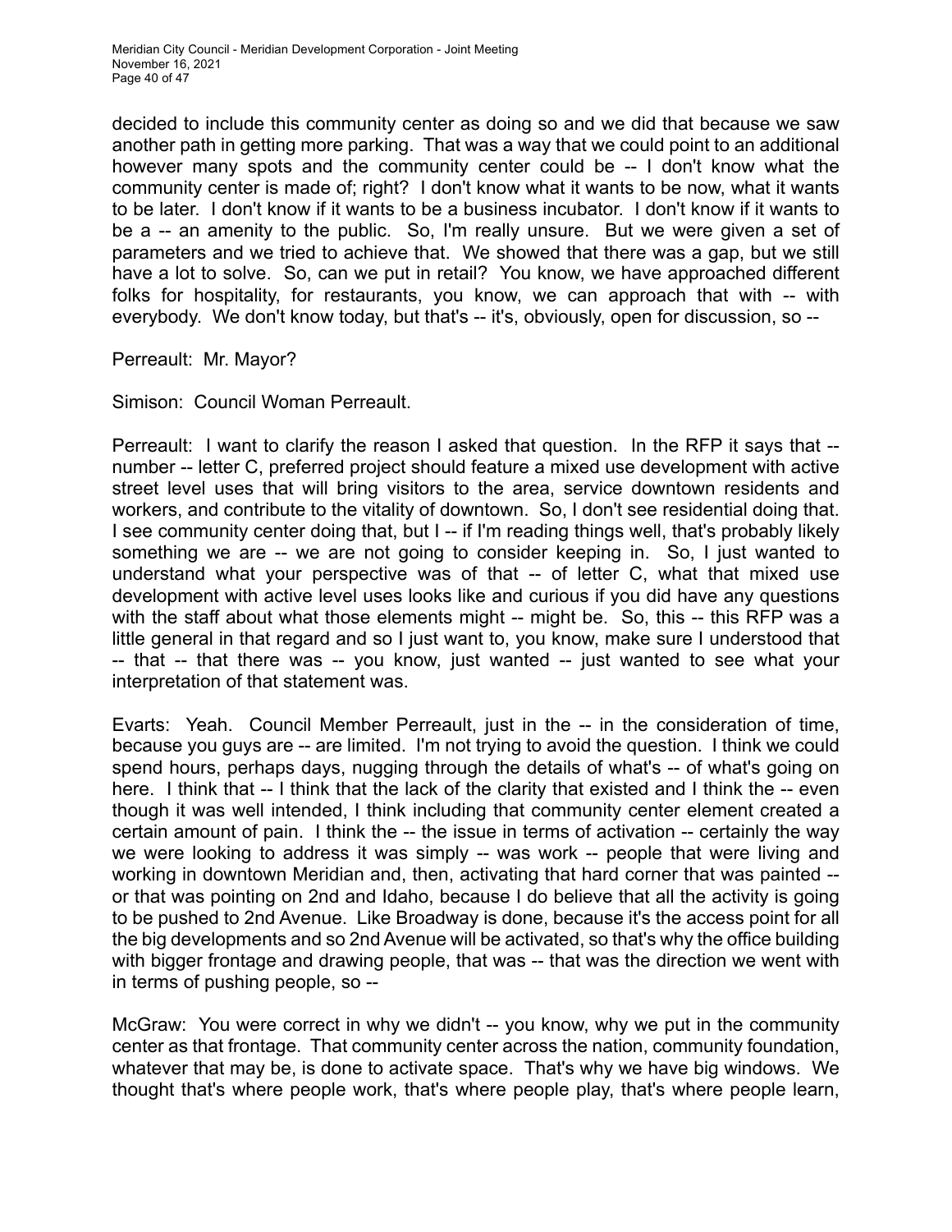decided to include this community center as doing so and we did that because we saw another path in getting more parking. That was a way that we could point to an additional however many spots and the community center could be -- I don't know what the community center is made of; right? I don't know what it wants to be now, what it wants to be later. I don't know if it wants to be a business incubator. I don't know if it wants to be a -- an amenity to the public. So, I'm really unsure. But we were given a set of parameters and we tried to achieve that. We showed that there was a gap, but we still have a lot to solve. So, can we put in retail? You know, we have approached different folks for hospitality, for restaurants, you know, we can approach that with -- with everybody. We don't know today, but that's -- it's, obviously, open for discussion, so --

Perreault: Mr. Mayor?

Simison: Council Woman Perreault.

Perreault: I want to clarify the reason I asked that question. In the RFP it says that -- number -- letter C, preferred project should feature a mixed use development with active street level uses that will bring visitors to the area, service downtown residents and workers, and contribute to the vitality of downtown. So, I don't see residential doing that. I see community center doing that, but I -- if I'm reading things well, that's probably likely something we are -- we are not going to consider keeping in. So, I just wanted to understand what your perspective was of that -- of letter C, what that mixed use development with active level uses looks like and curious if you did have any questions with the staff about what those elements might -- might be. So, this -- this RFP was a little general in that regard and so I just want to, you know, make sure I understood that -- that -- that there was -- you know, just wanted -- just wanted to see what your interpretation of that statement was.

Evarts: Yeah. Council Member Perreault, just in the -- in the consideration of time, because you guys are -- are limited. I'm not trying to avoid the question. I think we could spend hours, perhaps days, nugging through the details of what's -- of what's going on here. I think that -- I think that the lack of the clarity that existed and I think the -- even though it was well intended, I think including that community center element created a certain amount of pain. I think the -- the issue in terms of activation -- certainly the way we were looking to address it was simply -- was work -- people that were living and working in downtown Meridian and, then, activating that hard corner that was painted -- or that was pointing on 2nd and Idaho, because I do believe that all the activity is going to be pushed to 2nd Avenue. Like Broadway is done, because it's the access point for all the big developments and so 2nd Avenue will be activated, so that's why the office building with bigger frontage and drawing people, that was -- that was the direction we went with in terms of pushing people, so --

McGraw: You were correct in why we didn't -- you know, why we put in the community center as that frontage. That community center across the nation, community foundation, whatever that may be, is done to activate space. That's why we have big windows. We thought that's where people work, that's where people play, that's where people learn,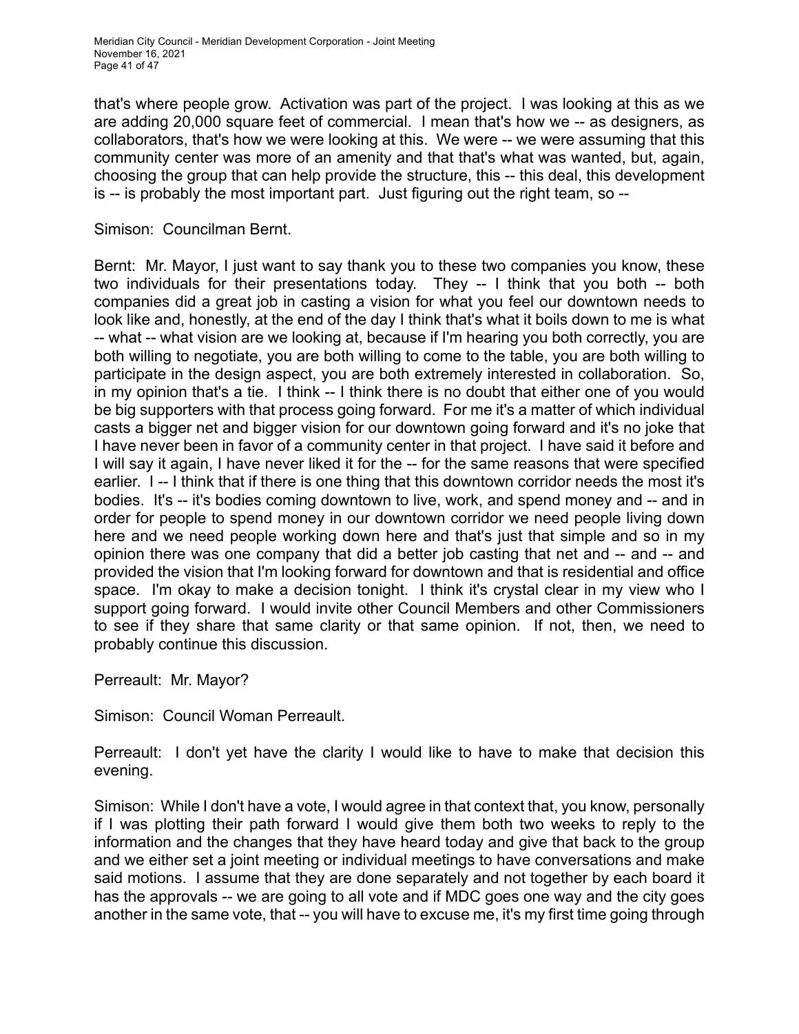that's where people grow. Activation was part of the project. I was looking at this as we are adding 20,000 square feet of commercial. I mean that's how we -- as designers, as collaborators, that's how we were looking at this. We were -- we were assuming that this community center was more of an amenity and that that's what was wanted, but, again, choosing the group that can help provide the structure, this -- this deal, this development is -- is probably the most important part. Just figuring out the right team, so --

Simison: Councilman Bernt.

Bernt: Mr. Mayor, I just want to say thank you to these two companies you know, these two individuals for their presentations today. They -- I think that you both -- both companies did a great job in casting a vision for what you feel our downtown needs to look like and, honestly, at the end of the day I think that's what it boils down to me is what -- what -- what vision are we looking at, because if I'm hearing you both correctly, you are both willing to negotiate, you are both willing to come to the table, you are both willing to participate in the design aspect, you are both extremely interested in collaboration. So, in my opinion that's a tie. I think -- I think there is no doubt that either one of you would be big supporters with that process going forward. For me it's a matter of which individual casts a bigger net and bigger vision for our downtown going forward and it's no joke that I have never been in favor of a community center in that project. I have said it before and I will say it again, I have never liked it for the -- for the same reasons that were specified earlier. I -- I think that if there is one thing that this downtown corridor needs the most it's bodies. It's -- it's bodies coming downtown to live, work, and spend money and -- and in order for people to spend money in our downtown corridor we need people living down here and we need people working down here and that's just that simple and so in my opinion there was one company that did a better job casting that net and -- and -- and provided the vision that I'm looking forward for downtown and that is residential and office space. I'm okay to make a decision tonight. I think it's crystal clear in my view who I support going forward. I would invite other Council Members and other Commissioners to see if they share that same clarity or that same opinion. If not, then, we need to probably continue this discussion.

Perreault: Mr. Mayor?

Simison: Council Woman Perreault.

Perreault: I don't yet have the clarity I would like to have to make that decision this evening.

Simison: While I don't have a vote, I would agree in that context that, you know, personally if I was plotting their path forward I would give them both two weeks to reply to the information and the changes that they have heard today and give that back to the group and we either set a joint meeting or individual meetings to have conversations and make said motions. I assume that they are done separately and not together by each board it has the approvals -- we are going to all vote and if MDC goes one way and the city goes another in the same vote, that -- you will have to excuse me, it's my first time going through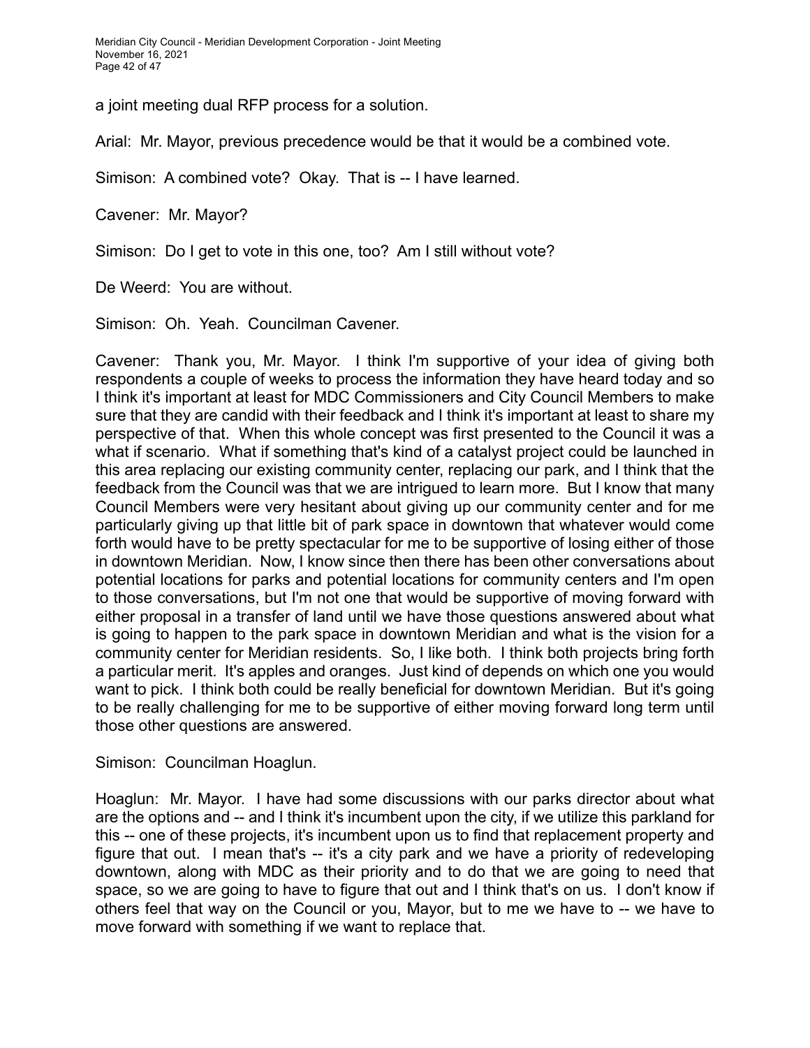a joint meeting dual RFP process for a solution.

Arial: Mr. Mayor, previous precedence would be that it would be a combined vote.

Simison: A combined vote? Okay. That is -- I have learned.

Cavener: Mr. Mayor?

Simison: Do I get to vote in this one, too? Am I still without vote?

De Weerd: You are without.

Simison: Oh. Yeah. Councilman Cavener.

Cavener: Thank you, Mr. Mayor. I think I'm supportive of your idea of giving both respondents a couple of weeks to process the information they have heard today and so I think it's important at least for MDC Commissioners and City Council Members to make sure that they are candid with their feedback and I think it's important at least to share my perspective of that. When this whole concept was first presented to the Council it was a what if scenario. What if something that's kind of a catalyst project could be launched in this area replacing our existing community center, replacing our park, and I think that the feedback from the Council was that we are intrigued to learn more. But I know that many Council Members were very hesitant about giving up our community center and for me particularly giving up that little bit of park space in downtown that whatever would come forth would have to be pretty spectacular for me to be supportive of losing either of those in downtown Meridian. Now, I know since then there has been other conversations about potential locations for parks and potential locations for community centers and I'm open to those conversations, but I'm not one that would be supportive of moving forward with either proposal in a transfer of land until we have those questions answered about what is going to happen to the park space in downtown Meridian and what is the vision for a community center for Meridian residents. So, I like both. I think both projects bring forth a particular merit. It's apples and oranges. Just kind of depends on which one you would want to pick. I think both could be really beneficial for downtown Meridian. But it's going to be really challenging for me to be supportive of either moving forward long term until those other questions are answered.

Simison: Councilman Hoaglun.

Hoaglun: Mr. Mayor. I have had some discussions with our parks director about what are the options and -- and I think it's incumbent upon the city, if we utilize this parkland for this -- one of these projects, it's incumbent upon us to find that replacement property and figure that out. I mean that's -- it's a city park and we have a priority of redeveloping downtown, along with MDC as their priority and to do that we are going to need that space, so we are going to have to figure that out and I think that's on us. I don't know if others feel that way on the Council or you, Mayor, but to me we have to -- we have to move forward with something if we want to replace that.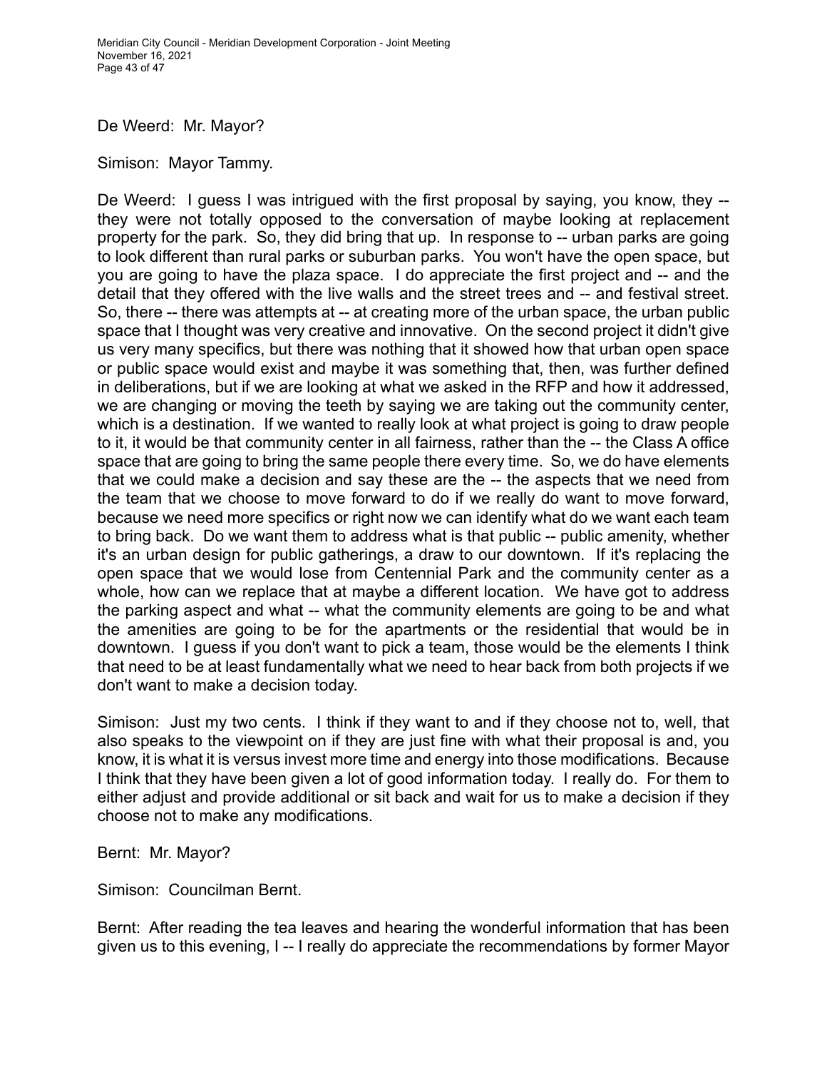De Weerd: Mr. Mayor?

Simison: Mayor Tammy.

De Weerd: I guess I was intrigued with the first proposal by saying, you know, they -- they were not totally opposed to the conversation of maybe looking at replacement property for the park. So, they did bring that up. In response to -- urban parks are going to look different than rural parks or suburban parks. You won't have the open space, but you are going to have the plaza space. I do appreciate the first project and -- and the detail that they offered with the live walls and the street trees and -- and festival street. So, there -- there was attempts at -- at creating more of the urban space, the urban public space that I thought was very creative and innovative. On the second project it didn't give us very many specifics, but there was nothing that it showed how that urban open space or public space would exist and maybe it was something that, then, was further defined in deliberations, but if we are looking at what we asked in the RFP and how it addressed, we are changing or moving the teeth by saying we are taking out the community center, which is a destination. If we wanted to really look at what project is going to draw people to it, it would be that community center in all fairness, rather than the -- the Class A office space that are going to bring the same people there every time. So, we do have elements that we could make a decision and say these are the -- the aspects that we need from the team that we choose to move forward to do if we really do want to move forward, because we need more specifics or right now we can identify what do we want each team to bring back. Do we want them to address what is that public -- public amenity, whether it's an urban design for public gatherings, a draw to our downtown. If it's replacing the open space that we would lose from Centennial Park and the community center as a whole, how can we replace that at maybe a different location. We have got to address the parking aspect and what -- what the community elements are going to be and what the amenities are going to be for the apartments or the residential that would be in downtown. I guess if you don't want to pick a team, those would be the elements I think that need to be at least fundamentally what we need to hear back from both projects if we don't want to make a decision today.

Simison: Just my two cents. I think if they want to and if they choose not to, well, that also speaks to the viewpoint on if they are just fine with what their proposal is and, you know, it is what it is versus invest more time and energy into those modifications. Because I think that they have been given a lot of good information today. I really do. For them to either adjust and provide additional or sit back and wait for us to make a decision if they choose not to make any modifications.

Bernt: Mr. Mayor?

Simison: Councilman Bernt.

Bernt: After reading the tea leaves and hearing the wonderful information that has been given us to this evening, I -- I really do appreciate the recommendations by former Mayor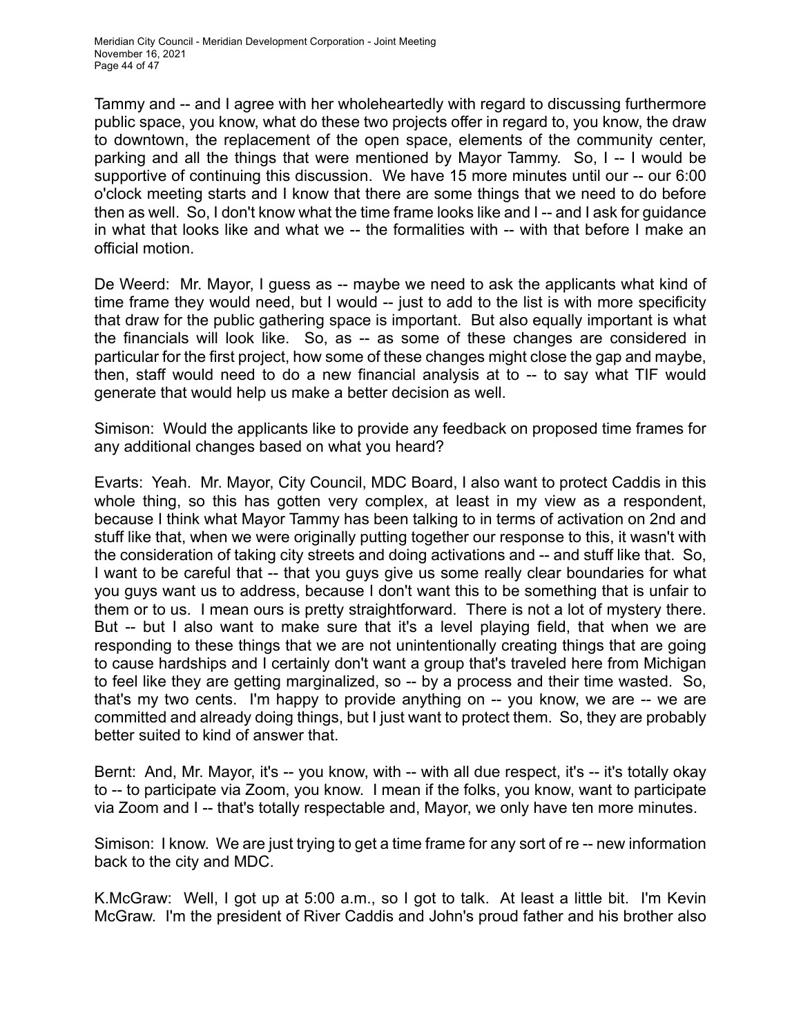Tammy and -- and I agree with her wholeheartedly with regard to discussing furthermore public space, you know, what do these two projects offer in regard to, you know, the draw to downtown, the replacement of the open space, elements of the community center, parking and all the things that were mentioned by Mayor Tammy. So, I -- I would be supportive of continuing this discussion. We have 15 more minutes until our -- our 6:00 o'clock meeting starts and I know that there are some things that we need to do before then as well. So, I don't know what the time frame looks like and I -- and I ask for guidance in what that looks like and what we -- the formalities with -- with that before I make an official motion.

De Weerd: Mr. Mayor, I guess as -- maybe we need to ask the applicants what kind of time frame they would need, but I would -- just to add to the list is with more specificity that draw for the public gathering space is important. But also equally important is what the financials will look like. So, as -- as some of these changes are considered in particular for the first project, how some of these changes might close the gap and maybe, then, staff would need to do a new financial analysis at to -- to say what TIF would generate that would help us make a better decision as well.

Simison: Would the applicants like to provide any feedback on proposed time frames for any additional changes based on what you heard?

Evarts: Yeah. Mr. Mayor, City Council, MDC Board, I also want to protect Caddis in this whole thing, so this has gotten very complex, at least in my view as a respondent, because I think what Mayor Tammy has been talking to in terms of activation on 2nd and stuff like that, when we were originally putting together our response to this, it wasn't with the consideration of taking city streets and doing activations and -- and stuff like that. So, I want to be careful that -- that you guys give us some really clear boundaries for what you guys want us to address, because I don't want this to be something that is unfair to them or to us. I mean ours is pretty straightforward. There is not a lot of mystery there. But -- but I also want to make sure that it's a level playing field, that when we are responding to these things that we are not unintentionally creating things that are going to cause hardships and I certainly don't want a group that's traveled here from Michigan to feel like they are getting marginalized, so -- by a process and their time wasted. So, that's my two cents. I'm happy to provide anything on -- you know, we are -- we are committed and already doing things, but I just want to protect them. So, they are probably better suited to kind of answer that.

Bernt: And, Mr. Mayor, it's -- you know, with -- with all due respect, it's -- it's totally okay to -- to participate via Zoom, you know. I mean if the folks, you know, want to participate via Zoom and I -- that's totally respectable and, Mayor, we only have ten more minutes.

Simison: I know. We are just trying to get a time frame for any sort of re -- new information back to the city and MDC.

K.McGraw: Well, I got up at 5:00 a.m., so I got to talk. At least a little bit. I'm Kevin McGraw. I'm the president of River Caddis and John's proud father and his brother also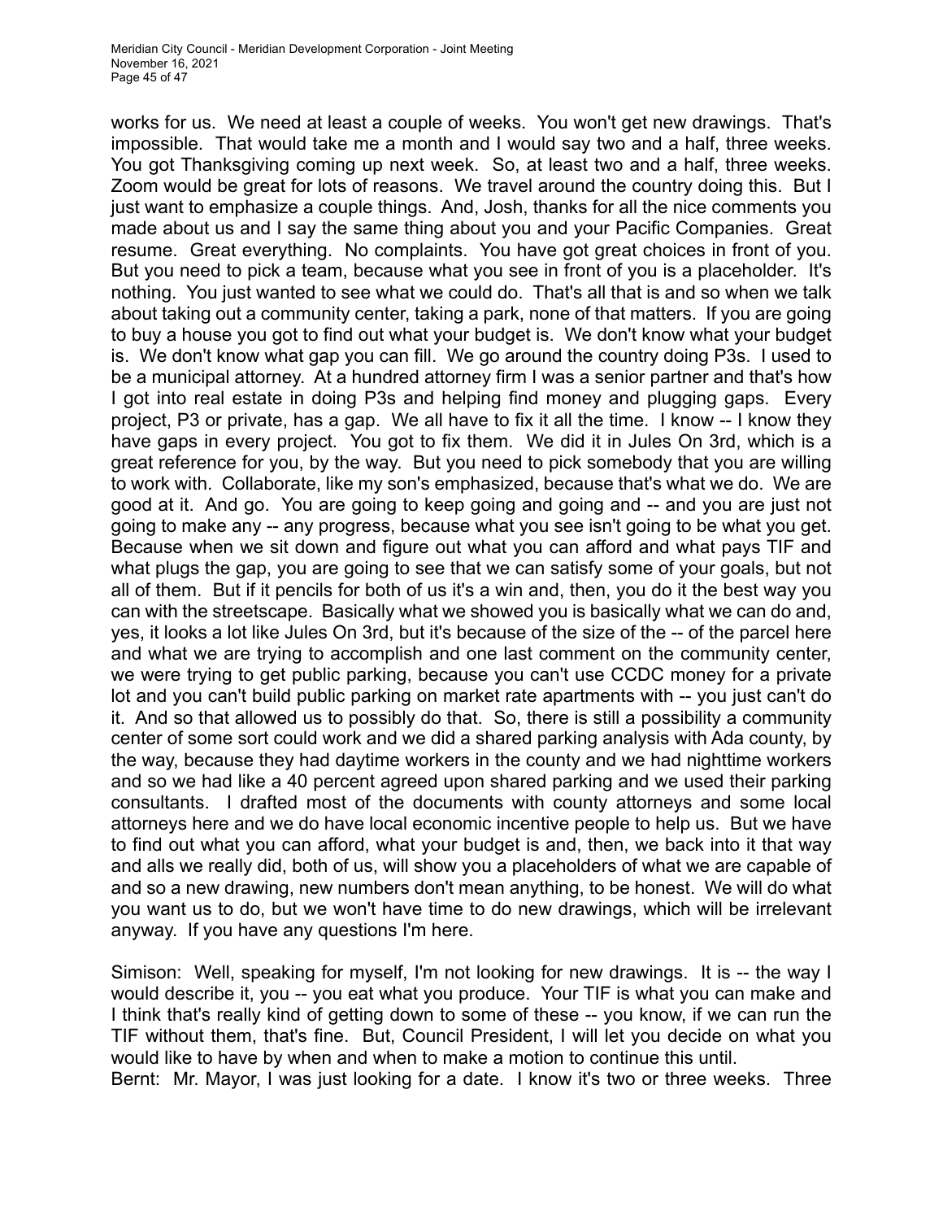works for us. We need at least a couple of weeks. You won't get new drawings. That's impossible. That would take me a month and I would say two and a half, three weeks. You got Thanksgiving coming up next week. So, at least two and a half, three weeks. Zoom would be great for lots of reasons. We travel around the country doing this. But I just want to emphasize a couple things. And, Josh, thanks for all the nice comments you made about us and I say the same thing about you and your Pacific Companies. Great resume. Great everything. No complaints. You have got great choices in front of you. But you need to pick a team, because what you see in front of you is a placeholder. It's nothing. You just wanted to see what we could do. That's all that is and so when we talk about taking out a community center, taking a park, none of that matters. If you are going to buy a house you got to find out what your budget is. We don't know what your budget is. We don't know what gap you can fill. We go around the country doing P3s. I used to be a municipal attorney. At a hundred attorney firm I was a senior partner and that's how I got into real estate in doing P3s and helping find money and plugging gaps. Every project, P3 or private, has a gap. We all have to fix it all the time. I know -- I know they have gaps in every project. You got to fix them. We did it in Jules On 3rd, which is a great reference for you, by the way. But you need to pick somebody that you are willing to work with. Collaborate, like my son's emphasized, because that's what we do. We are good at it. And go. You are going to keep going and going and -- and you are just not going to make any -- any progress, because what you see isn't going to be what you get. Because when we sit down and figure out what you can afford and what pays TIF and what plugs the gap, you are going to see that we can satisfy some of your goals, but not all of them. But if it pencils for both of us it's a win and, then, you do it the best way you can with the streetscape. Basically what we showed you is basically what we can do and, yes, it looks a lot like Jules On 3rd, but it's because of the size of the -- of the parcel here and what we are trying to accomplish and one last comment on the community center, we were trying to get public parking, because you can't use CCDC money for a private lot and you can't build public parking on market rate apartments with -- you just can't do it. And so that allowed us to possibly do that. So, there is still a possibility a community center of some sort could work and we did a shared parking analysis with Ada county, by the way, because they had daytime workers in the county and we had nighttime workers and so we had like a 40 percent agreed upon shared parking and we used their parking consultants. I drafted most of the documents with county attorneys and some local attorneys here and we do have local economic incentive people to help us. But we have to find out what you can afford, what your budget is and, then, we back into it that way and alls we really did, both of us, will show you a placeholders of what we are capable of and so a new drawing, new numbers don't mean anything, to be honest. We will do what you want us to do, but we won't have time to do new drawings, which will be irrelevant anyway. If you have any questions I'm here.

Simison: Well, speaking for myself, I'm not looking for new drawings. It is -- the way I would describe it, you -- you eat what you produce. Your TIF is what you can make and I think that's really kind of getting down to some of these -- you know, if we can run the TIF without them, that's fine. But, Council President, I will let you decide on what you would like to have by when and when to make a motion to continue this until.

Bernt: Mr. Mayor, I was just looking for a date. I know it's two or three weeks. Three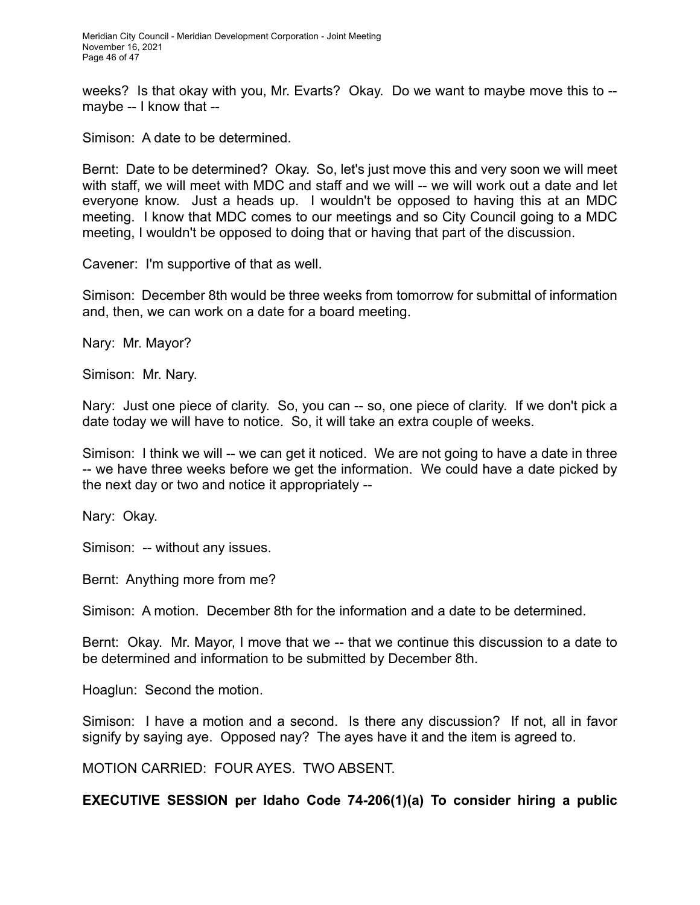weeks? Is that okay with you, Mr. Evarts? Okay. Do we want to maybe move this to -- maybe -- I know that --

Simison: A date to be determined.

Bernt: Date to be determined? Okay. So, let's just move this and very soon we will meet with staff, we will meet with MDC and staff and we will -- we will work out a date and let everyone know. Just a heads up. I wouldn't be opposed to having this at an MDC meeting. I know that MDC comes to our meetings and so City Council going to a MDC meeting, I wouldn't be opposed to doing that or having that part of the discussion.

Cavener: I'm supportive of that as well.

Simison: December 8th would be three weeks from tomorrow for submittal of information and, then, we can work on a date for a board meeting.

Nary: Mr. Mayor?

Simison: Mr. Nary.

Nary: Just one piece of clarity. So, you can -- so, one piece of clarity. If we don't pick a date today we will have to notice. So, it will take an extra couple of weeks.

Simison: I think we will -- we can get it noticed. We are not going to have a date in three -- we have three weeks before we get the information. We could have a date picked by the next day or two and notice it appropriately --

Nary: Okay.

Simison: -- without any issues.

Bernt: Anything more from me?

Simison: A motion. December 8th for the information and a date to be determined.

Bernt: Okay. Mr. Mayor, I move that we -- that we continue this discussion to a date to be determined and information to be submitted by December 8th.

Hoaglun: Second the motion.

Simison: I have a motion and a second. Is there any discussion? If not, all in favor signify by saying aye. Opposed nay? The ayes have it and the item is agreed to.

MOTION CARRIED: FOUR AYES. TWO ABSENT.

**EXECUTIVE SESSION per Idaho Code 74-206(1)(a) To consider hiring a public**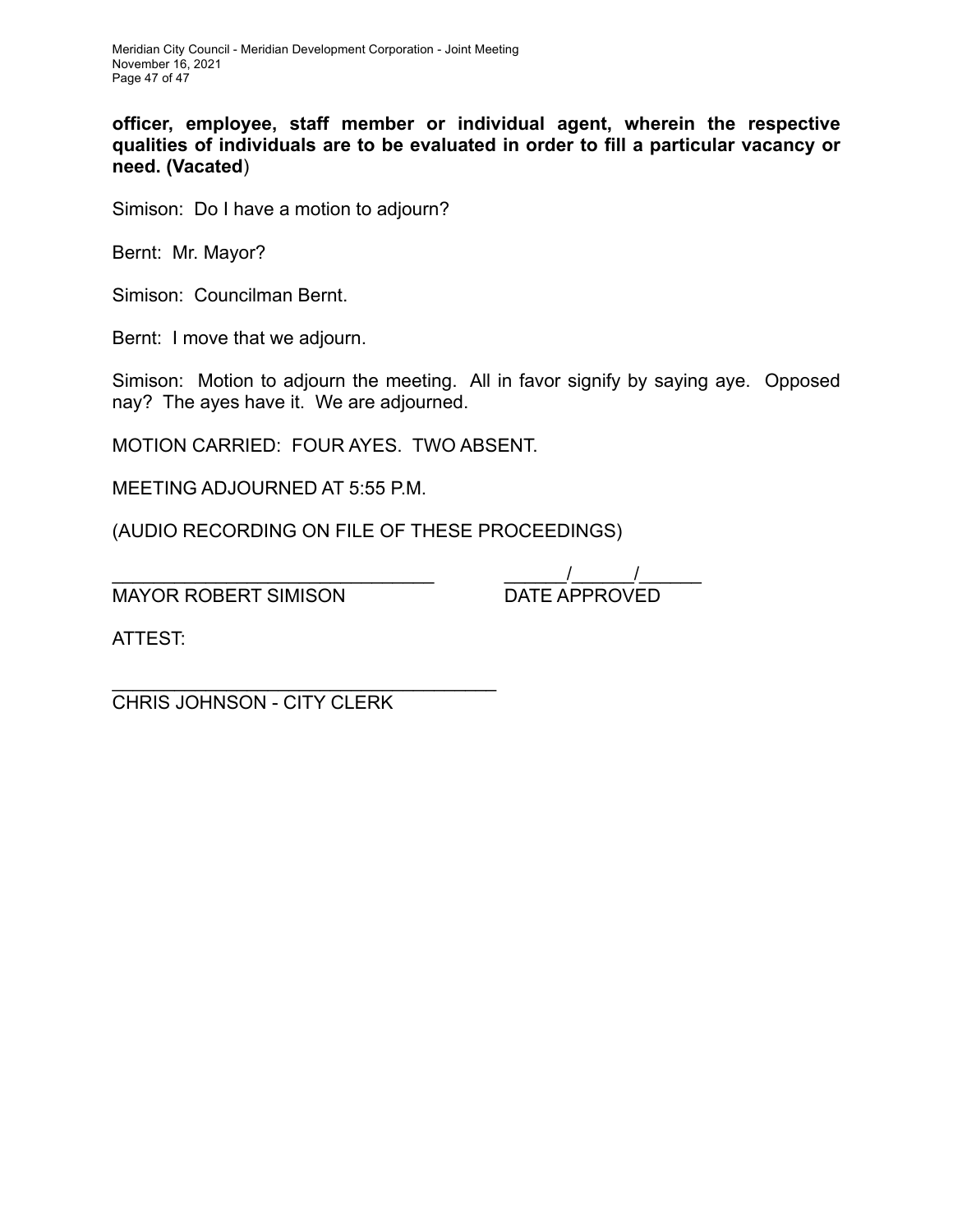**officer, employee, staff member or individual agent, wherein the respective qualities of individuals are to be evaluated in order to fill a particular vacancy or need. (Vacated**)

Simison: Do I have a motion to adjourn?

Bernt: Mr. Mayor?

Simison: Councilman Bernt.

Bernt: I move that we adjourn.

Simison: Motion to adjourn the meeting. All in favor signify by saying aye. Opposed nay? The ayes have it. We are adjourned.

MOTION CARRIED: FOUR AYES. TWO ABSENT.

MEETING ADJOURNED AT 5:55 P.M.

(AUDIO RECORDING ON FILE OF THESE PROCEEDINGS)

_______________________________ ______/______/______
MAYOR ROBERT SIMISON DATE APPROVED

ATTEST:

_____________________________________
CHRIS JOHNSON - CITY CLERK